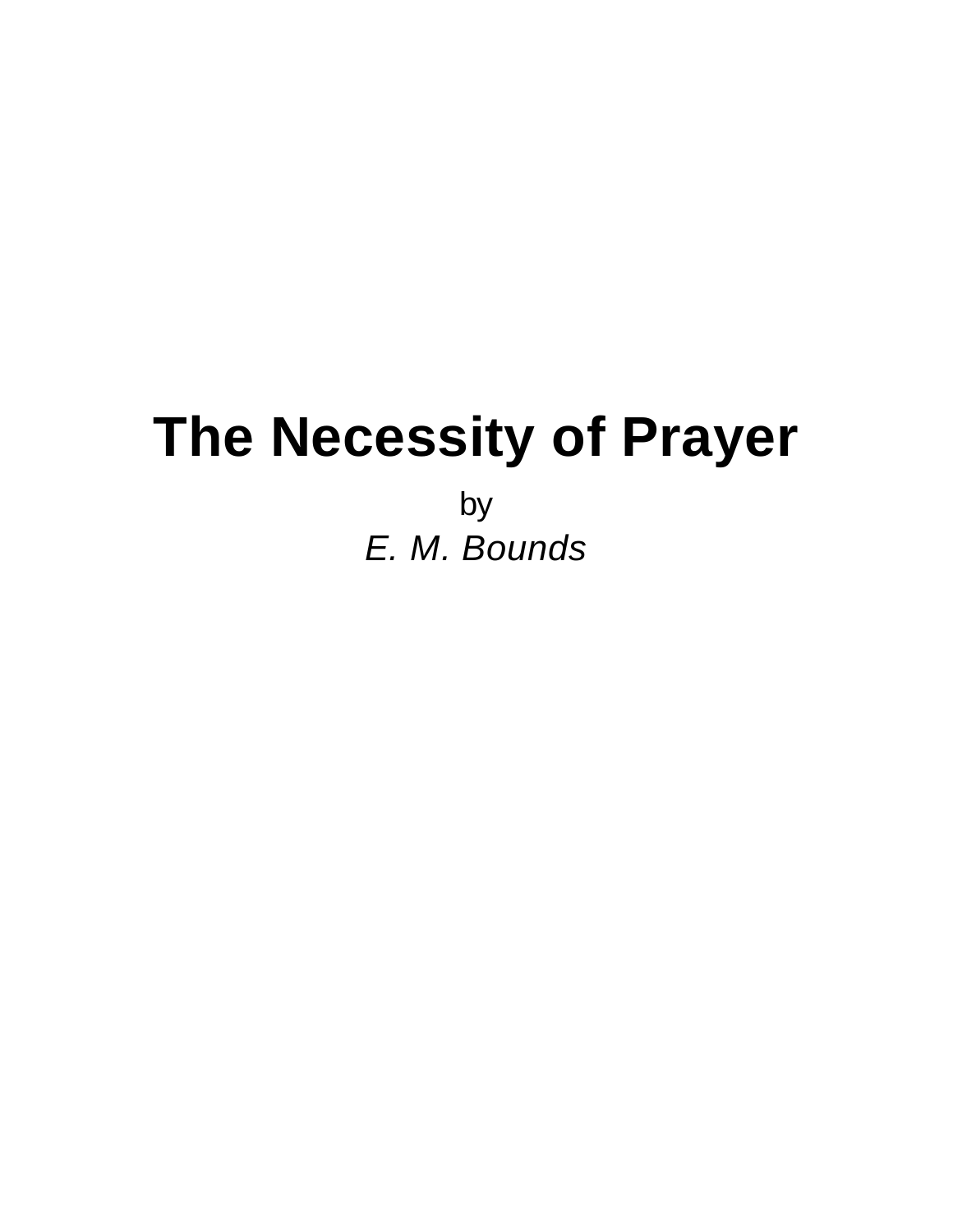# The Necessity of Prayer

by

*E. M. Bounds*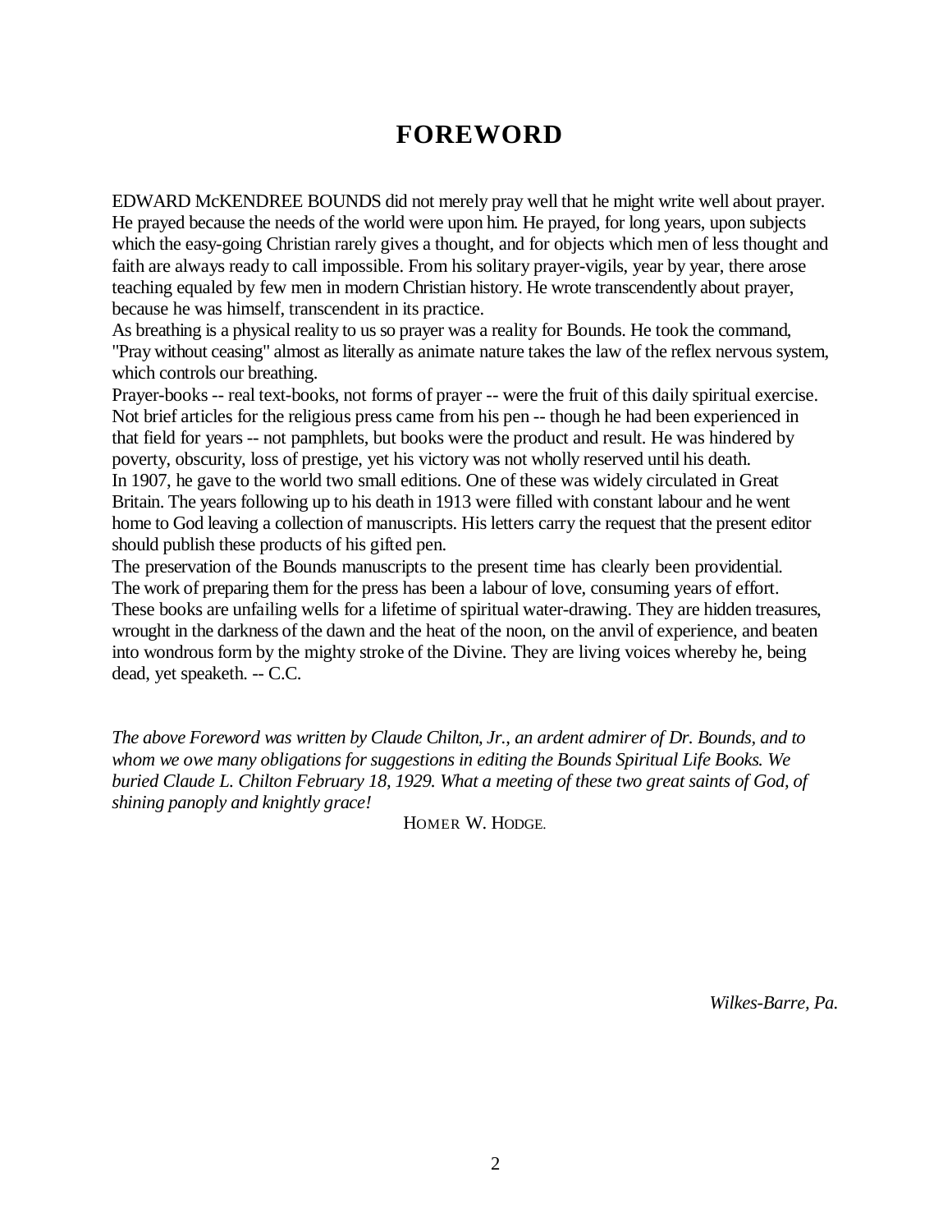# FOREWORD

EDWARD McKENDREE BOUNDS did not merely pray well that he might write well about prayer. He prayed because the needs of the world were upon him. He prayed, for long years, upon subjects which the easy-going Christian rarely gives a thought, and for objects which men of less thought and faith are always ready to call impossible. From his solitary prayer-vigils, year by year, there arose teaching equaled by few men in modern Christian history. He wrote transcendently about prayer, because he was himself, transcendent in its practice.

As breathing is a physical reality to us so prayer was a reality for Bounds. He took the command, "Pray without ceasing" almost as literally as animate nature takes the law of the reflex nervous system, which controls our breathing.

Prayer-books -- real text-books, not forms of prayer -- were the fruit of this daily spiritual exercise. Not brief articles for the religious press came from his pen -- though he had been experienced in that field for years -- not pamphlets, but books were the product and result. He was hindered by poverty, obscurity, loss of prestige, yet his victory was not wholly reserved until his death.

In 1907, he gave to the world two small editions. One of these was widely circulated in Great Britain. The years following up to his death in 1913 were filled with constant labour and he went home to God leaving a collection of manuscripts. His letters carry the request that the present editor should publish these products of his gifted pen.

The preservation of the Bounds manuscripts to the present time has clearly been providential. The work of preparing them for the press has been a labour of love, consuming years of effort. These books are unfailing wells for a lifetime of spiritual water-drawing. They are hidden treasures, wrought in the darkness of the dawn and the heat of the noon, on the anvil of experience, and beaten into wondrous form by the mighty stroke of the Divine. They are living voices whereby he, being dead, yet speaketh. -- C.C.

*The above Foreword was written by Claude Chilton, Jr., an ardent admirer of Dr. Bounds, and to whom we owe many obligations for suggestions in editing the Bounds Spiritual Life Books. We buried Claude L. Chilton February 18, 1929. What a meeting of these two great saints of God, of shining panoply and knightly grace!*

HOMER W. HODGE.

*Wilkes-Barre, Pa.*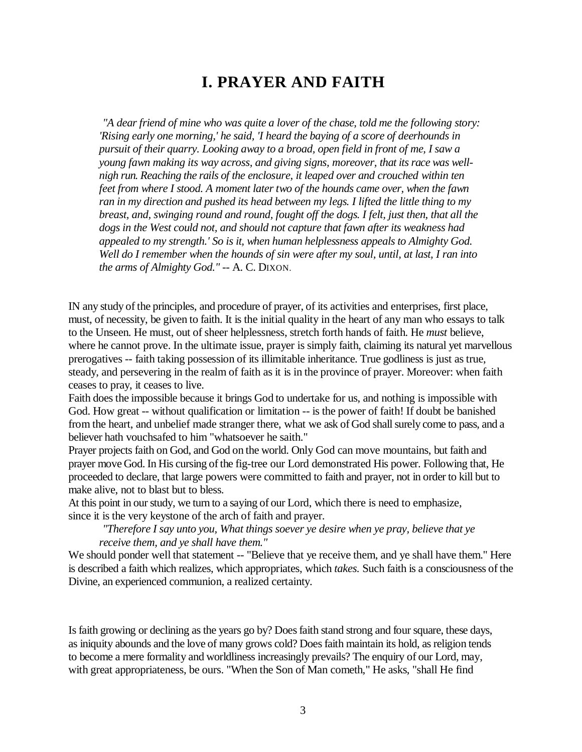# I. PRAYER AND FAITH

> *"A dear friend of mine who was quite a lover of the chase, told me the following story: 'Rising early one morning,' he said, 'I heard the baying of a score of deerhounds in pursuit of their quarry. Looking away to a broad, open field in front of me, I saw a young fawn making its way across, and giving signs, moreover, that its race was well-nigh run. Reaching the rails of the enclosure, it leaped over and crouched within ten feet from where I stood. A moment later two of the hounds came over, when the fawn ran in my direction and pushed its head between my legs. I lifted the little thing to my breast, and, swinging round and round, fought off the dogs. I felt, just then, that all the dogs in the West could not, and should not capture that fawn after its weakness had appealed to my strength.' So is it, when human helplessness appeals to Almighty God. Well do I remember when the hounds of sin were after my soul, until, at last, I ran into the arms of Almighty God."* -- A. C. DIXON.

IN any study of the principles, and procedure of prayer, of its activities and enterprises, first place, must, of necessity, be given to faith. It is the initial quality in the heart of any man who essays to talk to the Unseen. He must, out of sheer helplessness, stretch forth hands of faith. He *must* believe, where he cannot prove. In the ultimate issue, prayer is simply faith, claiming its natural yet marvellous prerogatives -- faith taking possession of its illimitable inheritance. True godliness is just as true, steady, and persevering in the realm of faith as it is in the province of prayer. Moreover: when faith ceases to pray, it ceases to live.

Faith does the impossible because it brings God to undertake for us, and nothing is impossible with God. How great -- without qualification or limitation -- is the power of faith! If doubt be banished from the heart, and unbelief made stranger there, what we ask of God shall surely come to pass, and a believer hath vouchsafed to him "whatsoever he saith."

Prayer projects faith on God, and God on the world. Only God can move mountains, but faith and prayer move God. In His cursing of the fig-tree our Lord demonstrated His power. Following that, He proceeded to declare, that large powers were committed to faith and prayer, not in order to kill but to make alive, not to blast but to bless.

At this point in our study, we turn to a saying of our Lord, which there is need to emphasize, since it is the very keystone of the arch of faith and prayer.

> *"Therefore I say unto you, What things soever ye desire when ye pray, believe that ye receive them, and ye shall have them."*

We should ponder well that statement -- "Believe that ye receive them, and ye shall have them." Here is described a faith which realizes, which appropriates, which *takes.* Such faith is a consciousness of the Divine, an experienced communion, a realized certainty.

Is faith growing or declining as the years go by? Does faith stand strong and four square, these days, as iniquity abounds and the love of many grows cold? Does faith maintain its hold, as religion tends to become a mere formality and worldliness increasingly prevails? The enquiry of our Lord, may, with great appropriateness, be ours. "When the Son of Man cometh," He asks, "shall He find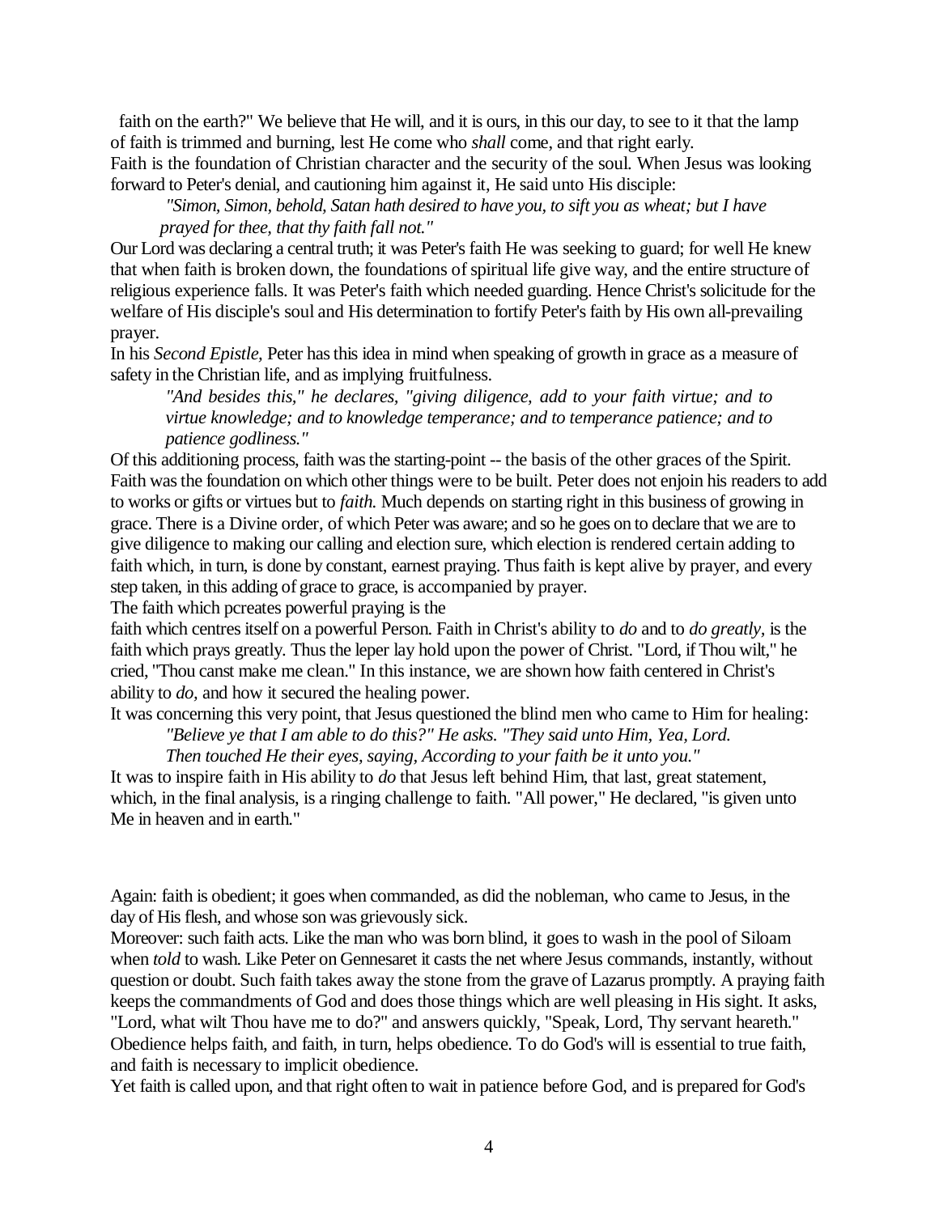faith on the earth?" We believe that He will, and it is ours, in this our day, to see to it that the lamp of faith is trimmed and burning, lest He come who *shall* come, and that right early.

Faith is the foundation of Christian character and the security of the soul. When Jesus was looking forward to Peter's denial, and cautioning him against it, He said unto His disciple:

> *"Simon, Simon, behold, Satan hath desired to have you, to sift you as wheat; but I have prayed for thee, that thy faith fall not."*

Our Lord was declaring a central truth; it was Peter's faith He was seeking to guard; for well He knew that when faith is broken down, the foundations of spiritual life give way, and the entire structure of religious experience falls. It was Peter's faith which needed guarding. Hence Christ's solicitude for the welfare of His disciple's soul and His determination to fortify Peter's faith by His own all-prevailing prayer.

In his *Second Epistle*, Peter has this idea in mind when speaking of growth in grace as a measure of safety in the Christian life, and as implying fruitfulness.

> *"And besides this," he declares, "giving diligence, add to your faith virtue; and to virtue knowledge; and to knowledge temperance; and to temperance patience; and to patience godliness."*

Of this additioning process, faith was the starting-point -- the basis of the other graces of the Spirit. Faith was the foundation on which other things were to be built. Peter does not enjoin his readers to add to works or gifts or virtues but to *faith.* Much depends on starting right in this business of growing in grace. There is a Divine order, of which Peter was aware; and so he goes on to declare that we are to give diligence to making our calling and election sure, which election is rendered certain adding to faith which, in turn, is done by constant, earnest praying. Thus faith is kept alive by prayer, and every step taken, in this adding of grace to grace, is accompanied by prayer.

The faith which pcreates powerful praying is the faith which centres itself on a powerful Person. Faith in Christ's ability to *do* and to *do greatly*, is the faith which prays greatly. Thus the leper lay hold upon the power of Christ. "Lord, if Thou wilt," he cried, "Thou canst make me clean." In this instance, we are shown how faith centered in Christ's ability to *do,* and how it secured the healing power.

It was concerning this very point, that Jesus questioned the blind men who came to Him for healing:

> *"Believe ye that I am able to do this?" He asks. "They said unto Him, Yea, Lord. Then touched He their eyes, saying, According to your faith be it unto you."*

It was to inspire faith in His ability to *do* that Jesus left behind Him, that last, great statement, which, in the final analysis, is a ringing challenge to faith. "All power," He declared, "is given unto Me in heaven and in earth."

Again: faith is obedient; it goes when commanded, as did the nobleman, who came to Jesus, in the day of His flesh, and whose son was grievously sick.

Moreover: such faith acts. Like the man who was born blind, it goes to wash in the pool of Siloam when *told* to wash. Like Peter on Gennesaret it casts the net where Jesus commands, instantly, without question or doubt. Such faith takes away the stone from the grave of Lazarus promptly. A praying faith keeps the commandments of God and does those things which are well pleasing in His sight. It asks, "Lord, what wilt Thou have me to do?" and answers quickly, "Speak, Lord, Thy servant heareth." Obedience helps faith, and faith, in turn, helps obedience. To do God's will is essential to true faith, and faith is necessary to implicit obedience.

Yet faith is called upon, and that right often to wait in patience before God, and is prepared for God's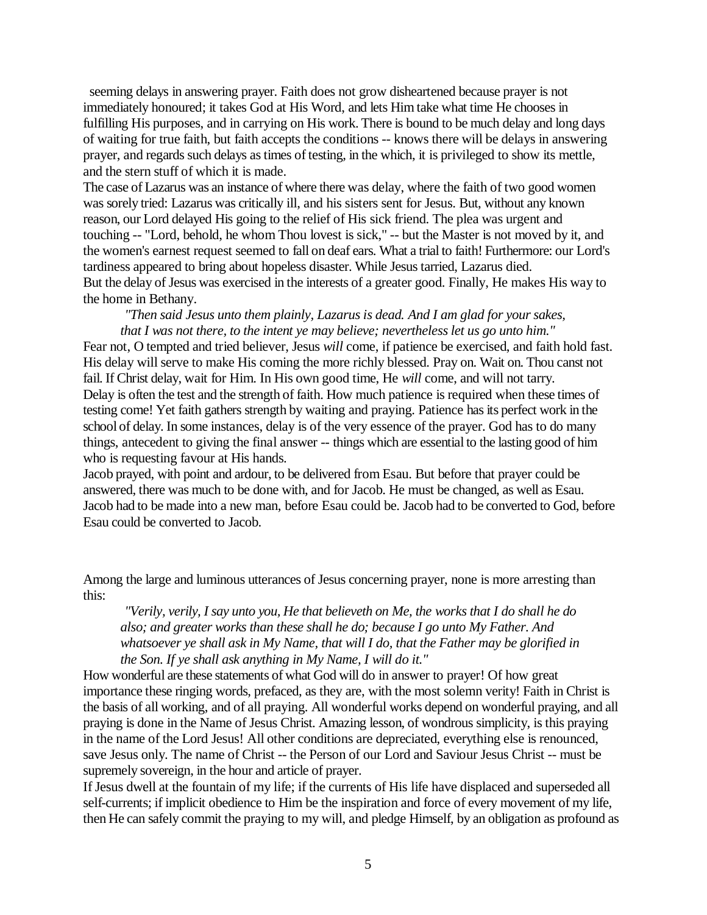seeming delays in answering prayer. Faith does not grow disheartened because prayer is not immediately honoured; it takes God at His Word, and lets Him take what time He chooses in fulfilling His purposes, and in carrying on His work. There is bound to be much delay and long days of waiting for true faith, but faith accepts the conditions -- knows there will be delays in answering prayer, and regards such delays as times of testing, in the which, it is privileged to show its mettle, and the stern stuff of which it is made.

The case of Lazarus was an instance of where there was delay, where the faith of two good women was sorely tried: Lazarus was critically ill, and his sisters sent for Jesus. But, without any known reason, our Lord delayed His going to the relief of His sick friend. The plea was urgent and touching -- "Lord, behold, he whom Thou lovest is sick," -- but the Master is not moved by it, and the women's earnest request seemed to fall on deaf ears. What a trial to faith! Furthermore: our Lord's tardiness appeared to bring about hopeless disaster. While Jesus tarried, Lazarus died.

But the delay of Jesus was exercised in the interests of a greater good. Finally, He makes His way to the home in Bethany.

> *"Then said Jesus unto them plainly, Lazarus is dead. And I am glad for your sakes, that I was not there, to the intent ye may believe; nevertheless let us go unto him."*

Fear not, O tempted and tried believer, Jesus *will* come, if patience be exercised, and faith hold fast. His delay will serve to make His coming the more richly blessed. Pray on. Wait on. Thou canst not fail. If Christ delay, wait for Him. In His own good time, He *will* come, and will not tarry.

Delay is often the test and the strength of faith. How much patience is required when these times of testing come! Yet faith gathers strength by waiting and praying. Patience has its perfect work in the school of delay. In some instances, delay is of the very essence of the prayer. God has to do many things, antecedent to giving the final answer -- things which are essential to the lasting good of him who is requesting favour at His hands.

Jacob prayed, with point and ardour, to be delivered from Esau. But before that prayer could be answered, there was much to be done with, and for Jacob. He must be changed, as well as Esau. Jacob had to be made into a new man, before Esau could be. Jacob had to be converted to God, before Esau could be converted to Jacob.

Among the large and luminous utterances of Jesus concerning prayer, none is more arresting than this:

> *"Verily, verily, I say unto you, He that believeth on Me, the works that I do shall he do also; and greater works than these shall he do; because I go unto My Father. And whatsoever ye shall ask in My Name, that will I do, that the Father may be glorified in the Son. If ye shall ask anything in My Name, I will do it."*

How wonderful are these statements of what God will do in answer to prayer! Of how great importance these ringing words, prefaced, as they are, with the most solemn verity! Faith in Christ is the basis of all working, and of all praying. All wonderful works depend on wonderful praying, and all praying is done in the Name of Jesus Christ. Amazing lesson, of wondrous simplicity, is this praying in the name of the Lord Jesus! All other conditions are depreciated, everything else is renounced, save Jesus only. The name of Christ -- the Person of our Lord and Saviour Jesus Christ -- must be supremely sovereign, in the hour and article of prayer.

If Jesus dwell at the fountain of my life; if the currents of His life have displaced and superseded all self-currents; if implicit obedience to Him be the inspiration and force of every movement of my life, then He can safely commit the praying to my will, and pledge Himself, by an obligation as profound as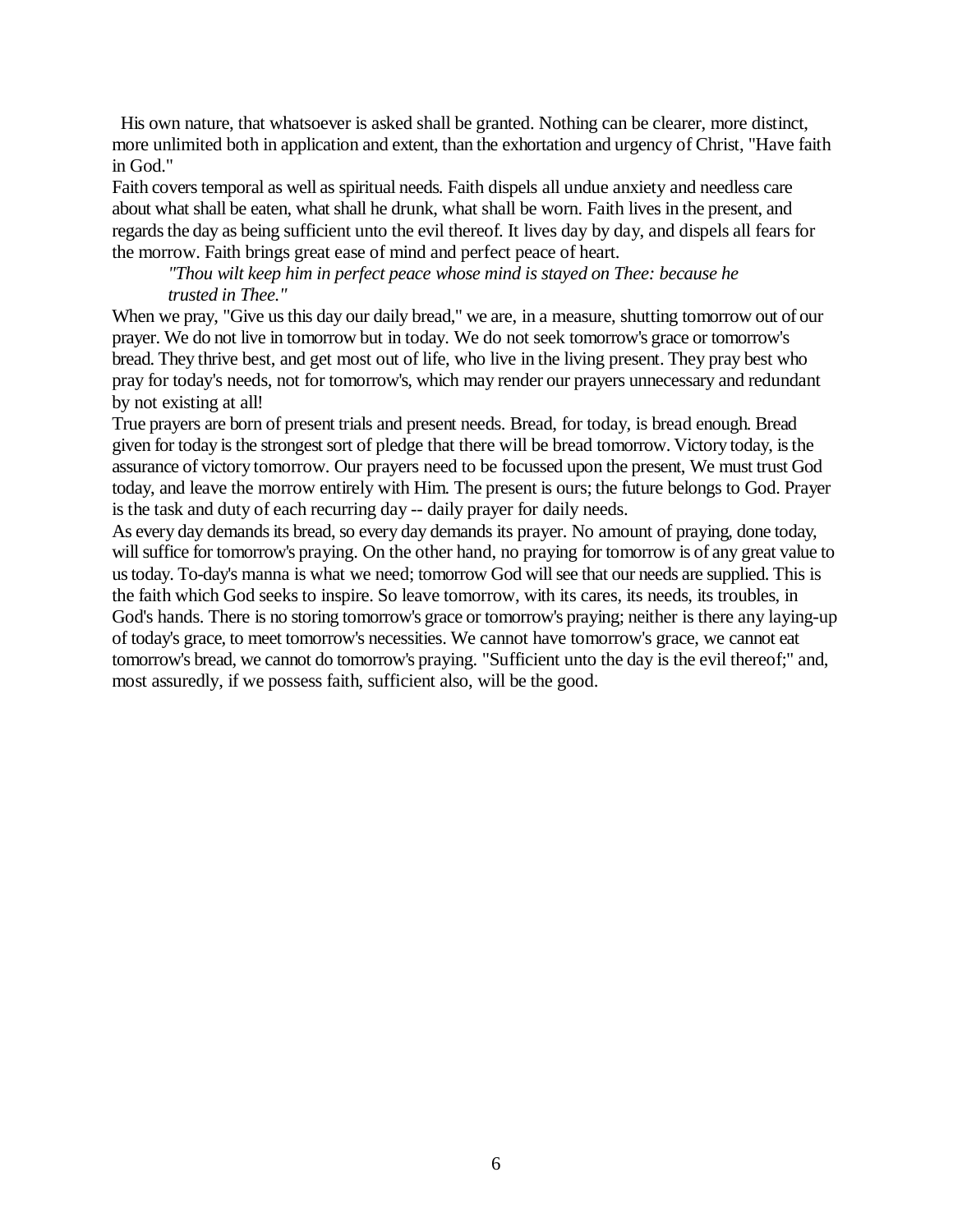His own nature, that whatsoever is asked shall be granted. Nothing can be clearer, more distinct, more unlimited both in application and extent, than the exhortation and urgency of Christ, "Have faith in God."

Faith covers temporal as well as spiritual needs. Faith dispels all undue anxiety and needless care about what shall be eaten, what shall he drunk, what shall be worn. Faith lives in the present, and regards the day as being sufficient unto the evil thereof. It lives day by day, and dispels all fears for the morrow. Faith brings great ease of mind and perfect peace of heart.

> *"Thou wilt keep him in perfect peace whose mind is stayed on Thee: because he trusted in Thee."*

When we pray, "Give us this day our daily bread," we are, in a measure, shutting tomorrow out of our prayer. We do not live in tomorrow but in today. We do not seek tomorrow's grace or tomorrow's bread. They thrive best, and get most out of life, who live in the living present. They pray best who pray for today's needs, not for tomorrow's, which may render our prayers unnecessary and redundant by not existing at all!

True prayers are born of present trials and present needs. Bread, for today, is bread enough. Bread given for today is the strongest sort of pledge that there will be bread tomorrow. Victory today, is the assurance of victory tomorrow. Our prayers need to be focussed upon the present, We must trust God today, and leave the morrow entirely with Him. The present is ours; the future belongs to God. Prayer is the task and duty of each recurring day -- daily prayer for daily needs.

As every day demands its bread, so every day demands its prayer. No amount of praying, done today, will suffice for tomorrow's praying. On the other hand, no praying for tomorrow is of any great value to us today. To-day's manna is what we need; tomorrow God will see that our needs are supplied. This is the faith which God seeks to inspire. So leave tomorrow, with its cares, its needs, its troubles, in God's hands. There is no storing tomorrow's grace or tomorrow's praying; neither is there any laying-up of today's grace, to meet tomorrow's necessities. We cannot have tomorrow's grace, we cannot eat tomorrow's bread, we cannot do tomorrow's praying. "Sufficient unto the day is the evil thereof;" and, most assuredly, if we possess faith, sufficient also, will be the good.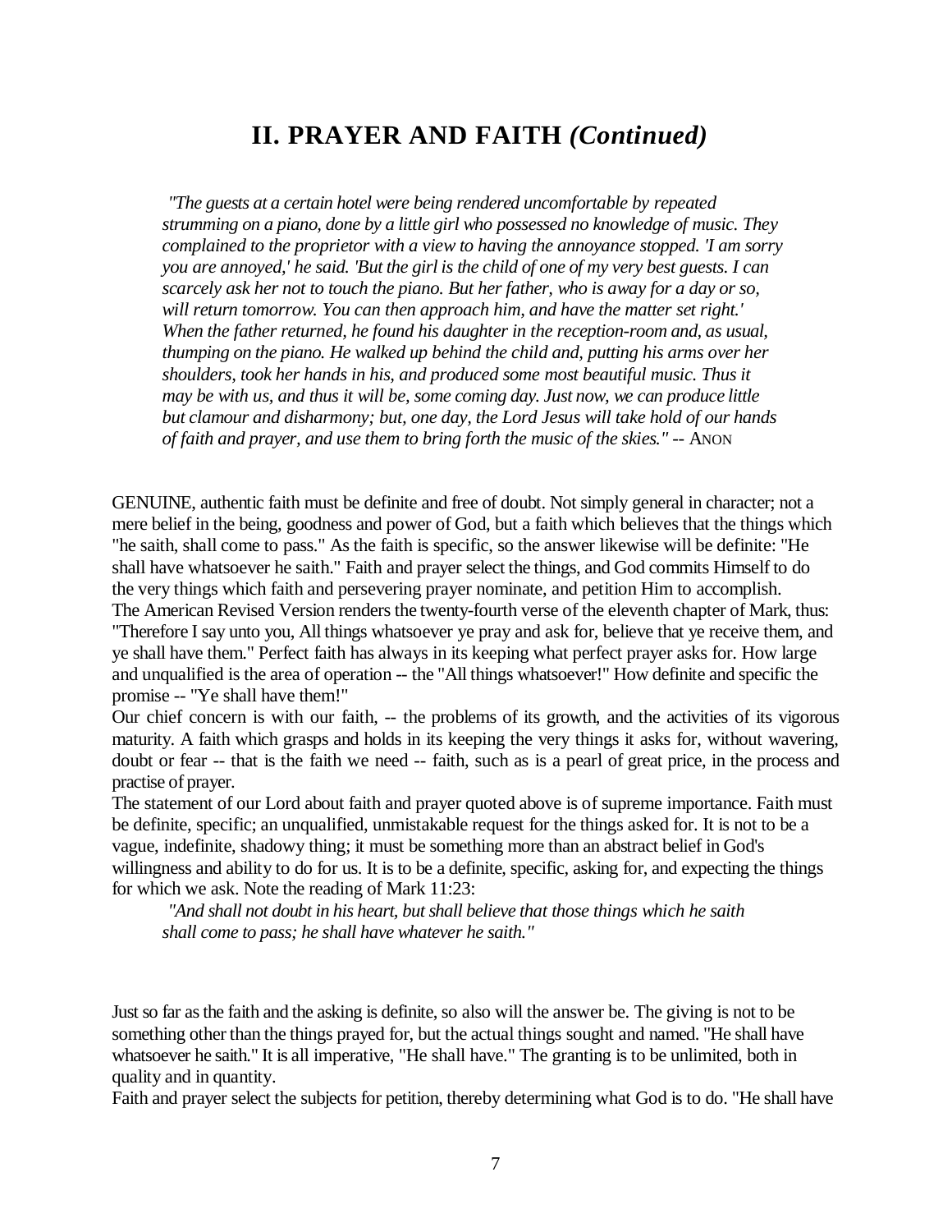## II. PRAYER AND FAITH *(Continued)*

> *"The guests at a certain hotel were being rendered uncomfortable by repeated strumming on a piano, done by a little girl who possessed no knowledge of music. They complained to the proprietor with a view to having the annoyance stopped. 'I am sorry you are annoyed,' he said. 'But the girl is the child of one of my very best guests. I can scarcely ask her not to touch the piano. But her father, who is away for a day or so, will return tomorrow. You can then approach him, and have the matter set right.' When the father returned, he found his daughter in the reception-room and, as usual, thumping on the piano. He walked up behind the child and, putting his arms over her shoulders, took her hands in his, and produced some most beautiful music. Thus it may be with us, and thus it will be, some coming day. Just now, we can produce little but clamour and disharmony; but, one day, the Lord Jesus will take hold of our hands of faith and prayer, and use them to bring forth the music of the skies."* -- ANON

GENUINE, authentic faith must be definite and free of doubt. Not simply general in character; not a mere belief in the being, goodness and power of God, but a faith which believes that the things which "he saith, shall come to pass." As the faith is specific, so the answer likewise will be definite: "He shall have whatsoever he saith." Faith and prayer select the things, and God commits Himself to do the very things which faith and persevering prayer nominate, and petition Him to accomplish.

The American Revised Version renders the twenty-fourth verse of the eleventh chapter of Mark, thus: "Therefore I say unto you, All things whatsoever ye pray and ask for, believe that ye receive them, and ye shall have them." Perfect faith has always in its keeping what perfect prayer asks for. How large and unqualified is the area of operation -- the "All things whatsoever!" How definite and specific the promise -- "Ye shall have them!"

Our chief concern is with our faith, -- the problems of its growth, and the activities of its vigorous maturity. A faith which grasps and holds in its keeping the very things it asks for, without wavering, doubt or fear -- that is the faith we need -- faith, such as is a pearl of great price, in the process and practise of prayer.

The statement of our Lord about faith and prayer quoted above is of supreme importance. Faith must be definite, specific; an unqualified, unmistakable request for the things asked for. It is not to be a vague, indefinite, shadowy thing; it must be something more than an abstract belief in God's willingness and ability to do for us. It is to be a definite, specific, asking for, and expecting the things for which we ask. Note the reading of Mark 11:23:

> *"And shall not doubt in his heart, but shall believe that those things which he saith shall come to pass; he shall have whatever he saith."*

Just so far as the faith and the asking is definite, so also will the answer be. The giving is not to be something other than the things prayed for, but the actual things sought and named. "He shall have whatsoever he saith." It is all imperative, "He shall have." The granting is to be unlimited, both in quality and in quantity.

Faith and prayer select the subjects for petition, thereby determining what God is to do. "He shall have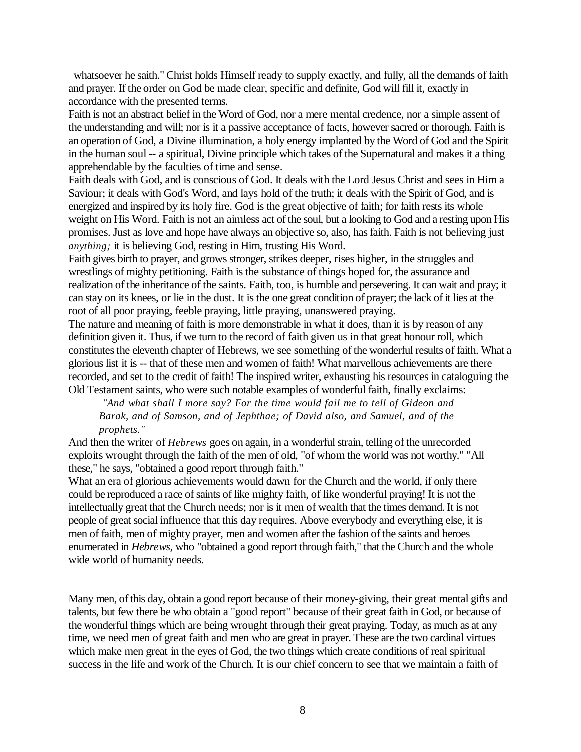whatsoever he saith." Christ holds Himself ready to supply exactly, and fully, all the demands of faith and prayer. If the order on God be made clear, specific and definite, God will fill it, exactly in accordance with the presented terms.

Faith is not an abstract belief in the Word of God, nor a mere mental credence, nor a simple assent of the understanding and will; nor is it a passive acceptance of facts, however sacred or thorough. Faith is an operation of God, a Divine illumination, a holy energy implanted by the Word of God and the Spirit in the human soul -- a spiritual, Divine principle which takes of the Supernatural and makes it a thing apprehendable by the faculties of time and sense.

Faith deals with God, and is conscious of God. It deals with the Lord Jesus Christ and sees in Him a Saviour; it deals with God's Word, and lays hold of the truth; it deals with the Spirit of God, and is energized and inspired by its holy fire. God is the great objective of faith; for faith rests its whole weight on His Word. Faith is not an aimless act of the soul, but a looking to God and a resting upon His promises. Just as love and hope have always an objective so, also, has faith. Faith is not believing just *anything;* it is believing God, resting in Him, trusting His Word.

Faith gives birth to prayer, and grows stronger, strikes deeper, rises higher, in the struggles and wrestlings of mighty petitioning. Faith is the substance of things hoped for, the assurance and realization of the inheritance of the saints. Faith, too, is humble and persevering. It can wait and pray; it can stay on its knees, or lie in the dust. It is the one great condition of prayer; the lack of it lies at the root of all poor praying, feeble praying, little praying, unanswered praying.

The nature and meaning of faith is more demonstrable in what it does, than it is by reason of any definition given it. Thus, if we turn to the record of faith given us in that great honour roll, which constitutes the eleventh chapter of Hebrews, we see something of the wonderful results of faith. What a glorious list it is -- that of these men and women of faith! What marvellous achievements are there recorded, and set to the credit of faith! The inspired writer, exhausting his resources in cataloguing the Old Testament saints, who were such notable examples of wonderful faith, finally exclaims:

> *"And what shall I more say? For the time would fail me to tell of Gideon and Barak, and of Samson, and of Jephthae; of David also, and Samuel, and of the prophets."*

And then the writer of *Hebrews* goes on again, in a wonderful strain, telling of the unrecorded exploits wrought through the faith of the men of old, "of whom the world was not worthy." "All these," he says, "obtained a good report through faith."

What an era of glorious achievements would dawn for the Church and the world, if only there could be reproduced a race of saints of like mighty faith, of like wonderful praying! It is not the intellectually great that the Church needs; nor is it men of wealth that the times demand. It is not people of great social influence that this day requires. Above everybody and everything else, it is men of faith, men of mighty prayer, men and women after the fashion of the saints and heroes enumerated in *Hebrews,* who "obtained a good report through faith," that the Church and the whole wide world of humanity needs.

Many men, of this day, obtain a good report because of their money-giving, their great mental gifts and talents, but few there be who obtain a "good report" because of their great faith in God, or because of the wonderful things which are being wrought through their great praying. Today, as much as at any time, we need men of great faith and men who are great in prayer. These are the two cardinal virtues which make men great in the eyes of God, the two things which create conditions of real spiritual success in the life and work of the Church. It is our chief concern to see that we maintain a faith of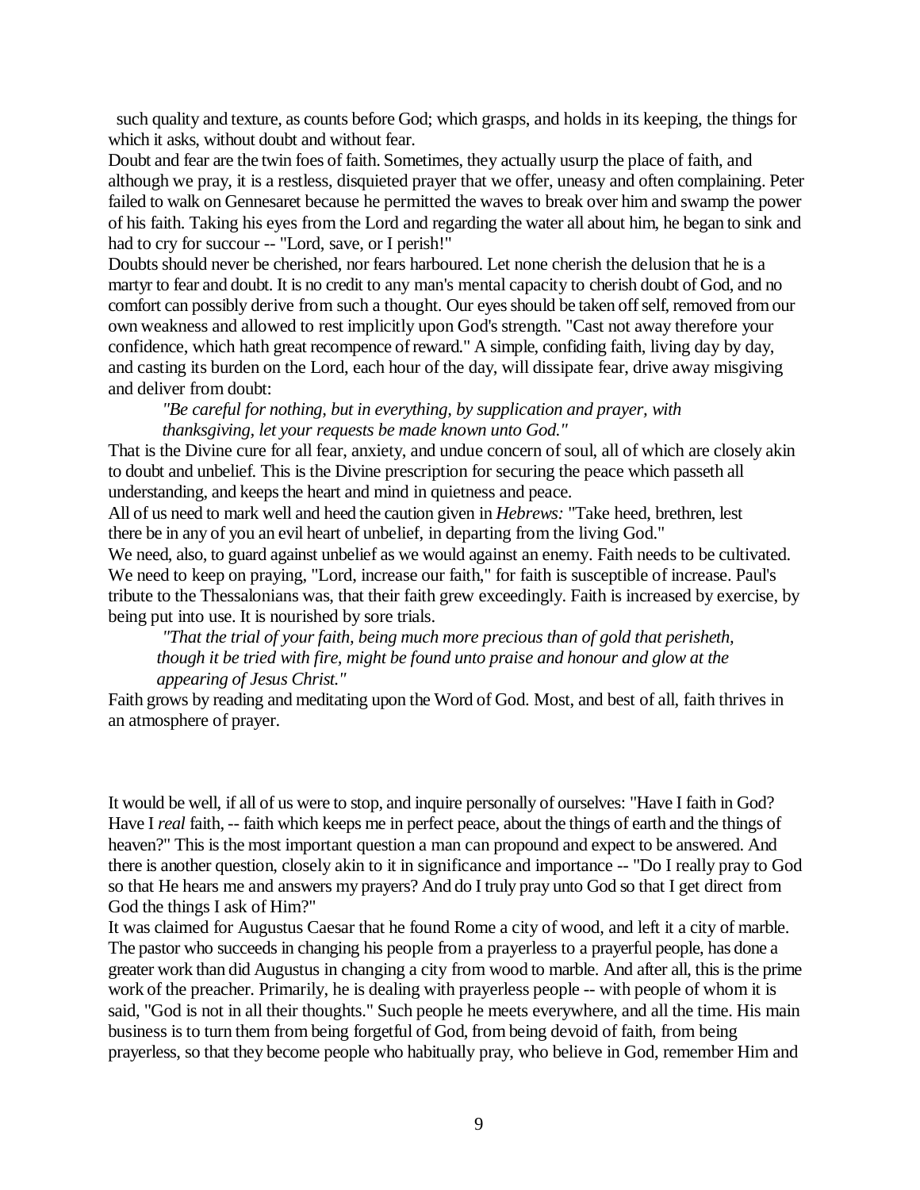such quality and texture, as counts before God; which grasps, and holds in its keeping, the things for which it asks, without doubt and without fear.

Doubt and fear are the twin foes of faith. Sometimes, they actually usurp the place of faith, and although we pray, it is a restless, disquieted prayer that we offer, uneasy and often complaining. Peter failed to walk on Gennesaret because he permitted the waves to break over him and swamp the power of his faith. Taking his eyes from the Lord and regarding the water all about him, he began to sink and had to cry for succour -- "Lord, save, or I perish!"

Doubts should never be cherished, nor fears harboured. Let none cherish the delusion that he is a martyr to fear and doubt. It is no credit to any man's mental capacity to cherish doubt of God, and no comfort can possibly derive from such a thought. Our eyes should be taken off self, removed from our own weakness and allowed to rest implicitly upon God's strength. "Cast not away therefore your confidence, which hath great recompence of reward." A simple, confiding faith, living day by day, and casting its burden on the Lord, each hour of the day, will dissipate fear, drive away misgiving and deliver from doubt:

> *"Be careful for nothing, but in everything, by supplication and prayer, with thanksgiving, let your requests be made known unto God."*

That is the Divine cure for all fear, anxiety, and undue concern of soul, all of which are closely akin to doubt and unbelief. This is the Divine prescription for securing the peace which passeth all understanding, and keeps the heart and mind in quietness and peace.

All of us need to mark well and heed the caution given in *Hebrews:* "Take heed, brethren, lest there be in any of you an evil heart of unbelief, in departing from the living God."

We need, also, to guard against unbelief as we would against an enemy. Faith needs to be cultivated. We need to keep on praying, "Lord, increase our faith," for faith is susceptible of increase. Paul's tribute to the Thessalonians was, that their faith grew exceedingly. Faith is increased by exercise, by being put into use. It is nourished by sore trials.

> *"That the trial of your faith, being much more precious than of gold that perisheth, though it be tried with fire, might be found unto praise and honour and glow at the appearing of Jesus Christ."*

Faith grows by reading and meditating upon the Word of God. Most, and best of all, faith thrives in an atmosphere of prayer.

It would be well, if all of us were to stop, and inquire personally of ourselves: "Have I faith in God? Have I *real* faith, -- faith which keeps me in perfect peace, about the things of earth and the things of heaven?" This is the most important question a man can propound and expect to be answered. And there is another question, closely akin to it in significance and importance -- "Do I really pray to God so that He hears me and answers my prayers? And do I truly pray unto God so that I get direct from God the things I ask of Him?"

It was claimed for Augustus Caesar that he found Rome a city of wood, and left it a city of marble. The pastor who succeeds in changing his people from a prayerless to a prayerful people, has done a greater work than did Augustus in changing a city from wood to marble. And after all, this is the prime work of the preacher. Primarily, he is dealing with prayerless people -- with people of whom it is said, "God is not in all their thoughts." Such people he meets everywhere, and all the time. His main business is to turn them from being forgetful of God, from being devoid of faith, from being prayerless, so that they become people who habitually pray, who believe in God, remember Him and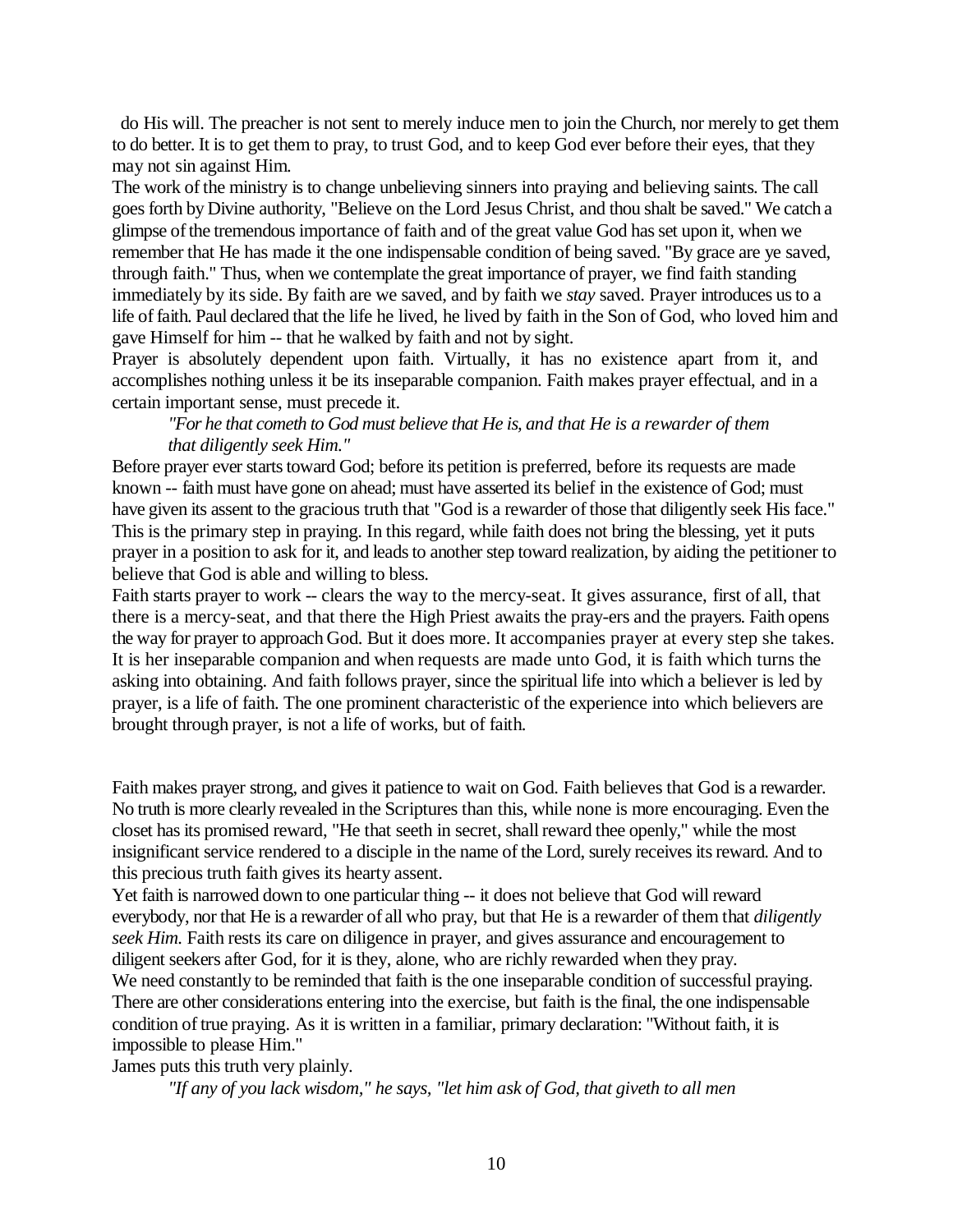do His will. The preacher is not sent to merely induce men to join the Church, nor merely to get them to do better. It is to get them to pray, to trust God, and to keep God ever before their eyes, that they may not sin against Him.

The work of the ministry is to change unbelieving sinners into praying and believing saints. The call goes forth by Divine authority, "Believe on the Lord Jesus Christ, and thou shalt be saved." We catch a glimpse of the tremendous importance of faith and of the great value God has set upon it, when we remember that He has made it the one indispensable condition of being saved. "By grace are ye saved, through faith." Thus, when we contemplate the great importance of prayer, we find faith standing immediately by its side. By faith are we saved, and by faith we *stay* saved. Prayer introduces us to a life of faith. Paul declared that the life he lived, he lived by faith in the Son of God, who loved him and gave Himself for him -- that he walked by faith and not by sight.

Prayer is absolutely dependent upon faith. Virtually, it has no existence apart from it, and accomplishes nothing unless it be its inseparable companion. Faith makes prayer effectual, and in a certain important sense, must precede it.

> *"For he that cometh to God must believe that He is, and that He is a rewarder of them that diligently seek Him."*

Before prayer ever starts toward God; before its petition is preferred, before its requests are made known -- faith must have gone on ahead; must have asserted its belief in the existence of God; must have given its assent to the gracious truth that "God is a rewarder of those that diligently seek His face." This is the primary step in praying. In this regard, while faith does not bring the blessing, yet it puts prayer in a position to ask for it, and leads to another step toward realization, by aiding the petitioner to believe that God is able and willing to bless.

Faith starts prayer to work -- clears the way to the mercy-seat. It gives assurance, first of all, that there is a mercy-seat, and that there the High Priest awaits the pray-ers and the prayers. Faith opens the way for prayer to approach God. But it does more. It accompanies prayer at every step she takes. It is her inseparable companion and when requests are made unto God, it is faith which turns the asking into obtaining. And faith follows prayer, since the spiritual life into which a believer is led by prayer, is a life of faith. The one prominent characteristic of the experience into which believers are brought through prayer, is not a life of works, but of faith.

Faith makes prayer strong, and gives it patience to wait on God. Faith believes that God is a rewarder. No truth is more clearly revealed in the Scriptures than this, while none is more encouraging. Even the closet has its promised reward, "He that seeth in secret, shall reward thee openly," while the most insignificant service rendered to a disciple in the name of the Lord, surely receives its reward. And to this precious truth faith gives its hearty assent.

Yet faith is narrowed down to one particular thing -- it does not believe that God will reward everybody, nor that He is a rewarder of all who pray, but that He is a rewarder of them that *diligently seek Him.* Faith rests its care on diligence in prayer, and gives assurance and encouragement to diligent seekers after God, for it is they, alone, who are richly rewarded when they pray.

We need constantly to be reminded that faith is the one inseparable condition of successful praying. There are other considerations entering into the exercise, but faith is the final, the one indispensable condition of true praying. As it is written in a familiar, primary declaration: "Without faith, it is impossible to please Him."

James puts this truth very plainly.

> *"If any of you lack wisdom," he says, "let him ask of God, that giveth to all men*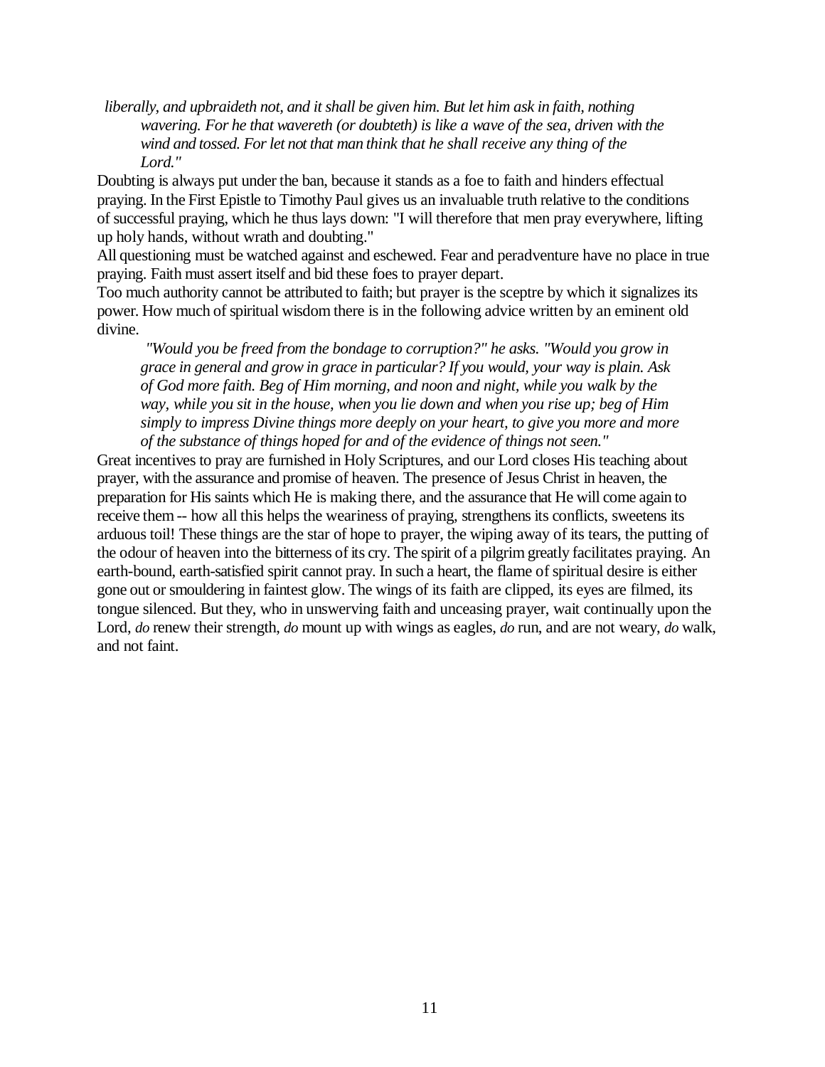*liberally, and upbraideth not, and it shall be given him. But let him ask in faith, nothing wavering. For he that wavereth (or doubteth) is like a wave of the sea, driven with the wind and tossed. For let not that man think that he shall receive any thing of the Lord."*

Doubting is always put under the ban, because it stands as a foe to faith and hinders effectual praying. In the First Epistle to Timothy Paul gives us an invaluable truth relative to the conditions of successful praying, which he thus lays down: "I will therefore that men pray everywhere, lifting up holy hands, without wrath and doubting."

All questioning must be watched against and eschewed. Fear and peradventure have no place in true praying. Faith must assert itself and bid these foes to prayer depart.

Too much authority cannot be attributed to faith; but prayer is the sceptre by which it signalizes its power. How much of spiritual wisdom there is in the following advice written by an eminent old divine.

> *"Would you be freed from the bondage to corruption?" he asks. "Would you grow in grace in general and grow in grace in particular? If you would, your way is plain. Ask of God more faith. Beg of Him morning, and noon and night, while you walk by the way, while you sit in the house, when you lie down and when you rise up; beg of Him simply to impress Divine things more deeply on your heart, to give you more and more of the substance of things hoped for and of the evidence of things not seen."*

Great incentives to pray are furnished in Holy Scriptures, and our Lord closes His teaching about prayer, with the assurance and promise of heaven. The presence of Jesus Christ in heaven, the preparation for His saints which He is making there, and the assurance that He will come again to receive them -- how all this helps the weariness of praying, strengthens its conflicts, sweetens its arduous toil! These things are the star of hope to prayer, the wiping away of its tears, the putting of the odour of heaven into the bitterness of its cry. The spirit of a pilgrim greatly facilitates praying. An earth-bound, earth-satisfied spirit cannot pray. In such a heart, the flame of spiritual desire is either gone out or smouldering in faintest glow. The wings of its faith are clipped, its eyes are filmed, its tongue silenced. But they, who in unswerving faith and unceasing prayer, wait continually upon the Lord, *do* renew their strength, *do* mount up with wings as eagles, *do* run, and are not weary, *do* walk, and not faint.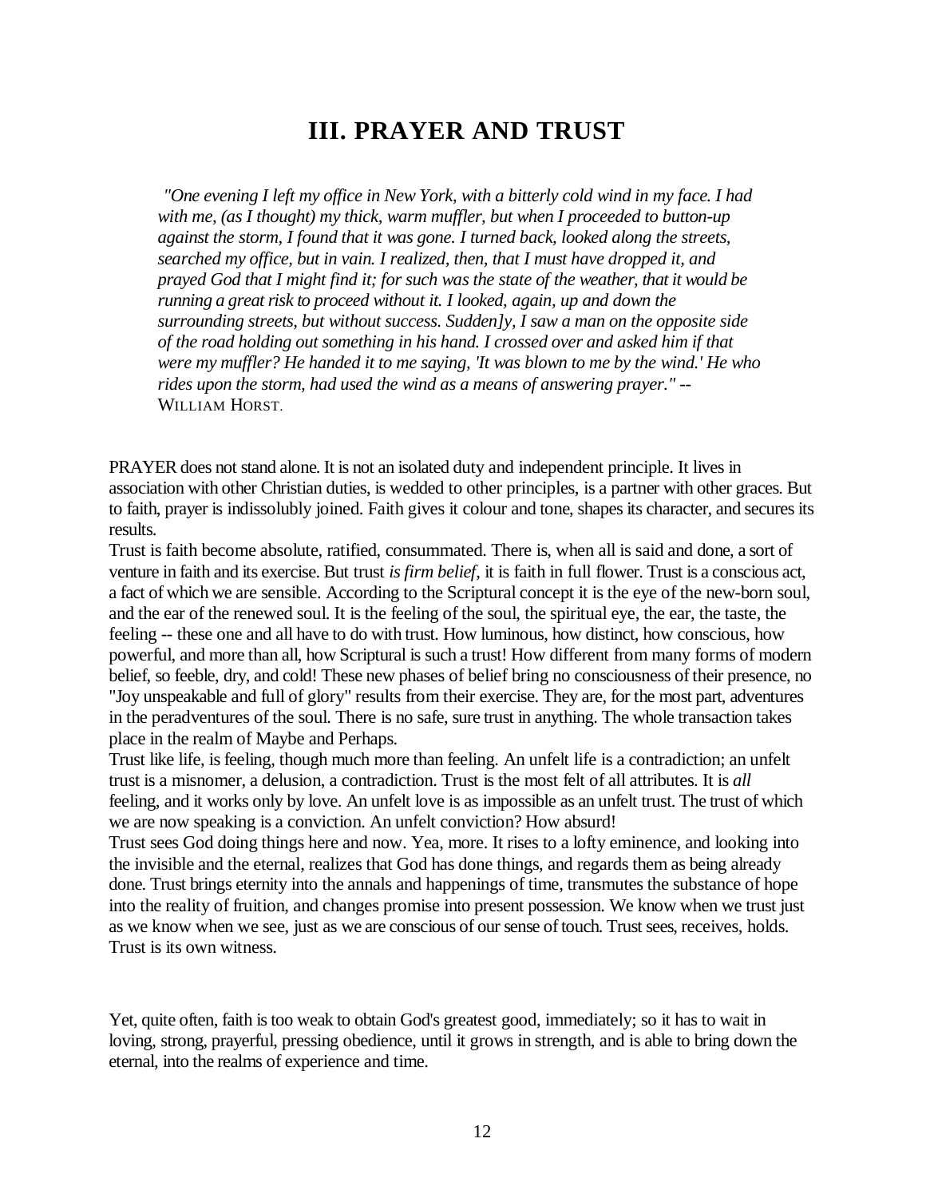# III. PRAYER AND TRUST

> *"One evening I left my office in New York, with a bitterly cold wind in my face. I had with me, (as I thought) my thick, warm muffler, but when I proceeded to button-up against the storm, I found that it was gone. I turned back, looked along the streets, searched my office, but in vain. I realized, then, that I must have dropped it, and prayed God that I might find it; for such was the state of the weather, that it would be running a great risk to proceed without it. I looked, again, up and down the surrounding streets, but without success. Sudden]y, I saw a man on the opposite side of the road holding out something in his hand. I crossed over and asked him if that were my muffler? He handed it to me saying, 'It was blown to me by the wind.' He who rides upon the storm, had used the wind as a means of answering prayer."* -- WILLIAM HORST.

PRAYER does not stand alone. It is not an isolated duty and independent principle. It lives in association with other Christian duties, is wedded to other principles, is a partner with other graces. But to faith, prayer is indissolubly joined. Faith gives it colour and tone, shapes its character, and secures its results.

Trust is faith become absolute, ratified, consummated. There is, when all is said and done, a sort of venture in faith and its exercise. But trust *is firm belief*, it is faith in full flower. Trust is a conscious act, a fact of which we are sensible. According to the Scriptural concept it is the eye of the new-born soul, and the ear of the renewed soul. It is the feeling of the soul, the spiritual eye, the ear, the taste, the feeling -- these one and all have to do with trust. How luminous, how distinct, how conscious, how powerful, and more than all, how Scriptural is such a trust! How different from many forms of modern belief, so feeble, dry, and cold! These new phases of belief bring no consciousness of their presence, no "Joy unspeakable and full of glory" results from their exercise. They are, for the most part, adventures in the peradventures of the soul. There is no safe, sure trust in anything. The whole transaction takes place in the realm of Maybe and Perhaps.

Trust like life, is feeling, though much more than feeling. An unfelt life is a contradiction; an unfelt trust is a misnomer, a delusion, a contradiction. Trust is the most felt of all attributes. It is *all* feeling, and it works only by love. An unfelt love is as impossible as an unfelt trust. The trust of which we are now speaking is a conviction. An unfelt conviction? How absurd!

Trust sees God doing things here and now. Yea, more. It rises to a lofty eminence, and looking into the invisible and the eternal, realizes that God has done things, and regards them as being already done. Trust brings eternity into the annals and happenings of time, transmutes the substance of hope into the reality of fruition, and changes promise into present possession. We know when we trust just as we know when we see, just as we are conscious of our sense of touch. Trust sees, receives, holds. Trust is its own witness.

Yet, quite often, faith is too weak to obtain God's greatest good, immediately; so it has to wait in loving, strong, prayerful, pressing obedience, until it grows in strength, and is able to bring down the eternal, into the realms of experience and time.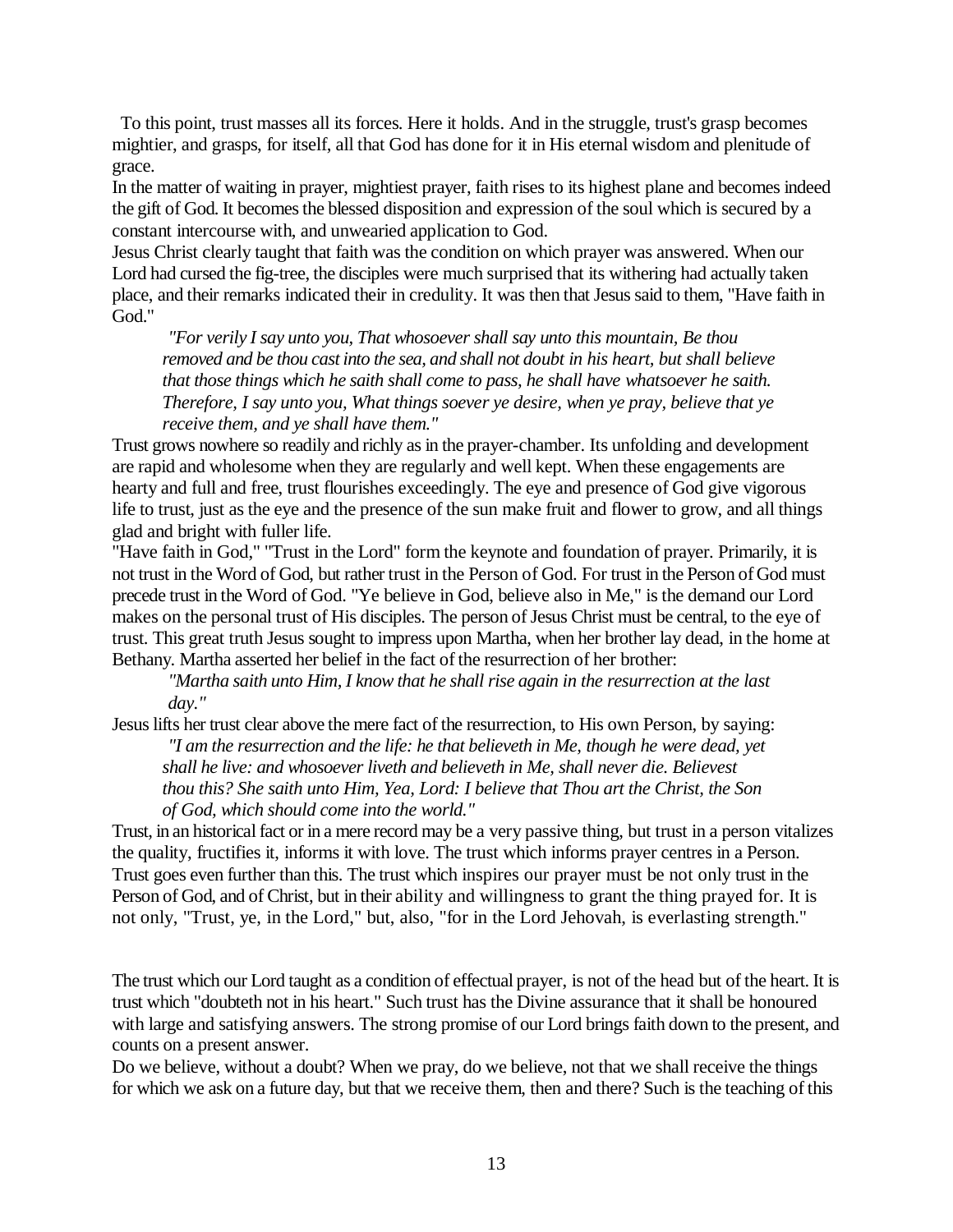To this point, trust masses all its forces. Here it holds. And in the struggle, trust's grasp becomes mightier, and grasps, for itself, all that God has done for it in His eternal wisdom and plenitude of grace.

In the matter of waiting in prayer, mightiest prayer, faith rises to its highest plane and becomes indeed the gift of God. It becomes the blessed disposition and expression of the soul which is secured by a constant intercourse with, and unwearied application to God.

Jesus Christ clearly taught that faith was the condition on which prayer was answered. When our Lord had cursed the fig-tree, the disciples were much surprised that its withering had actually taken place, and their remarks indicated their in credulity. It was then that Jesus said to them, "Have faith in God."

> *"For verily I say unto you, That whosoever shall say unto this mountain, Be thou removed and be thou cast into the sea, and shall not doubt in his heart, but shall believe that those things which he saith shall come to pass, he shall have whatsoever he saith. Therefore, I say unto you, What things soever ye desire, when ye pray, believe that ye receive them, and ye shall have them."*

Trust grows nowhere so readily and richly as in the prayer-chamber. Its unfolding and development are rapid and wholesome when they are regularly and well kept. When these engagements are hearty and full and free, trust flourishes exceedingly. The eye and presence of God give vigorous life to trust, just as the eye and the presence of the sun make fruit and flower to grow, and all things glad and bright with fuller life.

"Have faith in God," "Trust in the Lord" form the keynote and foundation of prayer. Primarily, it is not trust in the Word of God, but rather trust in the Person of God. For trust in the Person of God must precede trust in the Word of God. "Ye believe in God, believe also in Me," is the demand our Lord makes on the personal trust of His disciples. The person of Jesus Christ must be central, to the eye of trust. This great truth Jesus sought to impress upon Martha, when her brother lay dead, in the home at Bethany. Martha asserted her belief in the fact of the resurrection of her brother:

> *"Martha saith unto Him, I know that he shall rise again in the resurrection at the last day."*

Jesus lifts her trust clear above the mere fact of the resurrection, to His own Person, by saying:

> *"I am the resurrection and the life: he that believeth in Me, though he were dead, yet shall he live: and whosoever liveth and believeth in Me, shall never die. Believest thou this? She saith unto Him, Yea, Lord: I believe that Thou art the Christ, the Son of God, which should come into the world."*

Trust, in an historical fact or in a mere record may be a very passive thing, but trust in a person vitalizes the quality, fructifies it, informs it with love. The trust which informs prayer centres in a Person. Trust goes even further than this. The trust which inspires our prayer must be not only trust in the Person of God, and of Christ, but in their ability and willingness to grant the thing prayed for. It is not only, "Trust, ye, in the Lord," but, also, "for in the Lord Jehovah, is everlasting strength."

The trust which our Lord taught as a condition of effectual prayer, is not of the head but of the heart. It is trust which "doubteth not in his heart." Such trust has the Divine assurance that it shall be honoured with large and satisfying answers. The strong promise of our Lord brings faith down to the present, and counts on a present answer.

Do we believe, without a doubt? When we pray, do we believe, not that we shall receive the things for which we ask on a future day, but that we receive them, then and there? Such is the teaching of this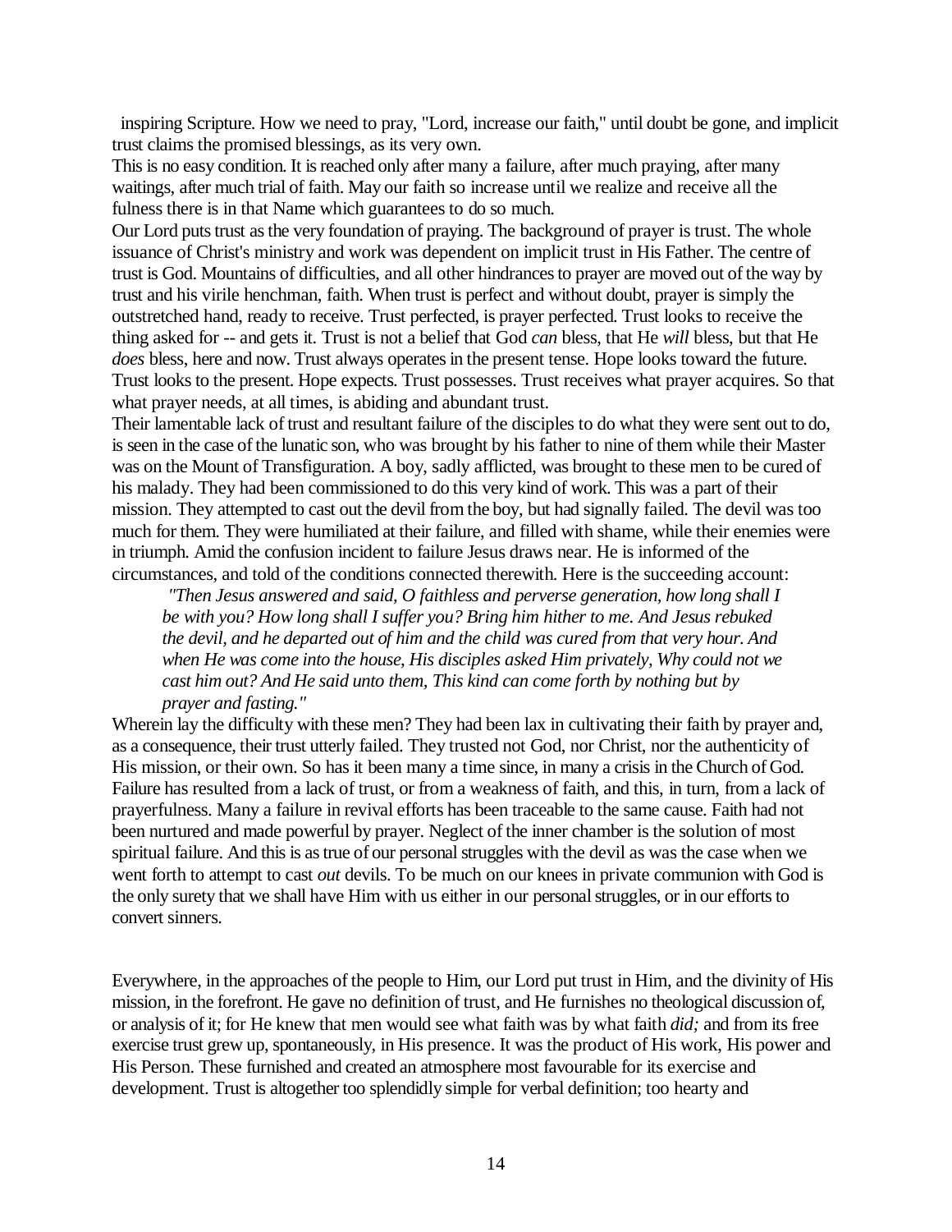inspiring Scripture. How we need to pray, "Lord, increase our faith," until doubt be gone, and implicit trust claims the promised blessings, as its very own.

This is no easy condition. It is reached only after many a failure, after much praying, after many waitings, after much trial of faith. May our faith so increase until we realize and receive all the fulness there is in that Name which guarantees to do so much.

Our Lord puts trust as the very foundation of praying. The background of prayer is trust. The whole issuance of Christ's ministry and work was dependent on implicit trust in His Father. The centre of trust is God. Mountains of difficulties, and all other hindrances to prayer are moved out of the way by trust and his virile henchman, faith. When trust is perfect and without doubt, prayer is simply the outstretched hand, ready to receive. Trust perfected, is prayer perfected. Trust looks to receive the thing asked for -- and gets it. Trust is not a belief that God *can* bless, that He *will* bless, but that He *does* bless, here and now. Trust always operates in the present tense. Hope looks toward the future. Trust looks to the present. Hope expects. Trust possesses. Trust receives what prayer acquires. So that what prayer needs, at all times, is abiding and abundant trust.

Their lamentable lack of trust and resultant failure of the disciples to do what they were sent out to do, is seen in the case of the lunatic son, who was brought by his father to nine of them while their Master was on the Mount of Transfiguration. A boy, sadly afflicted, was brought to these men to be cured of his malady. They had been commissioned to do this very kind of work. This was a part of their mission. They attempted to cast out the devil from the boy, but had signally failed. The devil was too much for them. They were humiliated at their failure, and filled with shame, while their enemies were in triumph. Amid the confusion incident to failure Jesus draws near. He is informed of the circumstances, and told of the conditions connected therewith. Here is the succeeding account:

> *"Then Jesus answered and said, O faithless and perverse generation, how long shall I be with you? How long shall I suffer you? Bring him hither to me. And Jesus rebuked the devil, and he departed out of him and the child was cured from that very hour. And when He was come into the house, His disciples asked Him privately, Why could not we cast him out? And He said unto them, This kind can come forth by nothing but by prayer and fasting."*

Wherein lay the difficulty with these men? They had been lax in cultivating their faith by prayer and, as a consequence, their trust utterly failed. They trusted not God, nor Christ, nor the authenticity of His mission, or their own. So has it been many a time since, in many a crisis in the Church of God. Failure has resulted from a lack of trust, or from a weakness of faith, and this, in turn, from a lack of prayerfulness. Many a failure in revival efforts has been traceable to the same cause. Faith had not been nurtured and made powerful by prayer. Neglect of the inner chamber is the solution of most spiritual failure. And this is as true of our personal struggles with the devil as was the case when we went forth to attempt to cast *out* devils. To be much on our knees in private communion with God is the only surety that we shall have Him with us either in our personal struggles, or in our efforts to convert sinners.

Everywhere, in the approaches of the people to Him, our Lord put trust in Him, and the divinity of His mission, in the forefront. He gave no definition of trust, and He furnishes no theological discussion of, or analysis of it; for He knew that men would see what faith was by what faith *did;* and from its free exercise trust grew up, spontaneously, in His presence. It was the product of His work, His power and His Person. These furnished and created an atmosphere most favourable for its exercise and development. Trust is altogether too splendidly simple for verbal definition; too hearty and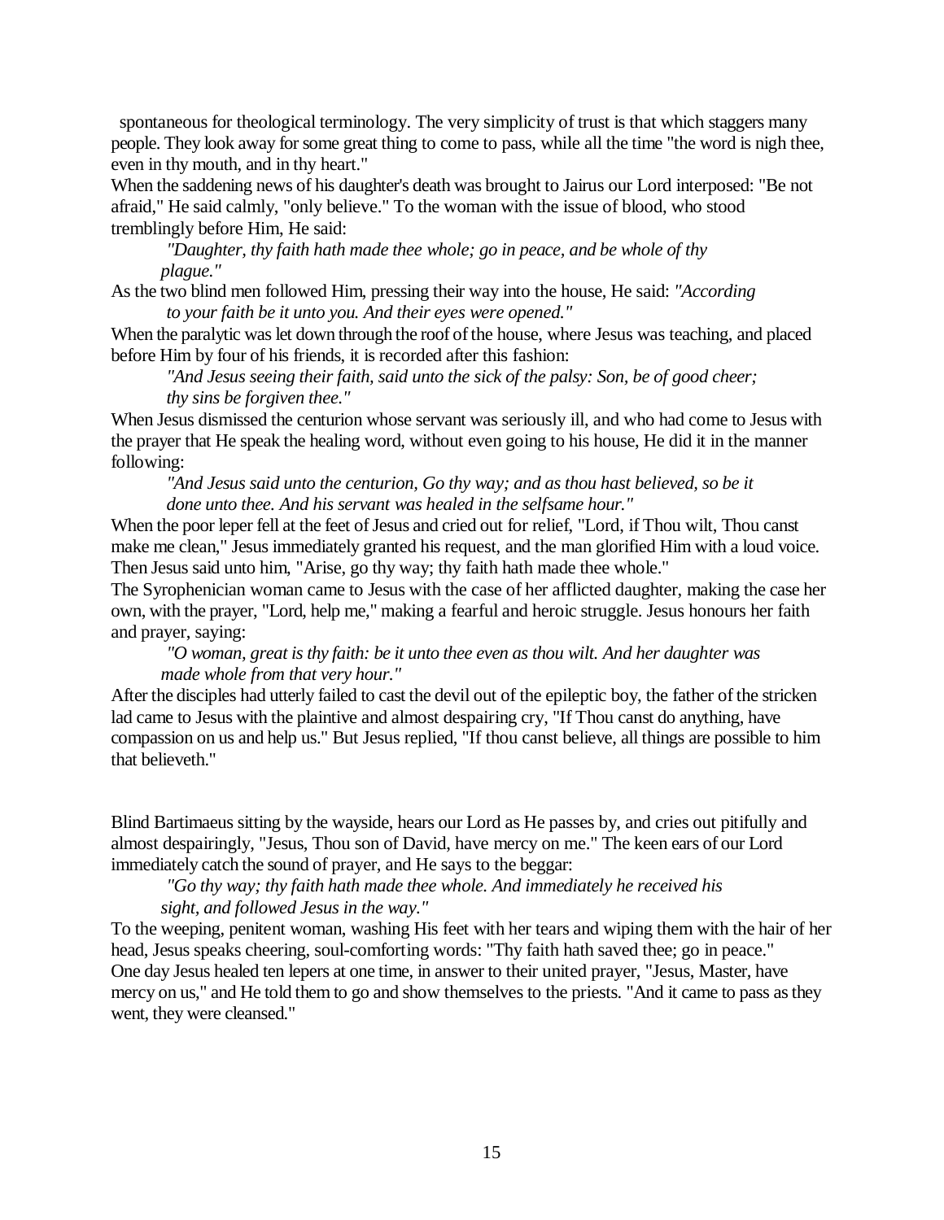spontaneous for theological terminology. The very simplicity of trust is that which staggers many people. They look away for some great thing to come to pass, while all the time "the word is nigh thee, even in thy mouth, and in thy heart."

When the saddening news of his daughter's death was brought to Jairus our Lord interposed: "Be not afraid," He said calmly, "only believe." To the woman with the issue of blood, who stood tremblingly before Him, He said:

> *"Daughter, thy faith hath made thee whole; go in peace, and be whole of thy plague."*

As the two blind men followed Him, pressing their way into the house, He said: *"According to your faith be it unto you. And their eyes were opened."*

When the paralytic was let down through the roof of the house, where Jesus was teaching, and placed before Him by four of his friends, it is recorded after this fashion:

> *"And Jesus seeing their faith, said unto the sick of the palsy: Son, be of good cheer; thy sins be forgiven thee."*

When Jesus dismissed the centurion whose servant was seriously ill, and who had come to Jesus with the prayer that He speak the healing word, without even going to his house, He did it in the manner following:

> *"And Jesus said unto the centurion, Go thy way; and as thou hast believed, so be it done unto thee. And his servant was healed in the selfsame hour."*

When the poor leper fell at the feet of Jesus and cried out for relief, "Lord, if Thou wilt, Thou canst make me clean," Jesus immediately granted his request, and the man glorified Him with a loud voice. Then Jesus said unto him, "Arise, go thy way; thy faith hath made thee whole."

The Syrophenician woman came to Jesus with the case of her afflicted daughter, making the case her own, with the prayer, "Lord, help me," making a fearful and heroic struggle. Jesus honours her faith and prayer, saying:

> *"O woman, great is thy faith: be it unto thee even as thou wilt. And her daughter was made whole from that very hour."*

After the disciples had utterly failed to cast the devil out of the epileptic boy, the father of the stricken lad came to Jesus with the plaintive and almost despairing cry, "If Thou canst do anything, have compassion on us and help us." But Jesus replied, "If thou canst believe, all things are possible to him that believeth."

Blind Bartimaeus sitting by the wayside, hears our Lord as He passes by, and cries out pitifully and almost despairingly, "Jesus, Thou son of David, have mercy on me." The keen ears of our Lord immediately catch the sound of prayer, and He says to the beggar:

> *"Go thy way; thy faith hath made thee whole. And immediately he received his sight, and followed Jesus in the way."*

To the weeping, penitent woman, washing His feet with her tears and wiping them with the hair of her head, Jesus speaks cheering, soul-comforting words: "Thy faith hath saved thee; go in peace."

One day Jesus healed ten lepers at one time, in answer to their united prayer, "Jesus, Master, have mercy on us," and He told them to go and show themselves to the priests. "And it came to pass as they went, they were cleansed."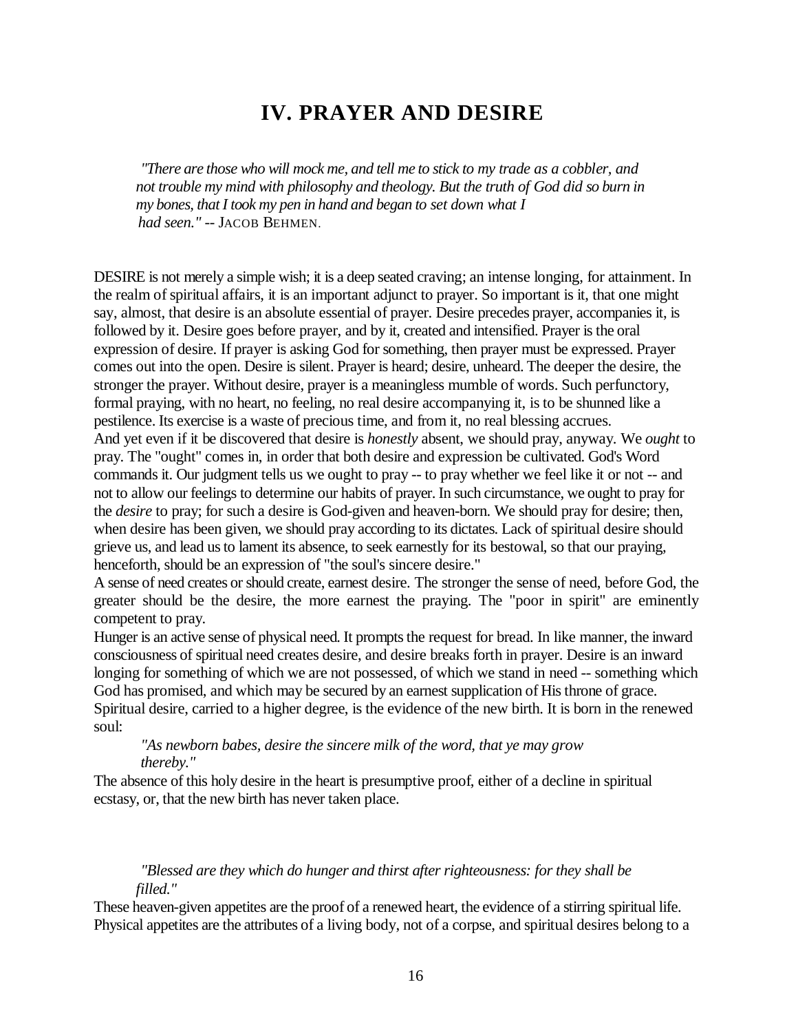# IV. PRAYER AND DESIRE

> *"There are those who will mock me, and tell me to stick to my trade as a cobbler, and not trouble my mind with philosophy and theology. But the truth of God did so burn in my bones, that I took my pen in hand and began to set down what I had seen."* -- JACOB BEHMEN.

DESIRE is not merely a simple wish; it is a deep seated craving; an intense longing, for attainment. In the realm of spiritual affairs, it is an important adjunct to prayer. So important is it, that one might say, almost, that desire is an absolute essential of prayer. Desire precedes prayer, accompanies it, is followed by it. Desire goes before prayer, and by it, created and intensified. Prayer is the oral expression of desire. If prayer is asking God for something, then prayer must be expressed. Prayer comes out into the open. Desire is silent. Prayer is heard; desire, unheard. The deeper the desire, the stronger the prayer. Without desire, prayer is a meaningless mumble of words. Such perfunctory, formal praying, with no heart, no feeling, no real desire accompanying it, is to be shunned like a pestilence. Its exercise is a waste of precious time, and from it, no real blessing accrues.

And yet even if it be discovered that desire is *honestly* absent, we should pray, anyway. We *ought* to pray. The "ought" comes in, in order that both desire and expression be cultivated. God's Word commands it. Our judgment tells us we ought to pray -- to pray whether we feel like it or not -- and not to allow our feelings to determine our habits of prayer. In such circumstance, we ought to pray for the *desire* to pray; for such a desire is God-given and heaven-born. We should pray for desire; then, when desire has been given, we should pray according to its dictates. Lack of spiritual desire should grieve us, and lead us to lament its absence, to seek earnestly for its bestowal, so that our praying, henceforth, should be an expression of "the soul's sincere desire."

A sense of need creates or should create, earnest desire. The stronger the sense of need, before God, the greater should be the desire, the more earnest the praying. The "poor in spirit" are eminently competent to pray.

Hunger is an active sense of physical need. It prompts the request for bread. In like manner, the inward consciousness of spiritual need creates desire, and desire breaks forth in prayer. Desire is an inward longing for something of which we are not possessed, of which we stand in need -- something which God has promised, and which may be secured by an earnest supplication of His throne of grace.

Spiritual desire, carried to a higher degree, is the evidence of the new birth. It is born in the renewed soul:

> *"As newborn babes, desire the sincere milk of the word, that ye may grow thereby."*

The absence of this holy desire in the heart is presumptive proof, either of a decline in spiritual ecstasy, or, that the new birth has never taken place.

> *"Blessed are they which do hunger and thirst after righteousness: for they shall be filled."*

These heaven-given appetites are the proof of a renewed heart, the evidence of a stirring spiritual life. Physical appetites are the attributes of a living body, not of a corpse, and spiritual desires belong to a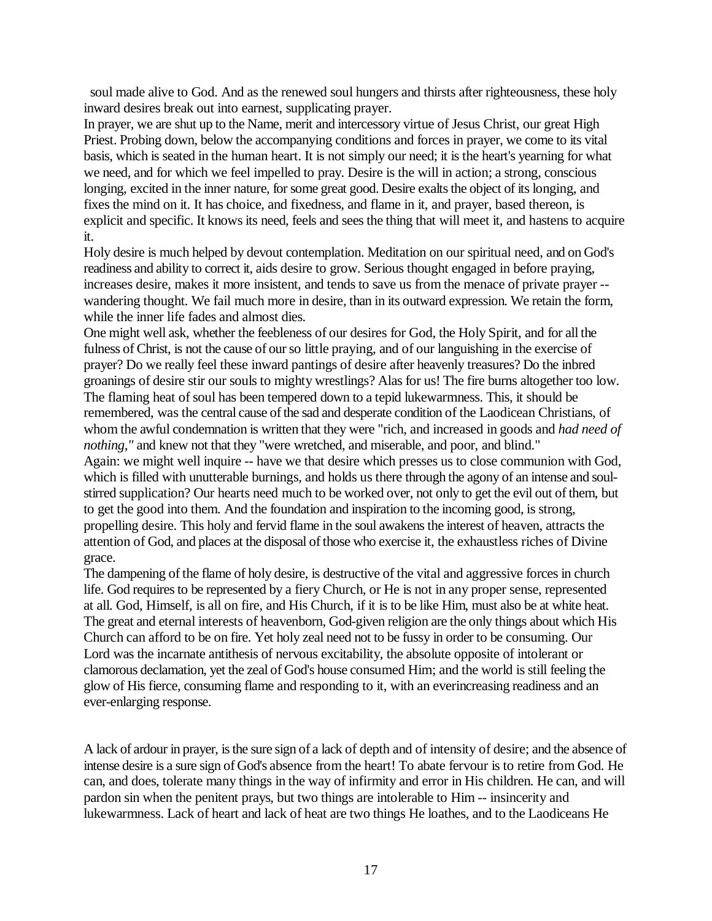soul made alive to God. And as the renewed soul hungers and thirsts after righteousness, these holy inward desires break out into earnest, supplicating prayer.

In prayer, we are shut up to the Name, merit and intercessory virtue of Jesus Christ, our great High Priest. Probing down, below the accompanying conditions and forces in prayer, we come to its vital basis, which is seated in the human heart. It is not simply our need; it is the heart's yearning for what we need, and for which we feel impelled to pray. Desire is the will in action; a strong, conscious longing, excited in the inner nature, for some great good. Desire exalts the object of its longing, and fixes the mind on it. It has choice, and fixedness, and flame in it, and prayer, based thereon, is explicit and specific. It knows its need, feels and sees the thing that will meet it, and hastens to acquire it.

Holy desire is much helped by devout contemplation. Meditation on our spiritual need, and on God's readiness and ability to correct it, aids desire to grow. Serious thought engaged in before praying, increases desire, makes it more insistent, and tends to save us from the menace of private prayer -- wandering thought. We fail much more in desire, than in its outward expression. We retain the form, while the inner life fades and almost dies.

One might well ask, whether the feebleness of our desires for God, the Holy Spirit, and for all the fulness of Christ, is not the cause of our so little praying, and of our languishing in the exercise of prayer? Do we really feel these inward pantings of desire after heavenly treasures? Do the inbred groanings of desire stir our souls to mighty wrestlings? Alas for us! The fire burns altogether too low. The flaming heat of soul has been tempered down to a tepid lukewarmness. This, it should be remembered, was the central cause of the sad and desperate condition of the Laodicean Christians, of whom the awful condemnation is written that they were "rich, and increased in goods and *had need of nothing,"* and knew not that they "were wretched, and miserable, and poor, and blind."

Again: we might well inquire -- have we that desire which presses us to close communion with God, which is filled with unutterable burnings, and holds us there through the agony of an intense and soul-stirred supplication? Our hearts need much to be worked over, not only to get the evil out of them, but to get the good into them. And the foundation and inspiration to the incoming good, is strong, propelling desire. This holy and fervid flame in the soul awakens the interest of heaven, attracts the attention of God, and places at the disposal of those who exercise it, the exhaustless riches of Divine grace.

The dampening of the flame of holy desire, is destructive of the vital and aggressive forces in church life. God requires to be represented by a fiery Church, or He is not in any proper sense, represented at all. God, Himself, is all on fire, and His Church, if it is to be like Him, must also be at white heat. The great and eternal interests of heavenborn, God-given religion are the only things about which His Church can afford to be on fire. Yet holy zeal need not to be fussy in order to be consuming. Our Lord was the incarnate antithesis of nervous excitability, the absolute opposite of intolerant or clamorous declamation, yet the zeal of God's house consumed Him; and the world is still feeling the glow of His fierce, consuming flame and responding to it, with an everincreasing readiness and an ever-enlarging response.

A lack of ardour in prayer, is the sure sign of a lack of depth and of intensity of desire; and the absence of intense desire is a sure sign of God's absence from the heart! To abate fervour is to retire from God. He can, and does, tolerate many things in the way of infirmity and error in His children. He can, and will pardon sin when the penitent prays, but two things are intolerable to Him -- insincerity and lukewarmness. Lack of heart and lack of heat are two things He loathes, and to the Laodiceans He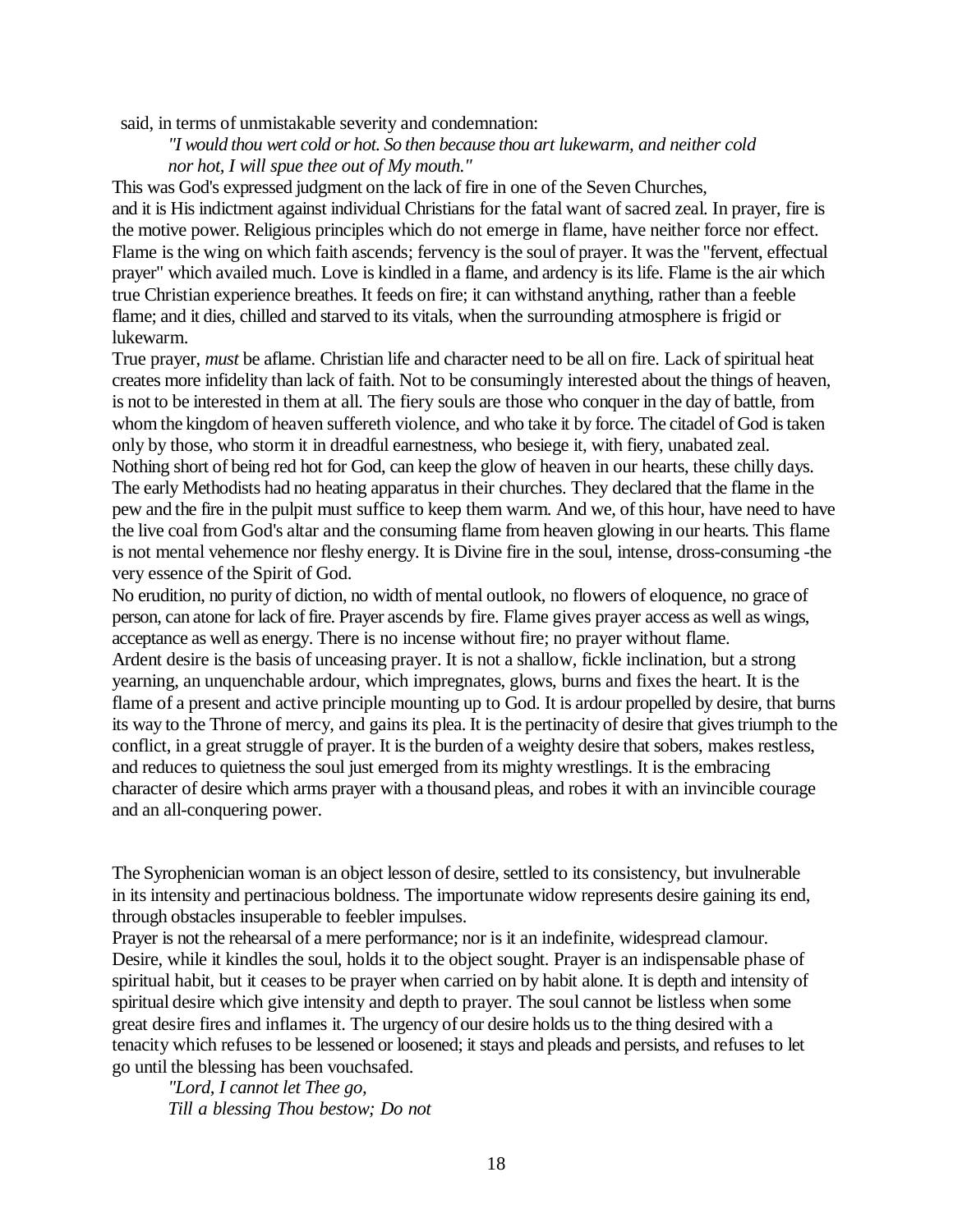said, in terms of unmistakable severity and condemnation:

> *"I would thou wert cold or hot. So then because thou art lukewarm, and neither cold nor hot, I will spue thee out of My mouth."*

This was God's expressed judgment on the lack of fire in one of the Seven Churches, and it is His indictment against individual Christians for the fatal want of sacred zeal. In prayer, fire is the motive power. Religious principles which do not emerge in flame, have neither force nor effect. Flame is the wing on which faith ascends; fervency is the soul of prayer. It was the "fervent, effectual prayer" which availed much. Love is kindled in a flame, and ardency is its life. Flame is the air which true Christian experience breathes. It feeds on fire; it can withstand anything, rather than a feeble flame; and it dies, chilled and starved to its vitals, when the surrounding atmosphere is frigid or lukewarm.

True prayer, *must* be aflame. Christian life and character need to be all on fire. Lack of spiritual heat creates more infidelity than lack of faith. Not to be consumingly interested about the things of heaven, is not to be interested in them at all. The fiery souls are those who conquer in the day of battle, from whom the kingdom of heaven suffereth violence, and who take it by force. The citadel of God is taken only by those, who storm it in dreadful earnestness, who besiege it, with fiery, unabated zeal. Nothing short of being red hot for God, can keep the glow of heaven in our hearts, these chilly days. The early Methodists had no heating apparatus in their churches. They declared that the flame in the pew and the fire in the pulpit must suffice to keep them warm. And we, of this hour, have need to have the live coal from God's altar and the consuming flame from heaven glowing in our hearts. This flame is not mental vehemence nor fleshy energy. It is Divine fire in the soul, intense, dross-consuming -the very essence of the Spirit of God.

No erudition, no purity of diction, no width of mental outlook, no flowers of eloquence, no grace of person, can atone for lack of fire. Prayer ascends by fire. Flame gives prayer access as well as wings, acceptance as well as energy. There is no incense without fire; no prayer without flame.

Ardent desire is the basis of unceasing prayer. It is not a shallow, fickle inclination, but a strong yearning, an unquenchable ardour, which impregnates, glows, burns and fixes the heart. It is the flame of a present and active principle mounting up to God. It is ardour propelled by desire, that burns its way to the Throne of mercy, and gains its plea. It is the pertinacity of desire that gives triumph to the conflict, in a great struggle of prayer. It is the burden of a weighty desire that sobers, makes restless, and reduces to quietness the soul just emerged from its mighty wrestlings. It is the embracing character of desire which arms prayer with a thousand pleas, and robes it with an invincible courage and an all-conquering power.

The Syrophenician woman is an object lesson of desire, settled to its consistency, but invulnerable in its intensity and pertinacious boldness. The importunate widow represents desire gaining its end, through obstacles insuperable to feebler impulses.

Prayer is not the rehearsal of a mere performance; nor is it an indefinite, widespread clamour. Desire, while it kindles the soul, holds it to the object sought. Prayer is an indispensable phase of spiritual habit, but it ceases to be prayer when carried on by habit alone. It is depth and intensity of spiritual desire which give intensity and depth to prayer. The soul cannot be listless when some great desire fires and inflames it. The urgency of our desire holds us to the thing desired with a tenacity which refuses to be lessened or loosened; it stays and pleads and persists, and refuses to let go until the blessing has been vouchsafed.

> *"Lord, I cannot let Thee go,*
> *Till a blessing Thou bestow; Do not*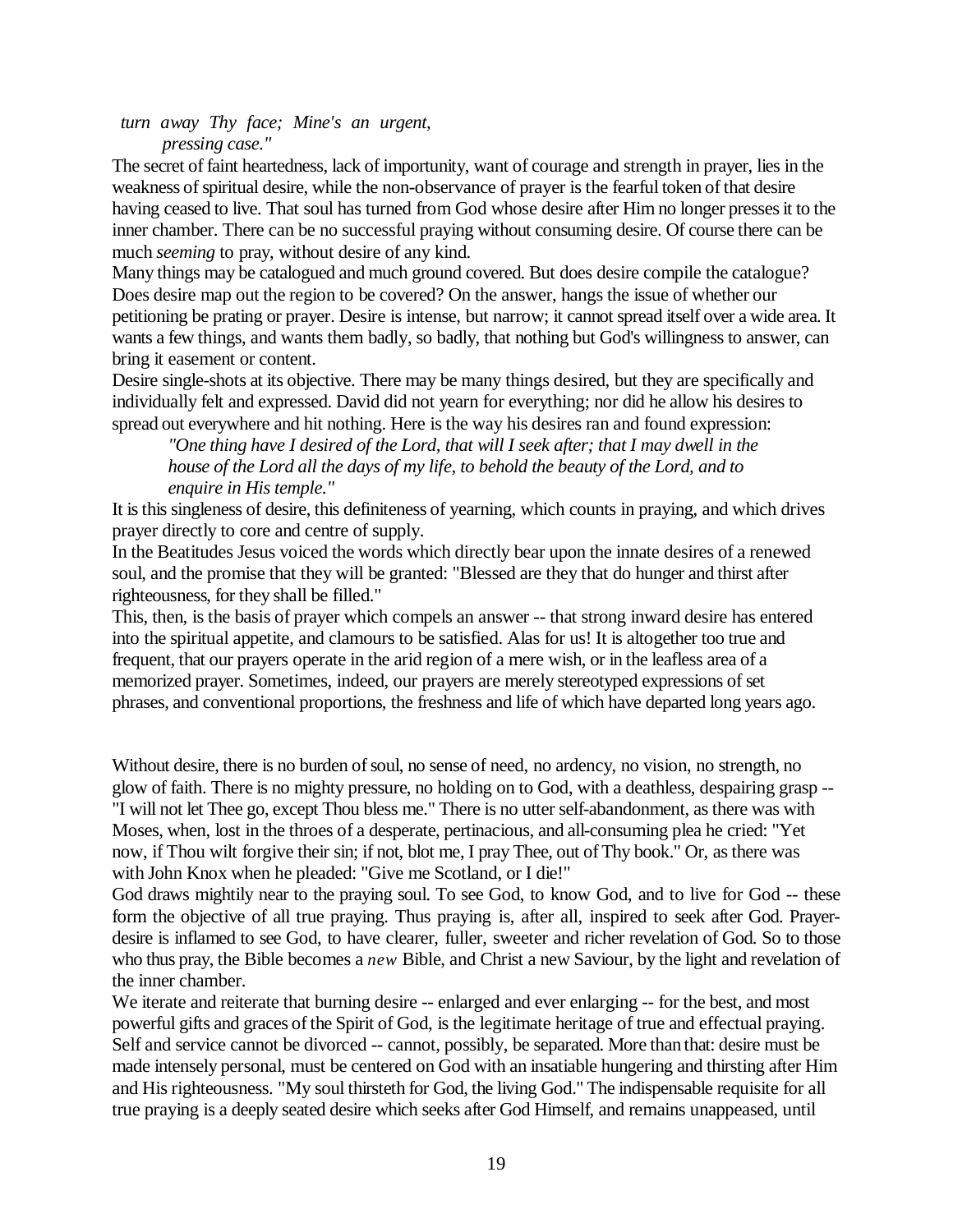*turn away Thy face; Mine's an urgent,*
*pressing case."*

The secret of faint heartedness, lack of importunity, want of courage and strength in prayer, lies in the weakness of spiritual desire, while the non-observance of prayer is the fearful token of that desire having ceased to live. That soul has turned from God whose desire after Him no longer presses it to the inner chamber. There can be no successful praying without consuming desire. Of course there can be much *seeming* to pray, without desire of any kind.

Many things may be catalogued and much ground covered. But does desire compile the catalogue? Does desire map out the region to be covered? On the answer, hangs the issue of whether our petitioning be prating or prayer. Desire is intense, but narrow; it cannot spread itself over a wide area. It wants a few things, and wants them badly, so badly, that nothing but God's willingness to answer, can bring it easement or content.

Desire single-shots at its objective. There may be many things desired, but they are specifically and individually felt and expressed. David did not yearn for everything; nor did he allow his desires to spread out everywhere and hit nothing. Here is the way his desires ran and found expression:

> *"One thing have I desired of the Lord, that will I seek after; that I may dwell in the house of the Lord all the days of my life, to behold the beauty of the Lord, and to enquire in His temple."*

It is this singleness of desire, this definiteness of yearning, which counts in praying, and which drives prayer directly to core and centre of supply.

In the Beatitudes Jesus voiced the words which directly bear upon the innate desires of a renewed soul, and the promise that they will be granted: "Blessed are they that do hunger and thirst after righteousness, for they shall be filled."

This, then, is the basis of prayer which compels an answer -- that strong inward desire has entered into the spiritual appetite, and clamours to be satisfied. Alas for us! It is altogether too true and frequent, that our prayers operate in the arid region of a mere wish, or in the leafless area of a memorized prayer. Sometimes, indeed, our prayers are merely stereotyped expressions of set phrases, and conventional proportions, the freshness and life of which have departed long years ago.

Without desire, there is no burden of soul, no sense of need, no ardency, no vision, no strength, no glow of faith. There is no mighty pressure, no holding on to God, with a deathless, despairing grasp -- "I will not let Thee go, except Thou bless me." There is no utter self-abandonment, as there was with Moses, when, lost in the throes of a desperate, pertinacious, and all-consuming plea he cried: "Yet now, if Thou wilt forgive their sin; if not, blot me, I pray Thee, out of Thy book." Or, as there was with John Knox when he pleaded: "Give me Scotland, or I die!"

God draws mightily near to the praying soul. To see God, to know God, and to live for God -- these form the objective of all true praying. Thus praying is, after all, inspired to seek after God. Prayer-desire is inflamed to see God, to have clearer, fuller, sweeter and richer revelation of God. So to those who thus pray, the Bible becomes a *new* Bible, and Christ a new Saviour, by the light and revelation of the inner chamber.

We iterate and reiterate that burning desire -- enlarged and ever enlarging -- for the best, and most powerful gifts and graces of the Spirit of God, is the legitimate heritage of true and effectual praying. Self and service cannot be divorced -- cannot, possibly, be separated. More than that: desire must be made intensely personal, must be centered on God with an insatiable hungering and thirsting after Him and His righteousness. "My soul thirsteth for God, the living God." The indispensable requisite for all true praying is a deeply seated desire which seeks after God Himself, and remains unappeased, until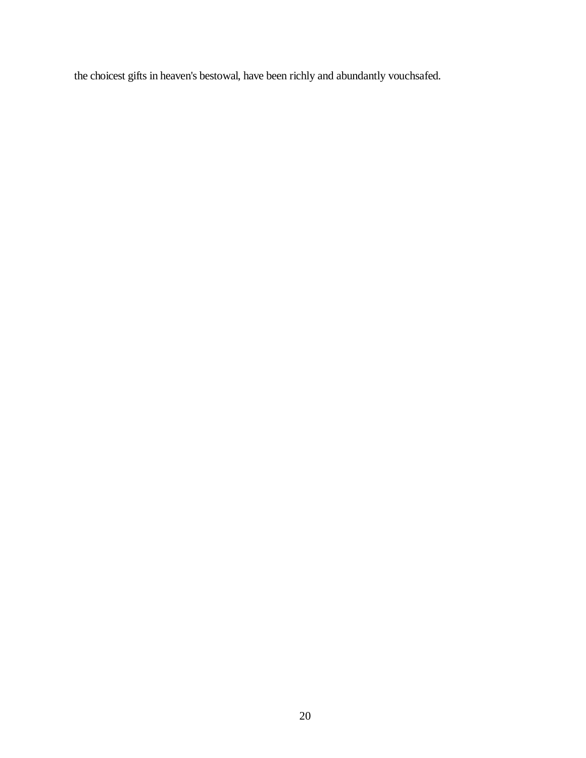the choicest gifts in heaven's bestowal, have been richly and abundantly vouchsafed.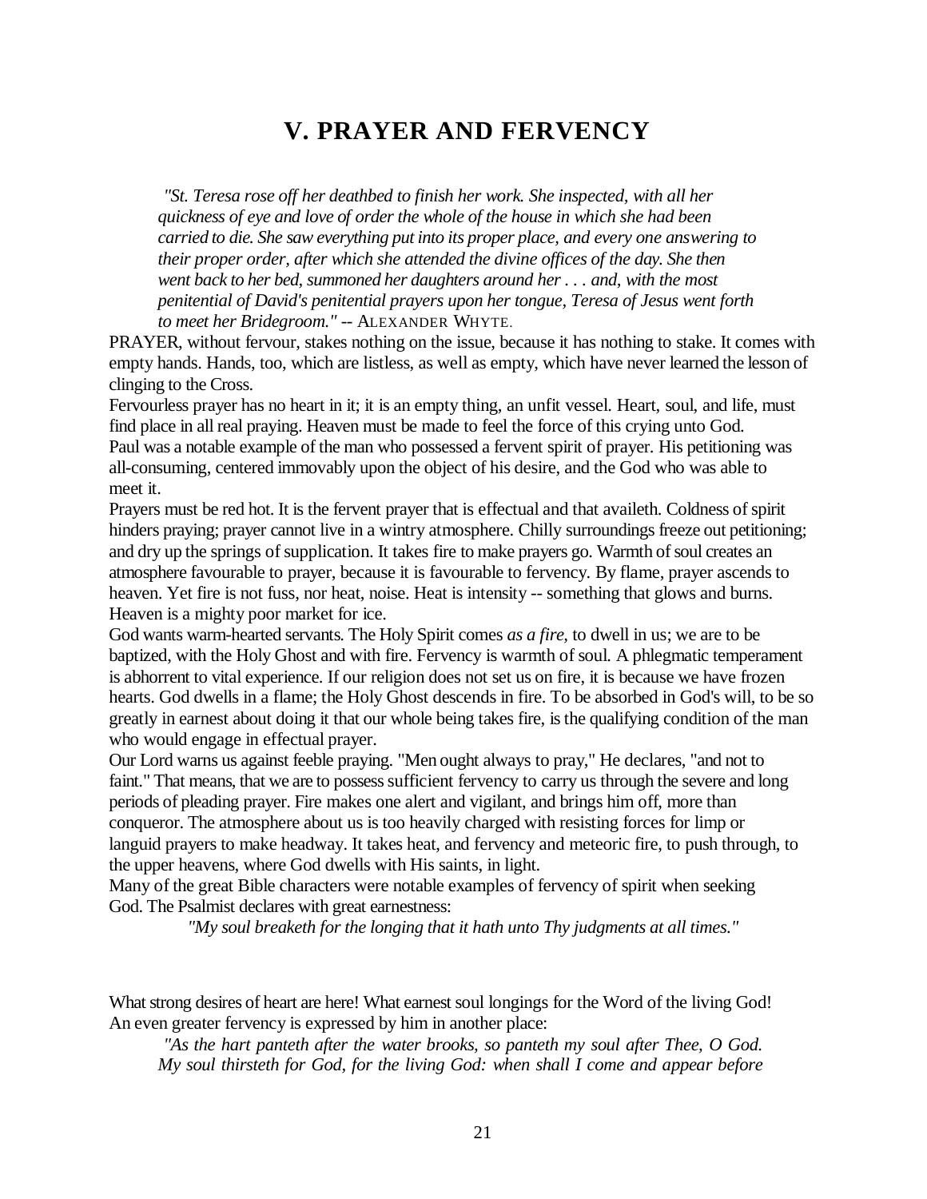# V. PRAYER AND FERVENCY

> *"St. Teresa rose off her deathbed to finish her work. She inspected, with all her quickness of eye and love of order the whole of the house in which she had been carried to die. She saw everything put into its proper place, and every one answering to their proper order, after which she attended the divine offices of the day. She then went back to her bed, summoned her daughters around her . . . and, with the most penitential of David's penitential prayers upon her tongue, Teresa of Jesus went forth to meet her Bridegroom."* -- ALEXANDER WHYTE.

PRAYER, without fervour, stakes nothing on the issue, because it has nothing to stake. It comes with empty hands. Hands, too, which are listless, as well as empty, which have never learned the lesson of clinging to the Cross.

Fervourless prayer has no heart in it; it is an empty thing, an unfit vessel. Heart, soul, and life, must find place in all real praying. Heaven must be made to feel the force of this crying unto God.

Paul was a notable example of the man who possessed a fervent spirit of prayer. His petitioning was all-consuming, centered immovably upon the object of his desire, and the God who was able to meet it.

Prayers must be red hot. It is the fervent prayer that is effectual and that availeth. Coldness of spirit hinders praying; prayer cannot live in a wintry atmosphere. Chilly surroundings freeze out petitioning; and dry up the springs of supplication. It takes fire to make prayers go. Warmth of soul creates an atmosphere favourable to prayer, because it is favourable to fervency. By flame, prayer ascends to heaven. Yet fire is not fuss, nor heat, noise. Heat is intensity -- something that glows and burns. Heaven is a mighty poor market for ice.

God wants warm-hearted servants. The Holy Spirit comes *as a fire,* to dwell in us; we are to be baptized, with the Holy Ghost and with fire. Fervency is warmth of soul. A phlegmatic temperament is abhorrent to vital experience. If our religion does not set us on fire, it is because we have frozen hearts. God dwells in a flame; the Holy Ghost descends in fire. To be absorbed in God's will, to be so greatly in earnest about doing it that our whole being takes fire, is the qualifying condition of the man who would engage in effectual prayer.

Our Lord warns us against feeble praying. "Men ought always to pray," He declares, "and not to faint." That means, that we are to possess sufficient fervency to carry us through the severe and long periods of pleading prayer. Fire makes one alert and vigilant, and brings him off, more than conqueror. The atmosphere about us is too heavily charged with resisting forces for limp or languid prayers to make headway. It takes heat, and fervency and meteoric fire, to push through, to the upper heavens, where God dwells with His saints, in light.

Many of the great Bible characters were notable examples of fervency of spirit when seeking God. The Psalmist declares with great earnestness:

> *"My soul breaketh for the longing that it hath unto Thy judgments at all times."*

What strong desires of heart are here! What earnest soul longings for the Word of the living God! An even greater fervency is expressed by him in another place:

> *"As the hart panteth after the water brooks, so panteth my soul after Thee, O God. My soul thirsteth for God, for the living God: when shall I come and appear before*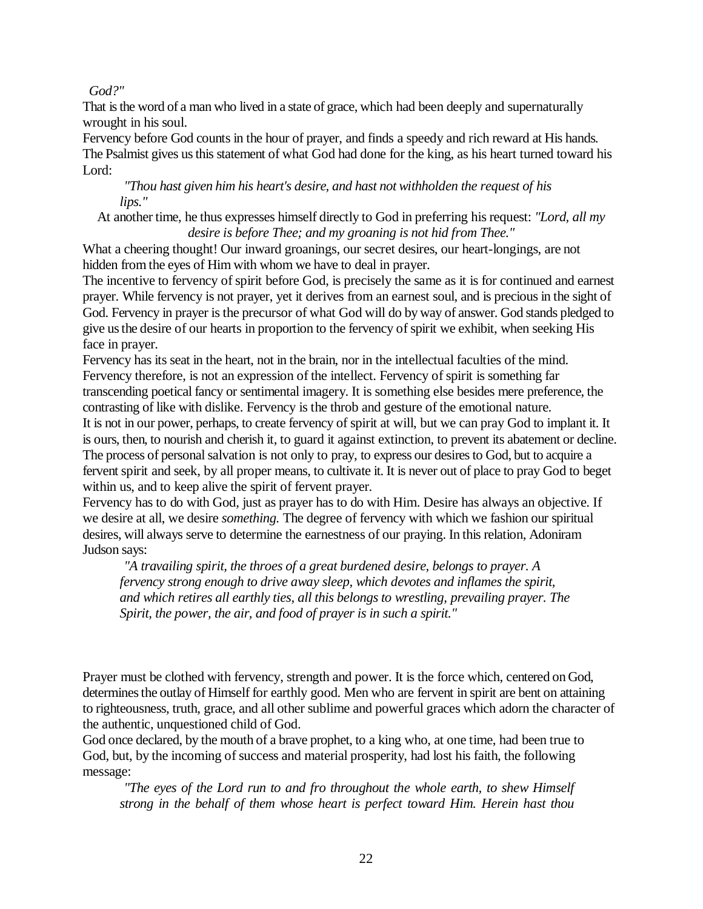*God?"*

That is the word of a man who lived in a state of grace, which had been deeply and supernaturally wrought in his soul.

Fervency before God counts in the hour of prayer, and finds a speedy and rich reward at His hands. The Psalmist gives us this statement of what God had done for the king, as his heart turned toward his Lord:

> *"Thou hast given him his heart's desire, and hast not withholden the request of his lips."*

At another time, he thus expresses himself directly to God in preferring his request: *"Lord, all my desire is before Thee; and my groaning is not hid from Thee."*

What a cheering thought! Our inward groanings, our secret desires, our heart-longings, are not hidden from the eyes of Him with whom we have to deal in prayer.

The incentive to fervency of spirit before God, is precisely the same as it is for continued and earnest prayer. While fervency is not prayer, yet it derives from an earnest soul, and is precious in the sight of God. Fervency in prayer is the precursor of what God will do by way of answer. God stands pledged to give us the desire of our hearts in proportion to the fervency of spirit we exhibit, when seeking His face in prayer.

Fervency has its seat in the heart, not in the brain, nor in the intellectual faculties of the mind. Fervency therefore, is not an expression of the intellect. Fervency of spirit is something far transcending poetical fancy or sentimental imagery. It is something else besides mere preference, the contrasting of like with dislike. Fervency is the throb and gesture of the emotional nature.

It is not in our power, perhaps, to create fervency of spirit at will, but we can pray God to implant it. It is ours, then, to nourish and cherish it, to guard it against extinction, to prevent its abatement or decline. The process of personal salvation is not only to pray, to express our desires to God, but to acquire a fervent spirit and seek, by all proper means, to cultivate it. It is never out of place to pray God to beget within us, and to keep alive the spirit of fervent prayer.

Fervency has to do with God, just as prayer has to do with Him. Desire has always an objective. If we desire at all, we desire *something.* The degree of fervency with which we fashion our spiritual desires, will always serve to determine the earnestness of our praying. In this relation, Adoniram Judson says:

> *"A travailing spirit, the throes of a great burdened desire, belongs to prayer. A fervency strong enough to drive away sleep, which devotes and inflames the spirit, and which retires all earthly ties, all this belongs to wrestling, prevailing prayer. The Spirit, the power, the air, and food of prayer is in such a spirit."*

Prayer must be clothed with fervency, strength and power. It is the force which, centered on God, determines the outlay of Himself for earthly good. Men who are fervent in spirit are bent on attaining to righteousness, truth, grace, and all other sublime and powerful graces which adorn the character of the authentic, unquestioned child of God.

God once declared, by the mouth of a brave prophet, to a king who, at one time, had been true to God, but, by the incoming of success and material prosperity, had lost his faith, the following message:

> *"The eyes of the Lord run to and fro throughout the whole earth, to shew Himself strong in the behalf of them whose heart is perfect toward Him. Herein hast thou*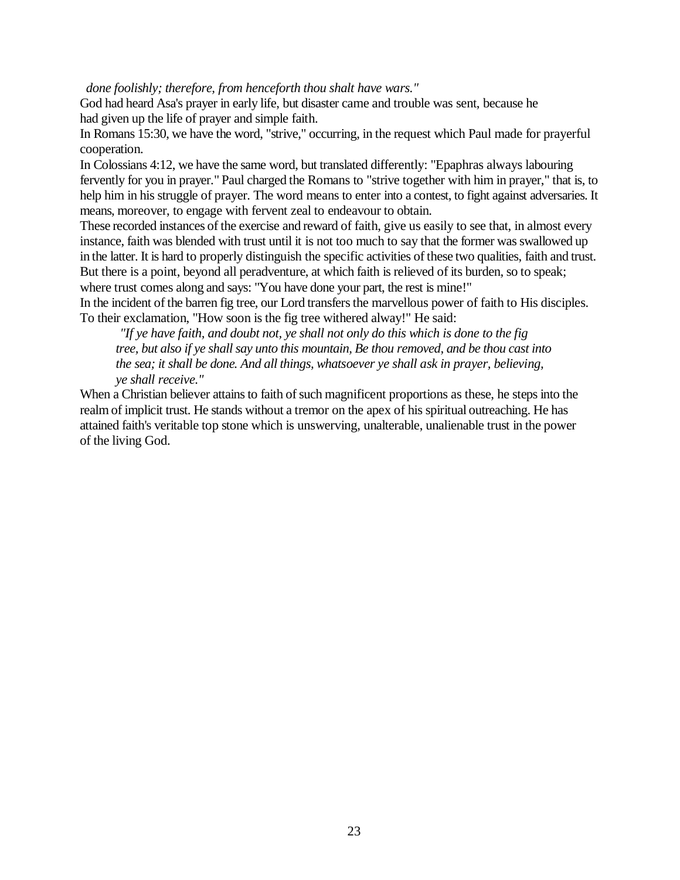*done foolishly; therefore, from henceforth thou shalt have wars."*

God had heard Asa's prayer in early life, but disaster came and trouble was sent, because he had given up the life of prayer and simple faith.

In Romans 15:30, we have the word, "strive," occurring, in the request which Paul made for prayerful cooperation.

In Colossians 4:12, we have the same word, but translated differently: "Epaphras always labouring fervently for you in prayer." Paul charged the Romans to "strive together with him in prayer," that is, to help him in his struggle of prayer. The word means to enter into a contest, to fight against adversaries. It means, moreover, to engage with fervent zeal to endeavour to obtain.

These recorded instances of the exercise and reward of faith, give us easily to see that, in almost every instance, faith was blended with trust until it is not too much to say that the former was swallowed up in the latter. It is hard to properly distinguish the specific activities of these two qualities, faith and trust. But there is a point, beyond all peradventure, at which faith is relieved of its burden, so to speak; where trust comes along and says: "You have done your part, the rest is mine!"

In the incident of the barren fig tree, our Lord transfers the marvellous power of faith to His disciples. To their exclamation, "How soon is the fig tree withered alway!" He said:

> *"If ye have faith, and doubt not, ye shall not only do this which is done to the fig tree, but also if ye shall say unto this mountain, Be thou removed, and be thou cast into the sea; it shall be done. And all things, whatsoever ye shall ask in prayer, believing, ye shall receive."*

When a Christian believer attains to faith of such magnificent proportions as these, he steps into the realm of implicit trust. He stands without a tremor on the apex of his spiritual outreaching. He has attained faith's veritable top stone which is unswerving, unalterable, unalienable trust in the power of the living God.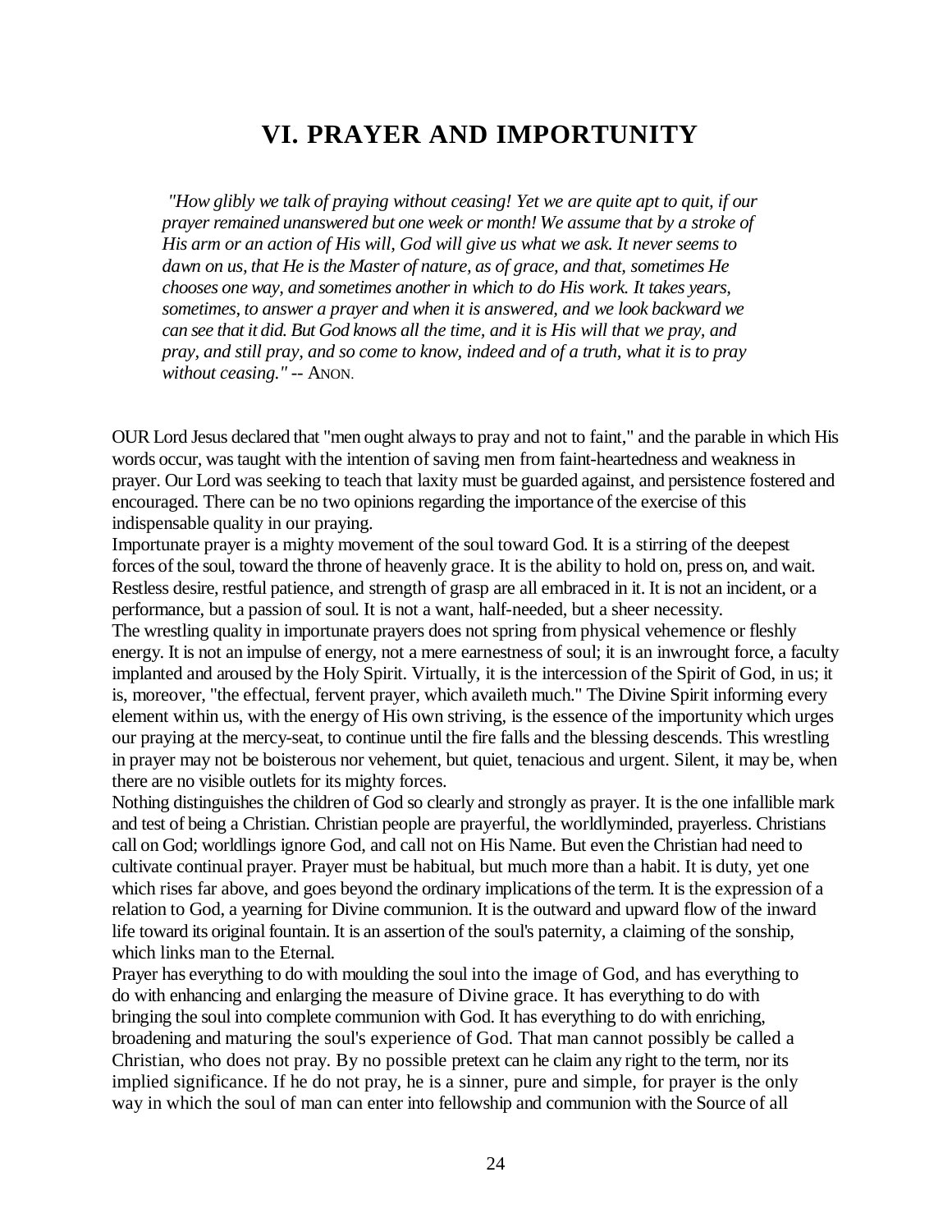# VI. PRAYER AND IMPORTUNITY

> *"How glibly we talk of praying without ceasing! Yet we are quite apt to quit, if our prayer remained unanswered but one week or month! We assume that by a stroke of His arm or an action of His will, God will give us what we ask. It never seems to dawn on us, that He is the Master of nature, as of grace, and that, sometimes He chooses one way, and sometimes another in which to do His work. It takes years, sometimes, to answer a prayer and when it is answered, and we look backward we can see that it did. But God knows all the time, and it is His will that we pray, and pray, and still pray, and so come to know, indeed and of a truth, what it is to pray without ceasing."* -- ANON.

OUR Lord Jesus declared that "men ought always to pray and not to faint," and the parable in which His words occur, was taught with the intention of saving men from faint-heartedness and weakness in prayer. Our Lord was seeking to teach that laxity must be guarded against, and persistence fostered and encouraged. There can be no two opinions regarding the importance of the exercise of this indispensable quality in our praying.

Importunate prayer is a mighty movement of the soul toward God. It is a stirring of the deepest forces of the soul, toward the throne of heavenly grace. It is the ability to hold on, press on, and wait. Restless desire, restful patience, and strength of grasp are all embraced in it. It is not an incident, or a performance, but a passion of soul. It is not a want, half-needed, but a sheer necessity.

The wrestling quality in importunate prayers does not spring from physical vehemence or fleshly energy. It is not an impulse of energy, not a mere earnestness of soul; it is an inwrought force, a faculty implanted and aroused by the Holy Spirit. Virtually, it is the intercession of the Spirit of God, in us; it is, moreover, "the effectual, fervent prayer, which availeth much." The Divine Spirit informing every element within us, with the energy of His own striving, is the essence of the importunity which urges our praying at the mercy-seat, to continue until the fire falls and the blessing descends. This wrestling in prayer may not be boisterous nor vehement, but quiet, tenacious and urgent. Silent, it may be, when there are no visible outlets for its mighty forces.

Nothing distinguishes the children of God so clearly and strongly as prayer. It is the one infallible mark and test of being a Christian. Christian people are prayerful, the worldlyminded, prayerless. Christians call on God; worldlings ignore God, and call not on His Name. But even the Christian had need to cultivate continual prayer. Prayer must be habitual, but much more than a habit. It is duty, yet one which rises far above, and goes beyond the ordinary implications of the term. It is the expression of a relation to God, a yearning for Divine communion. It is the outward and upward flow of the inward life toward its original fountain. It is an assertion of the soul's paternity, a claiming of the sonship, which links man to the Eternal.

Prayer has everything to do with moulding the soul into the image of God, and has everything to do with enhancing and enlarging the measure of Divine grace. It has everything to do with bringing the soul into complete communion with God. It has everything to do with enriching, broadening and maturing the soul's experience of God. That man cannot possibly be called a Christian, who does not pray. By no possible pretext can he claim any right to the term, nor its implied significance. If he do not pray, he is a sinner, pure and simple, for prayer is the only way in which the soul of man can enter into fellowship and communion with the Source of all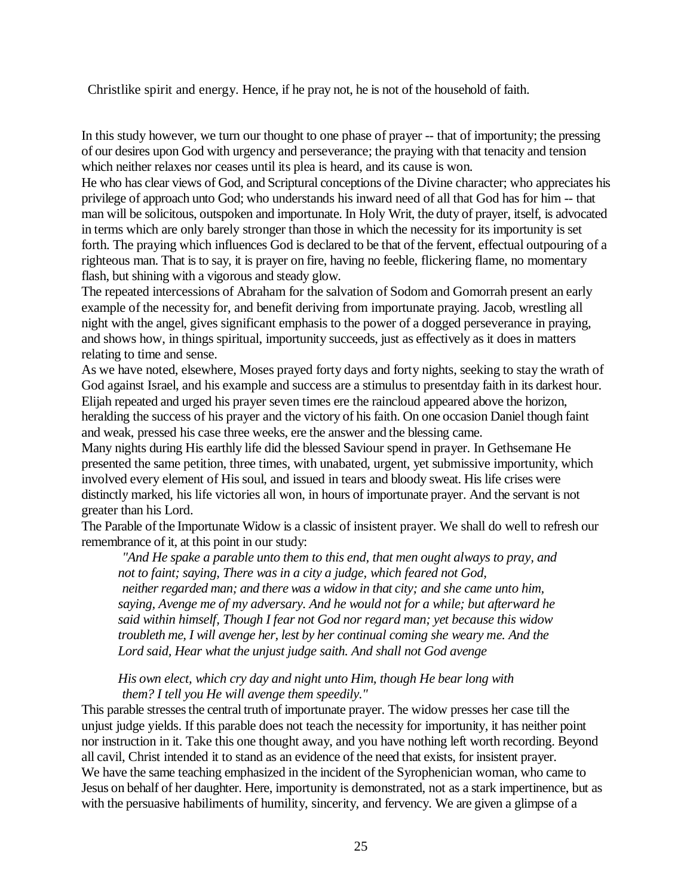Christlike spirit and energy. Hence, if he pray not, he is not of the household of faith.

In this study however, we turn our thought to one phase of prayer -- that of importunity; the pressing of our desires upon God with urgency and perseverance; the praying with that tenacity and tension which neither relaxes nor ceases until its plea is heard, and its cause is won.

He who has clear views of God, and Scriptural conceptions of the Divine character; who appreciates his privilege of approach unto God; who understands his inward need of all that God has for him -- that man will be solicitous, outspoken and importunate. In Holy Writ, the duty of prayer, itself, is advocated in terms which are only barely stronger than those in which the necessity for its importunity is set forth. The praying which influences God is declared to be that of the fervent, effectual outpouring of a righteous man. That is to say, it is prayer on fire, having no feeble, flickering flame, no momentary flash, but shining with a vigorous and steady glow.

The repeated intercessions of Abraham for the salvation of Sodom and Gomorrah present an early example of the necessity for, and benefit deriving from importunate praying. Jacob, wrestling all night with the angel, gives significant emphasis to the power of a dogged perseverance in praying, and shows how, in things spiritual, importunity succeeds, just as effectively as it does in matters relating to time and sense.

As we have noted, elsewhere, Moses prayed forty days and forty nights, seeking to stay the wrath of God against Israel, and his example and success are a stimulus to presentday faith in its darkest hour. Elijah repeated and urged his prayer seven times ere the raincloud appeared above the horizon, heralding the success of his prayer and the victory of his faith. On one occasion Daniel though faint and weak, pressed his case three weeks, ere the answer and the blessing came.

Many nights during His earthly life did the blessed Saviour spend in prayer. In Gethsemane He presented the same petition, three times, with unabated, urgent, yet submissive importunity, which involved every element of His soul, and issued in tears and bloody sweat. His life crises were distinctly marked, his life victories all won, in hours of importunate prayer. And the servant is not greater than his Lord.

The Parable of the Importunate Widow is a classic of insistent prayer. We shall do well to refresh our remembrance of it, at this point in our study:

> *"And He spake a parable unto them to this end, that men ought always to pray, and not to faint; saying, There was in a city a judge, which feared not God, neither regarded man; and there was a widow in that city; and she came unto him, saying, Avenge me of my adversary. And he would not for a while; but afterward he said within himself, Though I fear not God nor regard man; yet because this widow troubleth me, I will avenge her, lest by her continual coming she weary me. And the Lord said, Hear what the unjust judge saith. And shall not God avenge His own elect, which cry day and night unto Him, though He bear long with them? I tell you He will avenge them speedily."*

This parable stresses the central truth of importunate prayer. The widow presses her case till the unjust judge yields. If this parable does not teach the necessity for importunity, it has neither point nor instruction in it. Take this one thought away, and you have nothing left worth recording. Beyond all cavil, Christ intended it to stand as an evidence of the need that exists, for insistent prayer.

We have the same teaching emphasized in the incident of the Syrophenician woman, who came to Jesus on behalf of her daughter. Here, importunity is demonstrated, not as a stark impertinence, but as with the persuasive habiliments of humility, sincerity, and fervency. We are given a glimpse of a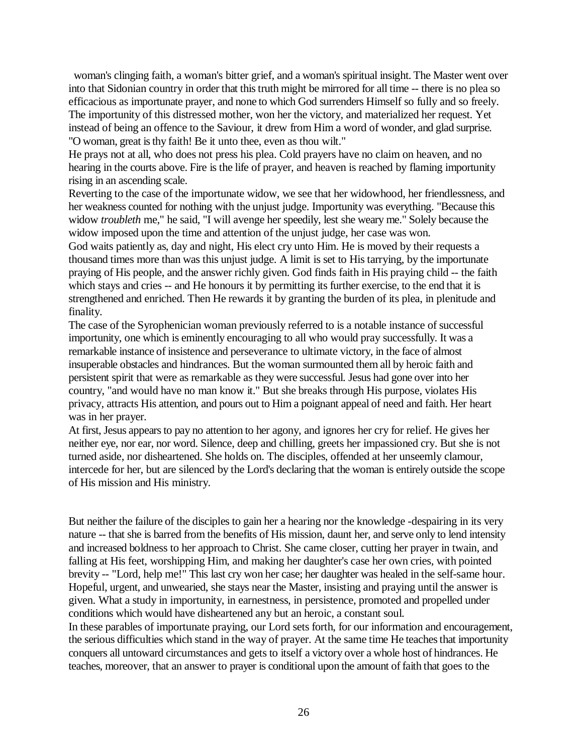woman's clinging faith, a woman's bitter grief, and a woman's spiritual insight. The Master went over into that Sidonian country in order that this truth might be mirrored for all time -- there is no plea so efficacious as importunate prayer, and none to which God surrenders Himself so fully and so freely. The importunity of this distressed mother, won her the victory, and materialized her request. Yet instead of being an offence to the Saviour, it drew from Him a word of wonder, and glad surprise. "O woman, great is thy faith! Be it unto thee, even as thou wilt."

He prays not at all, who does not press his plea. Cold prayers have no claim on heaven, and no hearing in the courts above. Fire is the life of prayer, and heaven is reached by flaming importunity rising in an ascending scale.

Reverting to the case of the importunate widow, we see that her widowhood, her friendlessness, and her weakness counted for nothing with the unjust judge. Importunity was everything. "Because this widow *troubleth* me," he said, "I will avenge her speedily, lest she weary me." Solely because the widow imposed upon the time and attention of the unjust judge, her case was won.

God waits patiently as, day and night, His elect cry unto Him. He is moved by their requests a thousand times more than was this unjust judge. A limit is set to His tarrying, by the importunate praying of His people, and the answer richly given. God finds faith in His praying child -- the faith which stays and cries -- and He honours it by permitting its further exercise, to the end that it is strengthened and enriched. Then He rewards it by granting the burden of its plea, in plenitude and finality.

The case of the Syrophenician woman previously referred to is a notable instance of successful importunity, one which is eminently encouraging to all who would pray successfully. It was a remarkable instance of insistence and perseverance to ultimate victory, in the face of almost insuperable obstacles and hindrances. But the woman surmounted them all by heroic faith and persistent spirit that were as remarkable as they were successful. Jesus had gone over into her country, "and would have no man know it." But she breaks through His purpose, violates His privacy, attracts His attention, and pours out to Him a poignant appeal of need and faith. Her heart was in her prayer.

At first, Jesus appears to pay no attention to her agony, and ignores her cry for relief. He gives her neither eye, nor ear, nor word. Silence, deep and chilling, greets her impassioned cry. But she is not turned aside, nor disheartened. She holds on. The disciples, offended at her unseemly clamour, intercede for her, but are silenced by the Lord's declaring that the woman is entirely outside the scope of His mission and His ministry.

But neither the failure of the disciples to gain her a hearing nor the knowledge -despairing in its very nature -- that she is barred from the benefits of His mission, daunt her, and serve only to lend intensity and increased boldness to her approach to Christ. She came closer, cutting her prayer in twain, and falling at His feet, worshipping Him, and making her daughter's case her own cries, with pointed brevity -- "Lord, help me!" This last cry won her case; her daughter was healed in the self-same hour. Hopeful, urgent, and unwearied, she stays near the Master, insisting and praying until the answer is given. What a study in importunity, in earnestness, in persistence, promoted and propelled under conditions which would have disheartened any but an heroic, a constant soul.

In these parables of importunate praying, our Lord sets forth, for our information and encouragement, the serious difficulties which stand in the way of prayer. At the same time He teaches that importunity conquers all untoward circumstances and gets to itself a victory over a whole host of hindrances. He teaches, moreover, that an answer to prayer is conditional upon the amount of faith that goes to the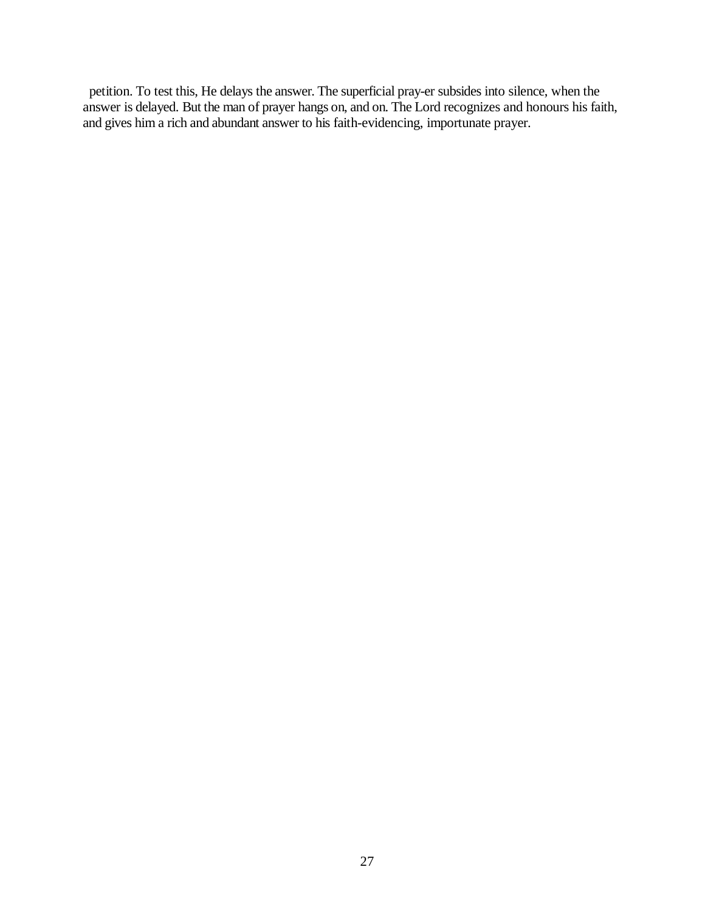petition. To test this, He delays the answer. The superficial pray-er subsides into silence, when the answer is delayed. But the man of prayer hangs on, and on. The Lord recognizes and honours his faith, and gives him a rich and abundant answer to his faith-evidencing, importunate prayer.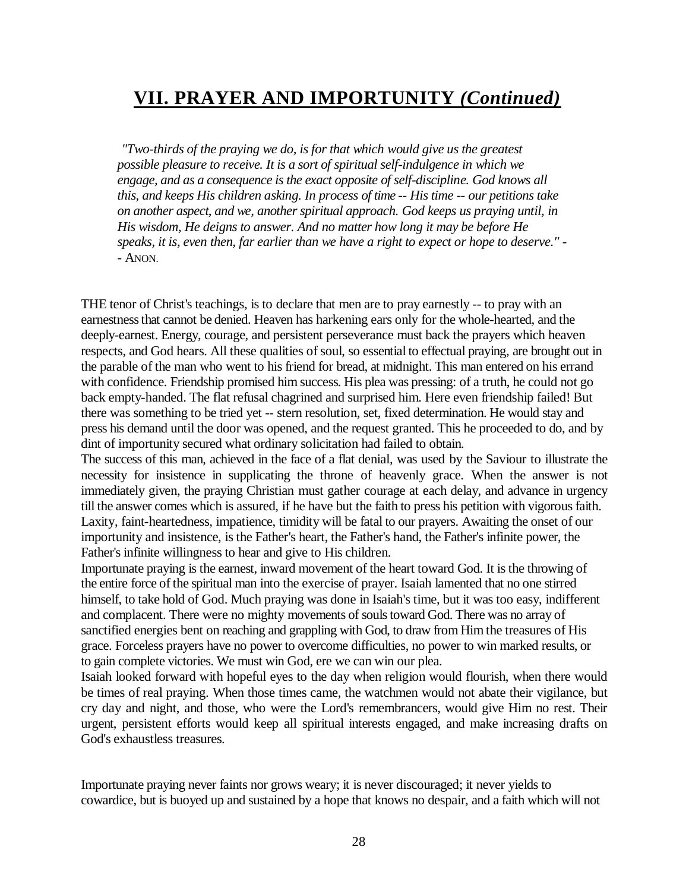# VII. PRAYER AND IMPORTUNITY *(Continued)*

> *"Two-thirds of the praying we do, is for that which would give us the greatest possible pleasure to receive. It is a sort of spiritual self-indulgence in which we engage, and as a consequence is the exact opposite of self-discipline. God knows all this, and keeps His children asking. In process of time -- His time -- our petitions take on another aspect, and we, another spiritual approach. God keeps us praying until, in His wisdom, He deigns to answer. And no matter how long it may be before He speaks, it is, even then, far earlier than we have a right to expect or hope to deserve."* -- ANON.

THE tenor of Christ's teachings, is to declare that men are to pray earnestly -- to pray with an earnestness that cannot be denied. Heaven has harkening ears only for the whole-hearted, and the deeply-earnest. Energy, courage, and persistent perseverance must back the prayers which heaven respects, and God hears. All these qualities of soul, so essential to effectual praying, are brought out in the parable of the man who went to his friend for bread, at midnight. This man entered on his errand with confidence. Friendship promised him success. His plea was pressing: of a truth, he could not go back empty-handed. The flat refusal chagrined and surprised him. Here even friendship failed! But there was something to be tried yet -- stern resolution, set, fixed determination. He would stay and press his demand until the door was opened, and the request granted. This he proceeded to do, and by dint of importunity secured what ordinary solicitation had failed to obtain.

The success of this man, achieved in the face of a flat denial, was used by the Saviour to illustrate the necessity for insistence in supplicating the throne of heavenly grace. When the answer is not immediately given, the praying Christian must gather courage at each delay, and advance in urgency till the answer comes which is assured, if he have but the faith to press his petition with vigorous faith. Laxity, faint-heartedness, impatience, timidity will be fatal to our prayers. Awaiting the onset of our importunity and insistence, is the Father's heart, the Father's hand, the Father's infinite power, the Father's infinite willingness to hear and give to His children.

Importunate praying is the earnest, inward movement of the heart toward God. It is the throwing of the entire force of the spiritual man into the exercise of prayer. Isaiah lamented that no one stirred himself, to take hold of God. Much praying was done in Isaiah's time, but it was too easy, indifferent and complacent. There were no mighty movements of souls toward God. There was no array of sanctified energies bent on reaching and grappling with God, to draw from Him the treasures of His grace. Forceless prayers have no power to overcome difficulties, no power to win marked results, or to gain complete victories. We must win God, ere we can win our plea.

Isaiah looked forward with hopeful eyes to the day when religion would flourish, when there would be times of real praying. When those times came, the watchmen would not abate their vigilance, but cry day and night, and those, who were the Lord's remembrancers, would give Him no rest. Their urgent, persistent efforts would keep all spiritual interests engaged, and make increasing drafts on God's exhaustless treasures.

Importunate praying never faints nor grows weary; it is never discouraged; it never yields to cowardice, but is buoyed up and sustained by a hope that knows no despair, and a faith which will not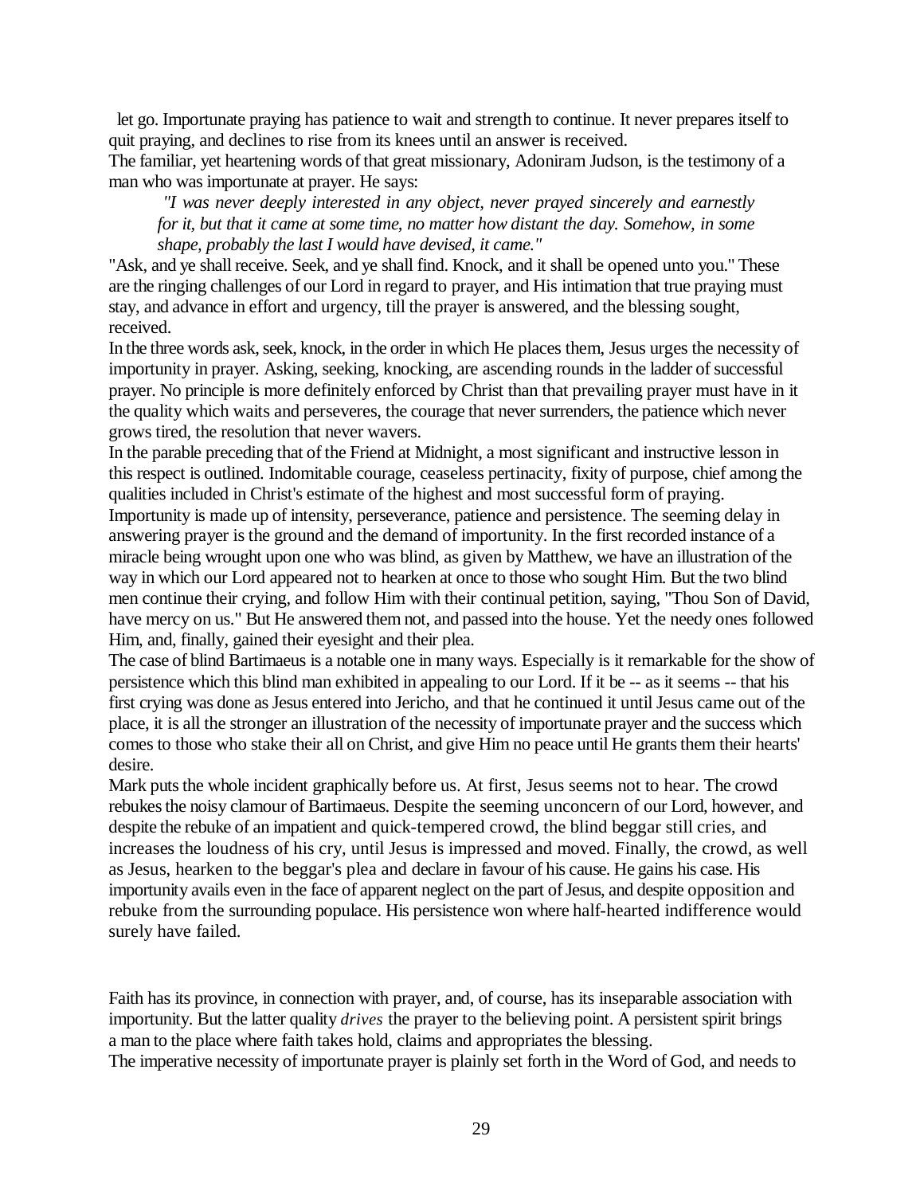let go. Importunate praying has patience to wait and strength to continue. It never prepares itself to quit praying, and declines to rise from its knees until an answer is received.

The familiar, yet heartening words of that great missionary, Adoniram Judson, is the testimony of a man who was importunate at prayer. He says:

> *"I was never deeply interested in any object, never prayed sincerely and earnestly for it, but that it came at some time, no matter how distant the day. Somehow, in some shape, probably the last I would have devised, it came."*

"Ask, and ye shall receive. Seek, and ye shall find. Knock, and it shall be opened unto you." These are the ringing challenges of our Lord in regard to prayer, and His intimation that true praying must stay, and advance in effort and urgency, till the prayer is answered, and the blessing sought, received.

In the three words ask, seek, knock, in the order in which He places them, Jesus urges the necessity of importunity in prayer. Asking, seeking, knocking, are ascending rounds in the ladder of successful prayer. No principle is more definitely enforced by Christ than that prevailing prayer must have in it the quality which waits and perseveres, the courage that never surrenders, the patience which never grows tired, the resolution that never wavers.

In the parable preceding that of the Friend at Midnight, a most significant and instructive lesson in this respect is outlined. Indomitable courage, ceaseless pertinacity, fixity of purpose, chief among the qualities included in Christ's estimate of the highest and most successful form of praying.

Importunity is made up of intensity, perseverance, patience and persistence. The seeming delay in answering prayer is the ground and the demand of importunity. In the first recorded instance of a miracle being wrought upon one who was blind, as given by Matthew, we have an illustration of the way in which our Lord appeared not to hearken at once to those who sought Him. But the two blind men continue their crying, and follow Him with their continual petition, saying, "Thou Son of David, have mercy on us." But He answered them not, and passed into the house. Yet the needy ones followed Him, and, finally, gained their eyesight and their plea.

The case of blind Bartimaeus is a notable one in many ways. Especially is it remarkable for the show of persistence which this blind man exhibited in appealing to our Lord. If it be -- as it seems -- that his first crying was done as Jesus entered into Jericho, and that he continued it until Jesus came out of the place, it is all the stronger an illustration of the necessity of importunate prayer and the success which comes to those who stake their all on Christ, and give Him no peace until He grants them their hearts' desire.

Mark puts the whole incident graphically before us. At first, Jesus seems not to hear. The crowd rebukes the noisy clamour of Bartimaeus. Despite the seeming unconcern of our Lord, however, and despite the rebuke of an impatient and quick-tempered crowd, the blind beggar still cries, and increases the loudness of his cry, until Jesus is impressed and moved. Finally, the crowd, as well as Jesus, hearken to the beggar's plea and declare in favour of his cause. He gains his case. His importunity avails even in the face of apparent neglect on the part of Jesus, and despite opposition and rebuke from the surrounding populace. His persistence won where half-hearted indifference would surely have failed.

Faith has its province, in connection with prayer, and, of course, has its inseparable association with importunity. But the latter quality *drives* the prayer to the believing point. A persistent spirit brings a man to the place where faith takes hold, claims and appropriates the blessing.

The imperative necessity of importunate prayer is plainly set forth in the Word of God, and needs to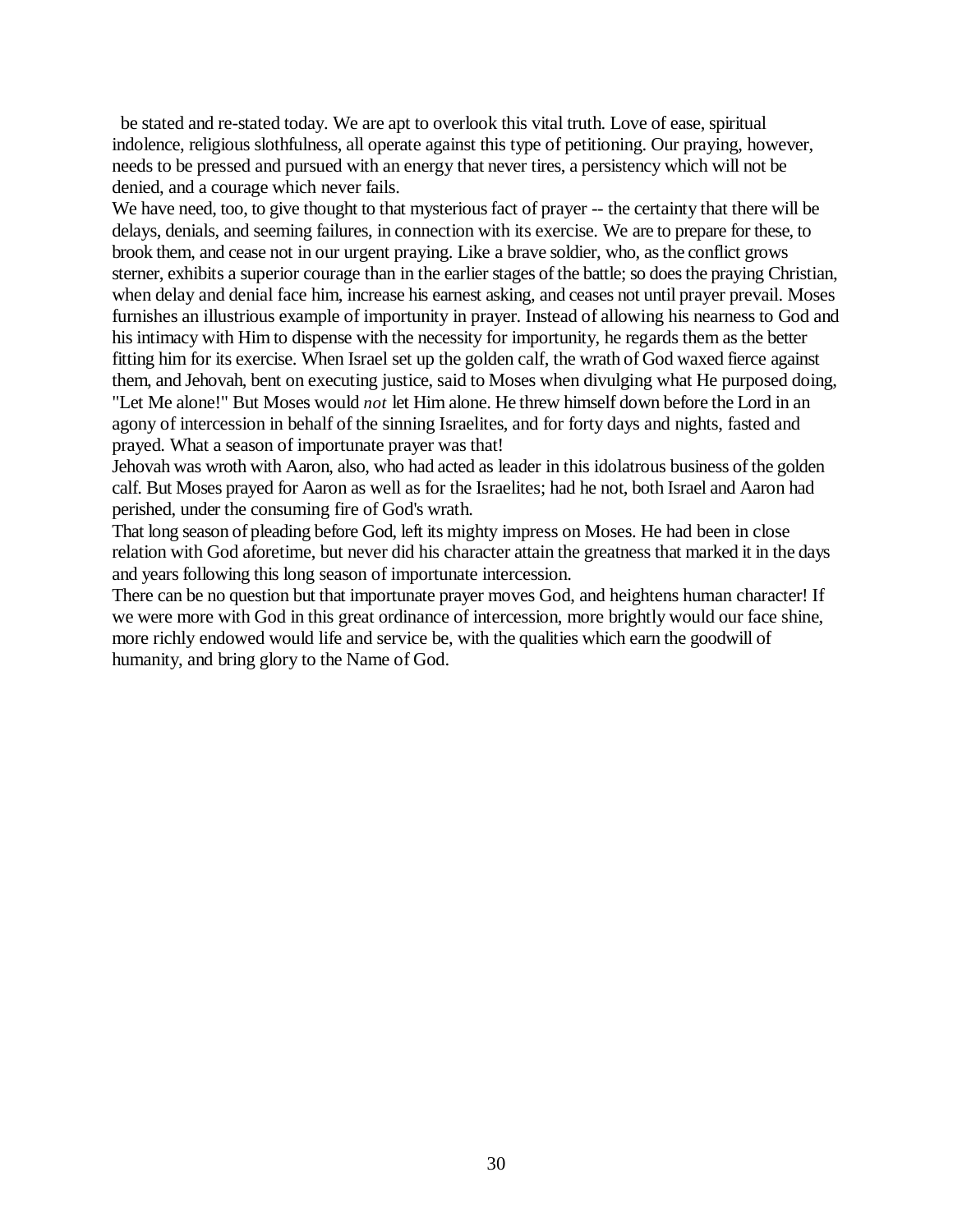be stated and re-stated today. We are apt to overlook this vital truth. Love of ease, spiritual indolence, religious slothfulness, all operate against this type of petitioning. Our praying, however, needs to be pressed and pursued with an energy that never tires, a persistency which will not be denied, and a courage which never fails.

We have need, too, to give thought to that mysterious fact of prayer -- the certainty that there will be delays, denials, and seeming failures, in connection with its exercise. We are to prepare for these, to brook them, and cease not in our urgent praying. Like a brave soldier, who, as the conflict grows sterner, exhibits a superior courage than in the earlier stages of the battle; so does the praying Christian, when delay and denial face him, increase his earnest asking, and ceases not until prayer prevail. Moses furnishes an illustrious example of importunity in prayer. Instead of allowing his nearness to God and his intimacy with Him to dispense with the necessity for importunity, he regards them as the better fitting him for its exercise. When Israel set up the golden calf, the wrath of God waxed fierce against them, and Jehovah, bent on executing justice, said to Moses when divulging what He purposed doing, "Let Me alone!" But Moses would *not* let Him alone. He threw himself down before the Lord in an agony of intercession in behalf of the sinning Israelites, and for forty days and nights, fasted and prayed. What a season of importunate prayer was that!

Jehovah was wroth with Aaron, also, who had acted as leader in this idolatrous business of the golden calf. But Moses prayed for Aaron as well as for the Israelites; had he not, both Israel and Aaron had perished, under the consuming fire of God's wrath.

That long season of pleading before God, left its mighty impress on Moses. He had been in close relation with God aforetime, but never did his character attain the greatness that marked it in the days and years following this long season of importunate intercession.

There can be no question but that importunate prayer moves God, and heightens human character! If we were more with God in this great ordinance of intercession, more brightly would our face shine, more richly endowed would life and service be, with the qualities which earn the goodwill of humanity, and bring glory to the Name of God.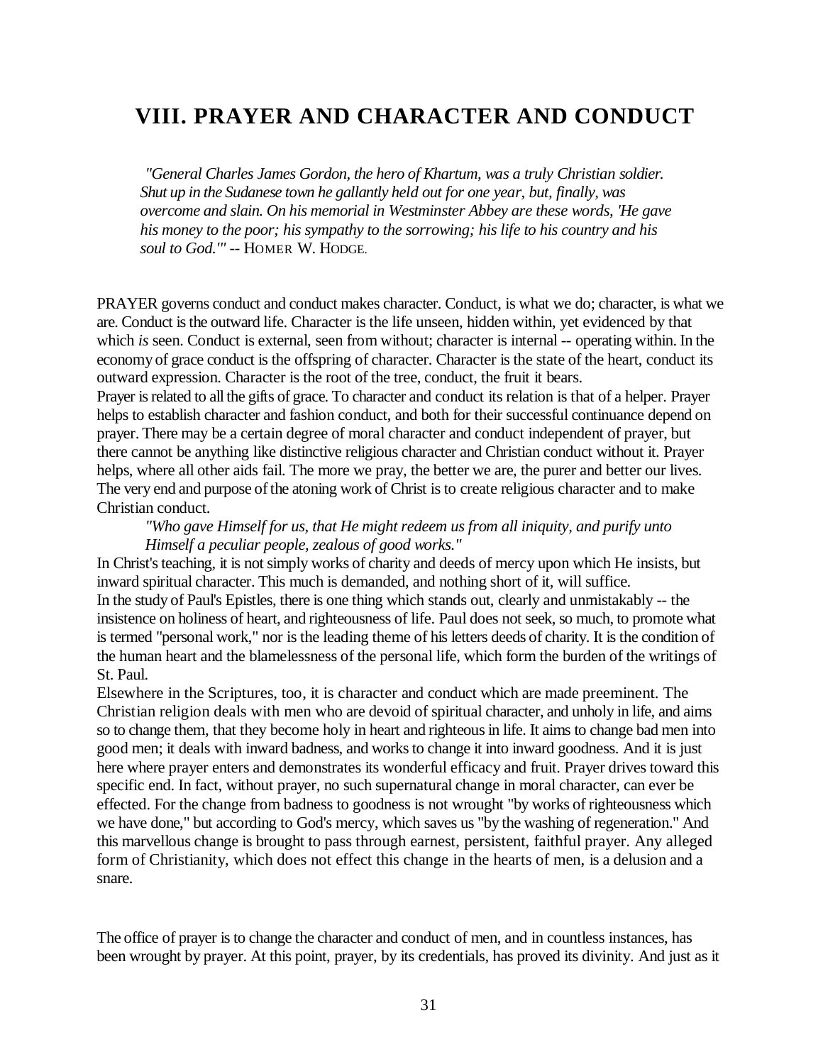# VIII. PRAYER AND CHARACTER AND CONDUCT

> *"General Charles James Gordon, the hero of Khartum, was a truly Christian soldier. Shut up in the Sudanese town he gallantly held out for one year, but, finally, was overcome and slain. On his memorial in Westminster Abbey are these words, 'He gave his money to the poor; his sympathy to the sorrowing; his life to his country and his soul to God.'"* -- HOMER W. HODGE.

PRAYER governs conduct and conduct makes character. Conduct, is what we do; character, is what we are. Conduct is the outward life. Character is the life unseen, hidden within, yet evidenced by that which *is* seen. Conduct is external, seen from without; character is internal -- operating within. In the economy of grace conduct is the offspring of character. Character is the state of the heart, conduct its outward expression. Character is the root of the tree, conduct, the fruit it bears.

Prayer is related to all the gifts of grace. To character and conduct its relation is that of a helper. Prayer helps to establish character and fashion conduct, and both for their successful continuance depend on prayer. There may be a certain degree of moral character and conduct independent of prayer, but there cannot be anything like distinctive religious character and Christian conduct without it. Prayer helps, where all other aids fail. The more we pray, the better we are, the purer and better our lives. The very end and purpose of the atoning work of Christ is to create religious character and to make Christian conduct.

> *"Who gave Himself for us, that He might redeem us from all iniquity, and purify unto Himself a peculiar people, zealous of good works."*

In Christ's teaching, it is not simply works of charity and deeds of mercy upon which He insists, but inward spiritual character. This much is demanded, and nothing short of it, will suffice.

In the study of Paul's Epistles, there is one thing which stands out, clearly and unmistakably -- the insistence on holiness of heart, and righteousness of life. Paul does not seek, so much, to promote what is termed "personal work," nor is the leading theme of his letters deeds of charity. It is the condition of the human heart and the blamelessness of the personal life, which form the burden of the writings of St. Paul.

Elsewhere in the Scriptures, too, it is character and conduct which are made preeminent. The Christian religion deals with men who are devoid of spiritual character, and unholy in life, and aims so to change them, that they become holy in heart and righteous in life. It aims to change bad men into good men; it deals with inward badness, and works to change it into inward goodness. And it is just here where prayer enters and demonstrates its wonderful efficacy and fruit. Prayer drives toward this specific end. In fact, without prayer, no such supernatural change in moral character, can ever be effected. For the change from badness to goodness is not wrought "by works of righteousness which we have done," but according to God's mercy, which saves us "by the washing of regeneration." And this marvellous change is brought to pass through earnest, persistent, faithful prayer. Any alleged form of Christianity, which does not effect this change in the hearts of men, is a delusion and a snare.

The office of prayer is to change the character and conduct of men, and in countless instances, has been wrought by prayer. At this point, prayer, by its credentials, has proved its divinity. And just as it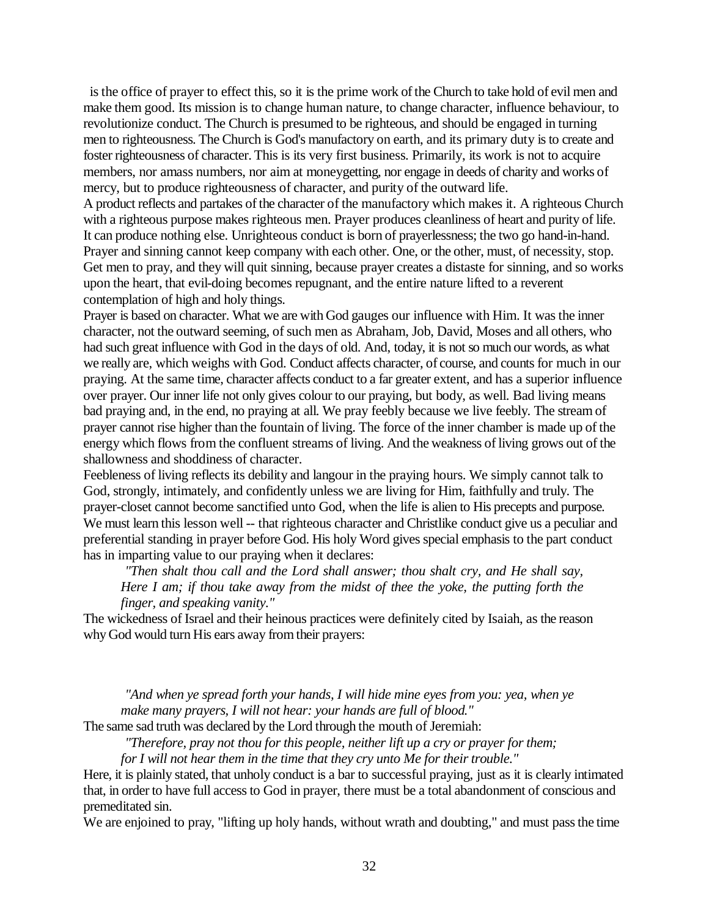is the office of prayer to effect this, so it is the prime work of the Church to take hold of evil men and make them good. Its mission is to change human nature, to change character, influence behaviour, to revolutionize conduct. The Church is presumed to be righteous, and should be engaged in turning men to righteousness. The Church is God's manufactory on earth, and its primary duty is to create and foster righteousness of character. This is its very first business. Primarily, its work is not to acquire members, nor amass numbers, nor aim at moneygetting, nor engage in deeds of charity and works of mercy, but to produce righteousness of character, and purity of the outward life.

A product reflects and partakes of the character of the manufactory which makes it. A righteous Church with a righteous purpose makes righteous men. Prayer produces cleanliness of heart and purity of life. It can produce nothing else. Unrighteous conduct is born of prayerlessness; the two go hand-in-hand. Prayer and sinning cannot keep company with each other. One, or the other, must, of necessity, stop. Get men to pray, and they will quit sinning, because prayer creates a distaste for sinning, and so works upon the heart, that evil-doing becomes repugnant, and the entire nature lifted to a reverent contemplation of high and holy things.

Prayer is based on character. What we are with God gauges our influence with Him. It was the inner character, not the outward seeming, of such men as Abraham, Job, David, Moses and all others, who had such great influence with God in the days of old. And, today, it is not so much our words, as what we really are, which weighs with God. Conduct affects character, of course, and counts for much in our praying. At the same time, character affects conduct to a far greater extent, and has a superior influence over prayer. Our inner life not only gives colour to our praying, but body, as well. Bad living means bad praying and, in the end, no praying at all. We pray feebly because we live feebly. The stream of prayer cannot rise higher than the fountain of living. The force of the inner chamber is made up of the energy which flows from the confluent streams of living. And the weakness of living grows out of the shallowness and shoddiness of character.

Feebleness of living reflects its debility and langour in the praying hours. We simply cannot talk to God, strongly, intimately, and confidently unless we are living for Him, faithfully and truly. The prayer-closet cannot become sanctified unto God, when the life is alien to His precepts and purpose. We must learn this lesson well -- that righteous character and Christlike conduct give us a peculiar and preferential standing in prayer before God. His holy Word gives special emphasis to the part conduct has in imparting value to our praying when it declares:

> *"Then shalt thou call and the Lord shall answer; thou shalt cry, and He shall say, Here I am; if thou take away from the midst of thee the yoke, the putting forth the finger, and speaking vanity."*

The wickedness of Israel and their heinous practices were definitely cited by Isaiah, as the reason why God would turn His ears away from their prayers:

> *"And when ye spread forth your hands, I will hide mine eyes from you: yea, when ye make many prayers, I will not hear: your hands are full of blood."*

The same sad truth was declared by the Lord through the mouth of Jeremiah:

> *"Therefore, pray not thou for this people, neither lift up a cry or prayer for them; for I will not hear them in the time that they cry unto Me for their trouble."*

Here, it is plainly stated, that unholy conduct is a bar to successful praying, just as it is clearly intimated that, in order to have full access to God in prayer, there must be a total abandonment of conscious and premeditated sin.

We are enjoined to pray, "lifting up holy hands, without wrath and doubting," and must pass the time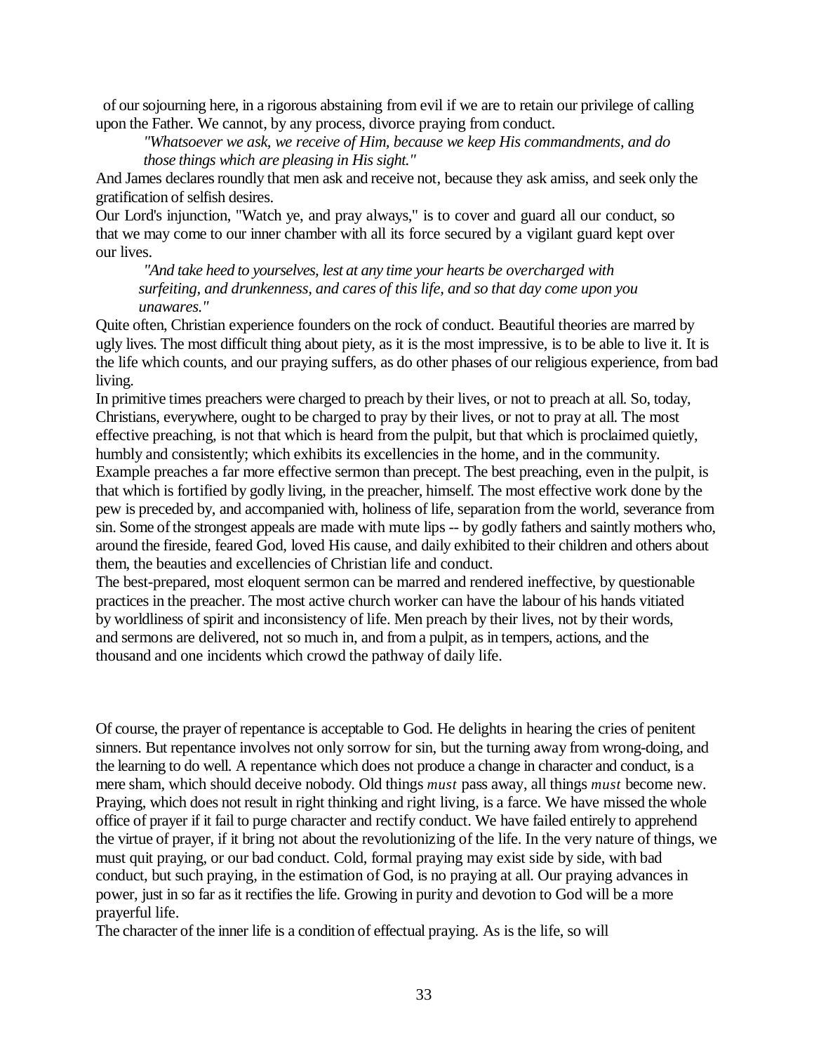of our sojourning here, in a rigorous abstaining from evil if we are to retain our privilege of calling upon the Father. We cannot, by any process, divorce praying from conduct.

> *"Whatsoever we ask, we receive of Him, because we keep His commandments, and do those things which are pleasing in His sight."*

And James declares roundly that men ask and receive not, because they ask amiss, and seek only the gratification of selfish desires.

Our Lord's injunction, "Watch ye, and pray always," is to cover and guard all our conduct, so that we may come to our inner chamber with all its force secured by a vigilant guard kept over our lives.

> *"And take heed to yourselves, lest at any time your hearts be overcharged with surfeiting, and drunkenness, and cares of this life, and so that day come upon you unawares."*

Quite often, Christian experience founders on the rock of conduct. Beautiful theories are marred by ugly lives. The most difficult thing about piety, as it is the most impressive, is to be able to live it. It is the life which counts, and our praying suffers, as do other phases of our religious experience, from bad living.

In primitive times preachers were charged to preach by their lives, or not to preach at all. So, today, Christians, everywhere, ought to be charged to pray by their lives, or not to pray at all. The most effective preaching, is not that which is heard from the pulpit, but that which is proclaimed quietly, humbly and consistently; which exhibits its excellencies in the home, and in the community. Example preaches a far more effective sermon than precept. The best preaching, even in the pulpit, is that which is fortified by godly living, in the preacher, himself. The most effective work done by the pew is preceded by, and accompanied with, holiness of life, separation from the world, severance from sin. Some of the strongest appeals are made with mute lips -- by godly fathers and saintly mothers who, around the fireside, feared God, loved His cause, and daily exhibited to their children and others about them, the beauties and excellencies of Christian life and conduct.

The best-prepared, most eloquent sermon can be marred and rendered ineffective, by questionable practices in the preacher. The most active church worker can have the labour of his hands vitiated by worldliness of spirit and inconsistency of life. Men preach by their lives, not by their words, and sermons are delivered, not so much in, and from a pulpit, as in tempers, actions, and the thousand and one incidents which crowd the pathway of daily life.

Of course, the prayer of repentance is acceptable to God. He delights in hearing the cries of penitent sinners. But repentance involves not only sorrow for sin, but the turning away from wrong-doing, and the learning to do well. A repentance which does not produce a change in character and conduct, is a mere sham, which should deceive nobody. Old things *must* pass away, all things *must* become new. Praying, which does not result in right thinking and right living, is a farce. We have missed the whole office of prayer if it fail to purge character and rectify conduct. We have failed entirely to apprehend the virtue of prayer, if it bring not about the revolutionizing of the life. In the very nature of things, we must quit praying, or our bad conduct. Cold, formal praying may exist side by side, with bad conduct, but such praying, in the estimation of God, is no praying at all. Our praying advances in power, just in so far as it rectifies the life. Growing in purity and devotion to God will be a more prayerful life.

The character of the inner life is a condition of effectual praying. As is the life, so will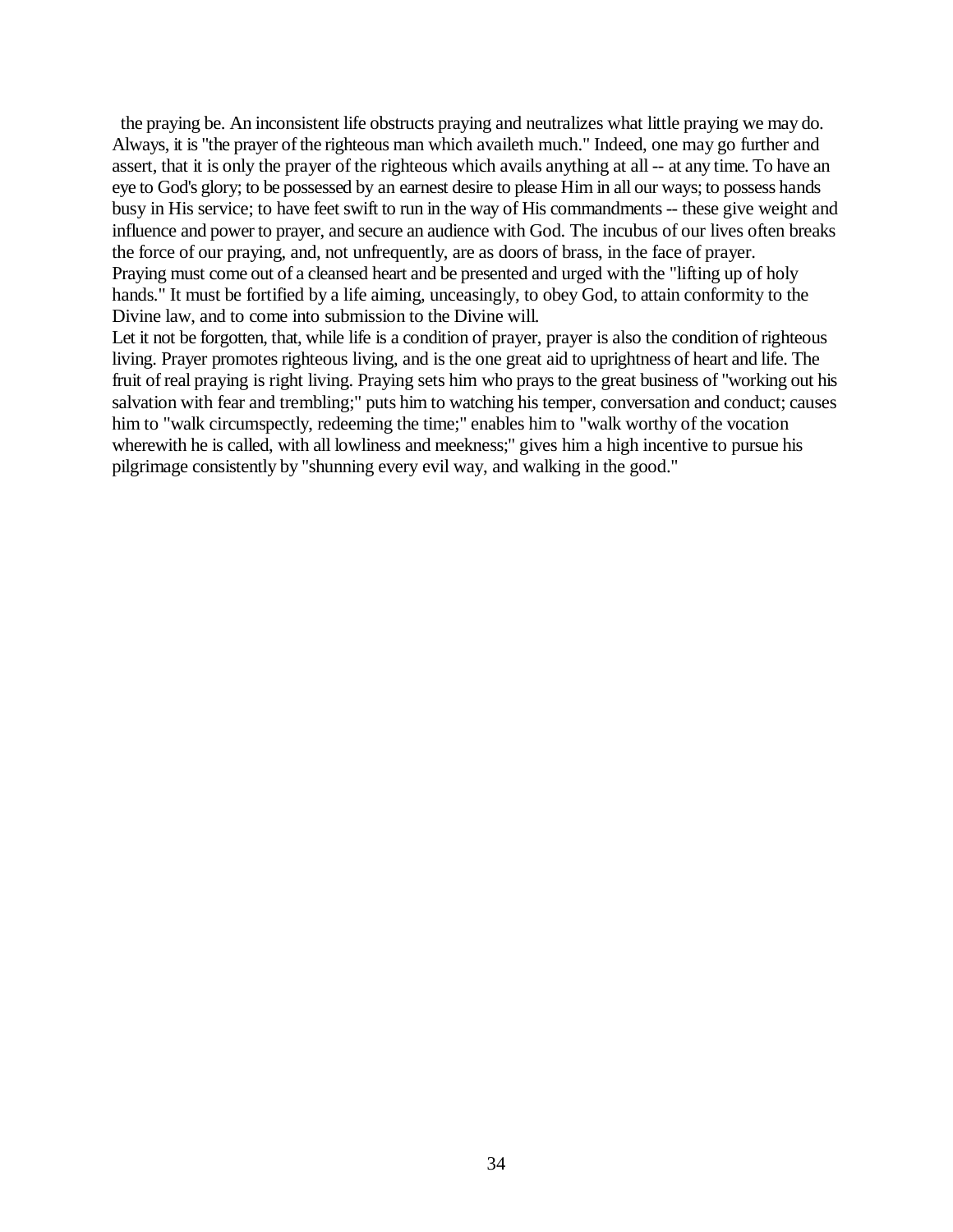the praying be. An inconsistent life obstructs praying and neutralizes what little praying we may do. Always, it is "the prayer of the righteous man which availeth much." Indeed, one may go further and assert, that it is only the prayer of the righteous which avails anything at all -- at any time. To have an eye to God's glory; to be possessed by an earnest desire to please Him in all our ways; to possess hands busy in His service; to have feet swift to run in the way of His commandments -- these give weight and influence and power to prayer, and secure an audience with God. The incubus of our lives often breaks the force of our praying, and, not unfrequently, are as doors of brass, in the face of prayer.

Praying must come out of a cleansed heart and be presented and urged with the "lifting up of holy hands." It must be fortified by a life aiming, unceasingly, to obey God, to attain conformity to the Divine law, and to come into submission to the Divine will.

Let it not be forgotten, that, while life is a condition of prayer, prayer is also the condition of righteous living. Prayer promotes righteous living, and is the one great aid to uprightness of heart and life. The fruit of real praying is right living. Praying sets him who prays to the great business of "working out his salvation with fear and trembling;" puts him to watching his temper, conversation and conduct; causes him to "walk circumspectly, redeeming the time;" enables him to "walk worthy of the vocation wherewith he is called, with all lowliness and meekness;" gives him a high incentive to pursue his pilgrimage consistently by "shunning every evil way, and walking in the good."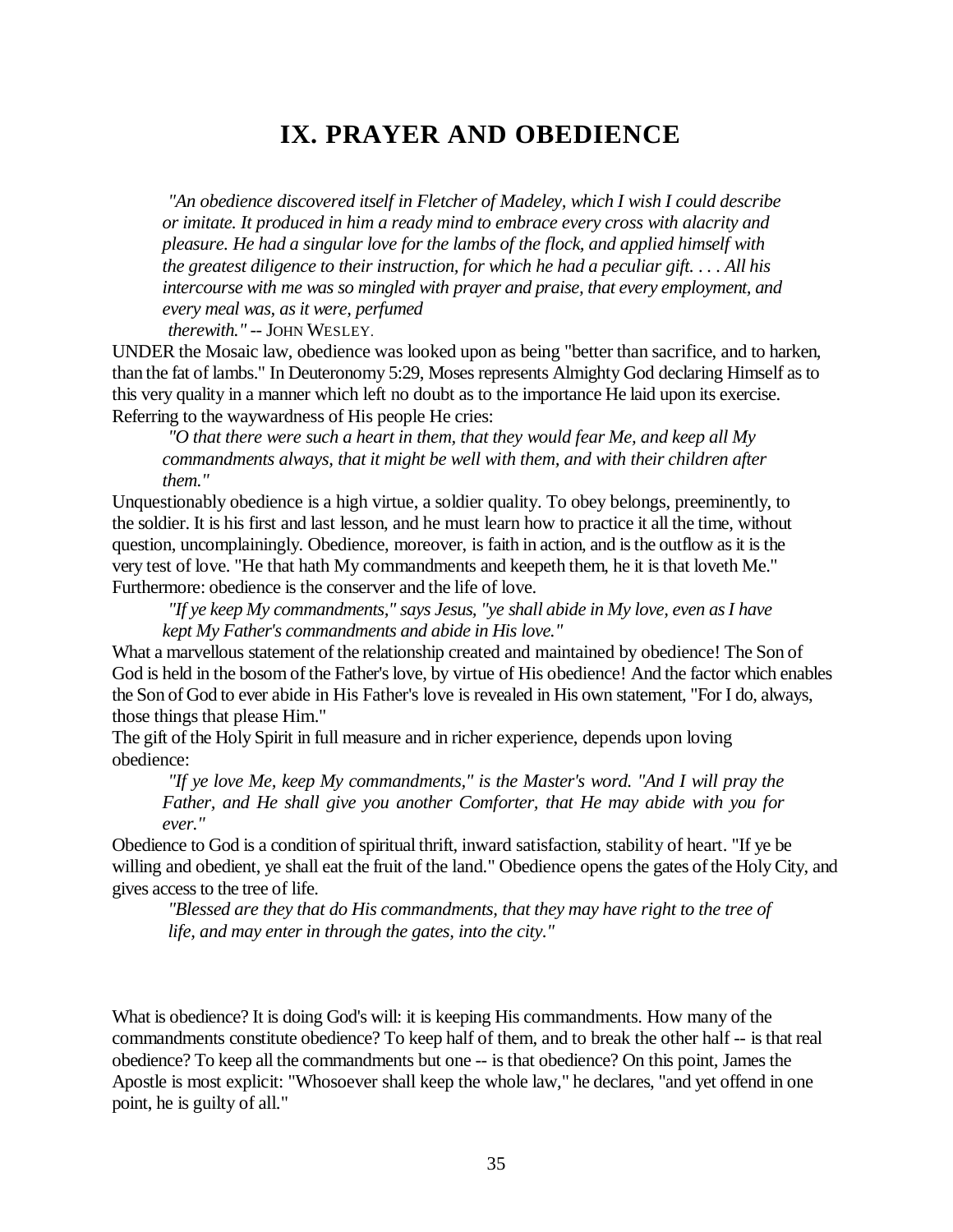# IX. PRAYER AND OBEDIENCE

> *"An obedience discovered itself in Fletcher of Madeley, which I wish I could describe or imitate. It produced in him a ready mind to embrace every cross with alacrity and pleasure. He had a singular love for the lambs of the flock, and applied himself with the greatest diligence to their instruction, for which he had a peculiar gift. . . . All his intercourse with me was so mingled with prayer and praise, that every employment, and every meal was, as it were, perfumed therewith."* -- JOHN WESLEY.

UNDER the Mosaic law, obedience was looked upon as being "better than sacrifice, and to harken, than the fat of lambs." In Deuteronomy 5:29, Moses represents Almighty God declaring Himself as to this very quality in a manner which left no doubt as to the importance He laid upon its exercise. Referring to the waywardness of His people He cries:

> *"O that there were such a heart in them, that they would fear Me, and keep all My commandments always, that it might be well with them, and with their children after them."*

Unquestionably obedience is a high virtue, a soldier quality. To obey belongs, preeminently, to the soldier. It is his first and last lesson, and he must learn how to practice it all the time, without question, uncomplainingly. Obedience, moreover, is faith in action, and is the outflow as it is the very test of love. "He that hath My commandments and keepeth them, he it is that loveth Me." Furthermore: obedience is the conserver and the life of love.

> *"If ye keep My commandments," says Jesus, "ye shall abide in My love, even as I have kept My Father's commandments and abide in His love."*

What a marvellous statement of the relationship created and maintained by obedience! The Son of God is held in the bosom of the Father's love, by virtue of His obedience! And the factor which enables the Son of God to ever abide in His Father's love is revealed in His own statement, "For I do, always, those things that please Him."

The gift of the Holy Spirit in full measure and in richer experience, depends upon loving obedience:

> *"If ye love Me, keep My commandments," is the Master's word. "And I will pray the Father, and He shall give you another Comforter, that He may abide with you for ever."*

Obedience to God is a condition of spiritual thrift, inward satisfaction, stability of heart. "If ye be willing and obedient, ye shall eat the fruit of the land." Obedience opens the gates of the Holy City, and gives access to the tree of life.

> *"Blessed are they that do His commandments, that they may have right to the tree of life, and may enter in through the gates, into the city."*

What is obedience? It is doing God's will: it is keeping His commandments. How many of the commandments constitute obedience? To keep half of them, and to break the other half -- is that real obedience? To keep all the commandments but one -- is that obedience? On this point, James the Apostle is most explicit: "Whosoever shall keep the whole law," he declares, "and yet offend in one point, he is guilty of all."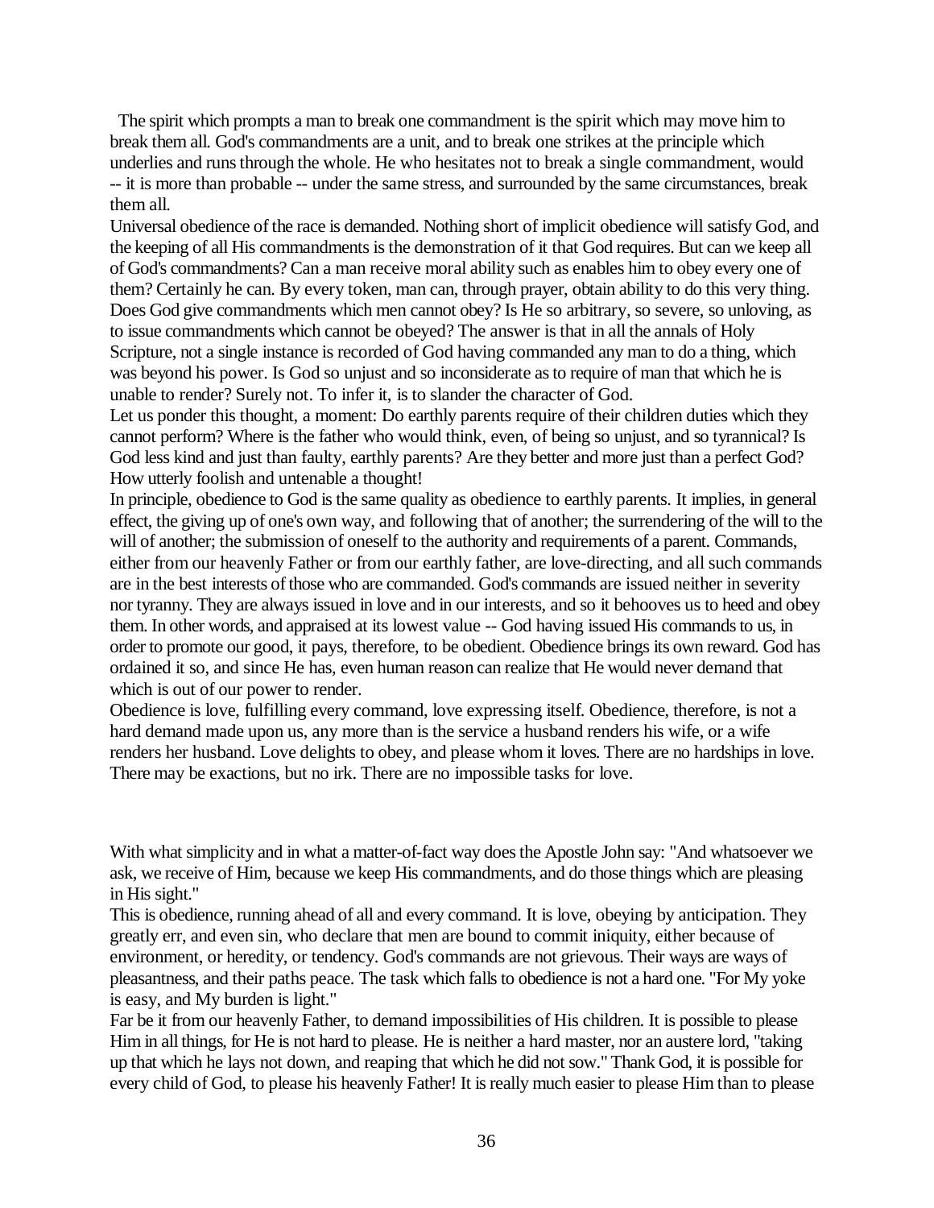The spirit which prompts a man to break one commandment is the spirit which may move him to break them all. God's commandments are a unit, and to break one strikes at the principle which underlies and runs through the whole. He who hesitates not to break a single commandment, would -- it is more than probable -- under the same stress, and surrounded by the same circumstances, break them all.

Universal obedience of the race is demanded. Nothing short of implicit obedience will satisfy God, and the keeping of all His commandments is the demonstration of it that God requires. But can we keep all of God's commandments? Can a man receive moral ability such as enables him to obey every one of them? Certainly he can. By every token, man can, through prayer, obtain ability to do this very thing. Does God give commandments which men cannot obey? Is He so arbitrary, so severe, so unloving, as to issue commandments which cannot be obeyed? The answer is that in all the annals of Holy Scripture, not a single instance is recorded of God having commanded any man to do a thing, which was beyond his power. Is God so unjust and so inconsiderate as to require of man that which he is unable to render? Surely not. To infer it, is to slander the character of God.

Let us ponder this thought, a moment: Do earthly parents require of their children duties which they cannot perform? Where is the father who would think, even, of being so unjust, and so tyrannical? Is God less kind and just than faulty, earthly parents? Are they better and more just than a perfect God? How utterly foolish and untenable a thought!

In principle, obedience to God is the same quality as obedience to earthly parents. It implies, in general effect, the giving up of one's own way, and following that of another; the surrendering of the will to the will of another; the submission of oneself to the authority and requirements of a parent. Commands, either from our heavenly Father or from our earthly father, are love-directing, and all such commands are in the best interests of those who are commanded. God's commands are issued neither in severity nor tyranny. They are always issued in love and in our interests, and so it behooves us to heed and obey them. In other words, and appraised at its lowest value -- God having issued His commands to us, in order to promote our good, it pays, therefore, to be obedient. Obedience brings its own reward. God has ordained it so, and since He has, even human reason can realize that He would never demand that which is out of our power to render.

Obedience is love, fulfilling every command, love expressing itself. Obedience, therefore, is not a hard demand made upon us, any more than is the service a husband renders his wife, or a wife renders her husband. Love delights to obey, and please whom it loves. There are no hardships in love. There may be exactions, but no irk. There are no impossible tasks for love.

With what simplicity and in what a matter-of-fact way does the Apostle John say: "And whatsoever we ask, we receive of Him, because we keep His commandments, and do those things which are pleasing in His sight."

This is obedience, running ahead of all and every command. It is love, obeying by anticipation. They greatly err, and even sin, who declare that men are bound to commit iniquity, either because of environment, or heredity, or tendency. God's commands are not grievous. Their ways are ways of pleasantness, and their paths peace. The task which falls to obedience is not a hard one. "For My yoke is easy, and My burden is light."

Far be it from our heavenly Father, to demand impossibilities of His children. It is possible to please Him in all things, for He is not hard to please. He is neither a hard master, nor an austere lord, "taking up that which he lays not down, and reaping that which he did not sow." Thank God, it is possible for every child of God, to please his heavenly Father! It is really much easier to please Him than to please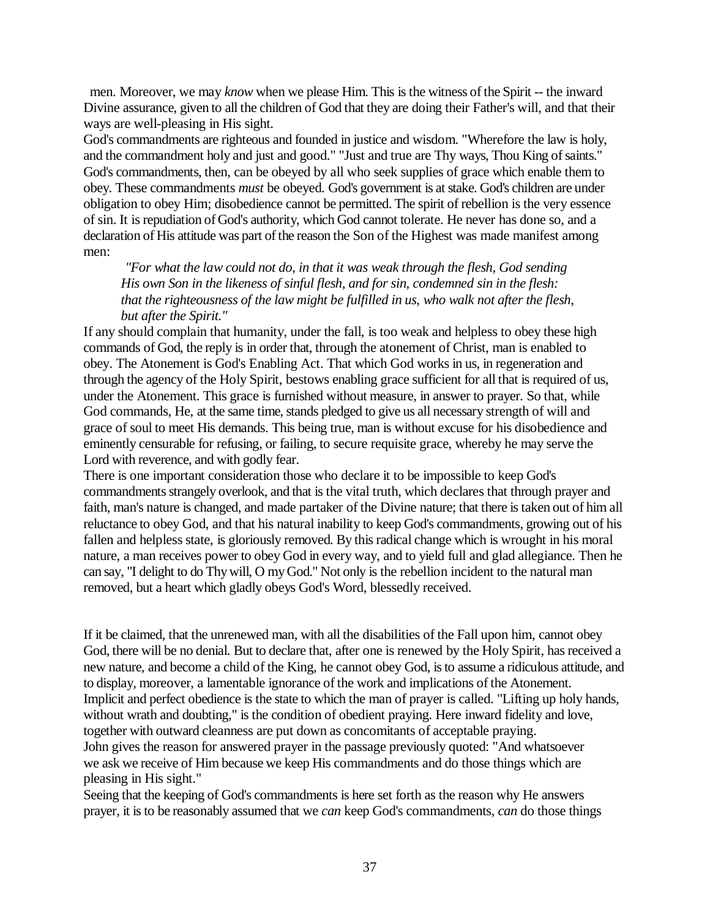men. Moreover, we may *know* when we please Him. This is the witness of the Spirit -- the inward Divine assurance, given to all the children of God that they are doing their Father's will, and that their ways are well-pleasing in His sight.

God's commandments are righteous and founded in justice and wisdom. "Wherefore the law is holy, and the commandment holy and just and good." "Just and true are Thy ways, Thou King of saints." God's commandments, then, can be obeyed by all who seek supplies of grace which enable them to obey. These commandments *must* be obeyed. God's government is at stake. God's children are under obligation to obey Him; disobedience cannot be permitted. The spirit of rebellion is the very essence of sin. It is repudiation of God's authority, which God cannot tolerate. He never has done so, and a declaration of His attitude was part of the reason the Son of the Highest was made manifest among men:

> *"For what the law could not do, in that it was weak through the flesh, God sending His own Son in the likeness of sinful flesh, and for sin, condemned sin in the flesh: that the righteousness of the law might be fulfilled in us, who walk not after the flesh, but after the Spirit."*

If any should complain that humanity, under the fall, is too weak and helpless to obey these high commands of God, the reply is in order that, through the atonement of Christ, man is enabled to obey. The Atonement is God's Enabling Act. That which God works in us, in regeneration and through the agency of the Holy Spirit, bestows enabling grace sufficient for all that is required of us, under the Atonement. This grace is furnished without measure, in answer to prayer. So that, while God commands, He, at the same time, stands pledged to give us all necessary strength of will and grace of soul to meet His demands. This being true, man is without excuse for his disobedience and eminently censurable for refusing, or failing, to secure requisite grace, whereby he may serve the Lord with reverence, and with godly fear.

There is one important consideration those who declare it to be impossible to keep God's commandments strangely overlook, and that is the vital truth, which declares that through prayer and faith, man's nature is changed, and made partaker of the Divine nature; that there is taken out of him all reluctance to obey God, and that his natural inability to keep God's commandments, growing out of his fallen and helpless state, is gloriously removed. By this radical change which is wrought in his moral nature, a man receives power to obey God in every way, and to yield full and glad allegiance. Then he can say, "I delight to do Thy will, O my God." Not only is the rebellion incident to the natural man removed, but a heart which gladly obeys God's Word, blessedly received.

If it be claimed, that the unrenewed man, with all the disabilities of the Fall upon him, cannot obey God, there will be no denial. But to declare that, after one is renewed by the Holy Spirit, has received a new nature, and become a child of the King, he cannot obey God, is to assume a ridiculous attitude, and to display, moreover, a lamentable ignorance of the work and implications of the Atonement.

Implicit and perfect obedience is the state to which the man of prayer is called. "Lifting up holy hands, without wrath and doubting," is the condition of obedient praying. Here inward fidelity and love, together with outward cleanness are put down as concomitants of acceptable praying.

John gives the reason for answered prayer in the passage previously quoted: "And whatsoever we ask we receive of Him because we keep His commandments and do those things which are pleasing in His sight."

Seeing that the keeping of God's commandments is here set forth as the reason why He answers prayer, it is to be reasonably assumed that we *can* keep God's commandments, *can* do those things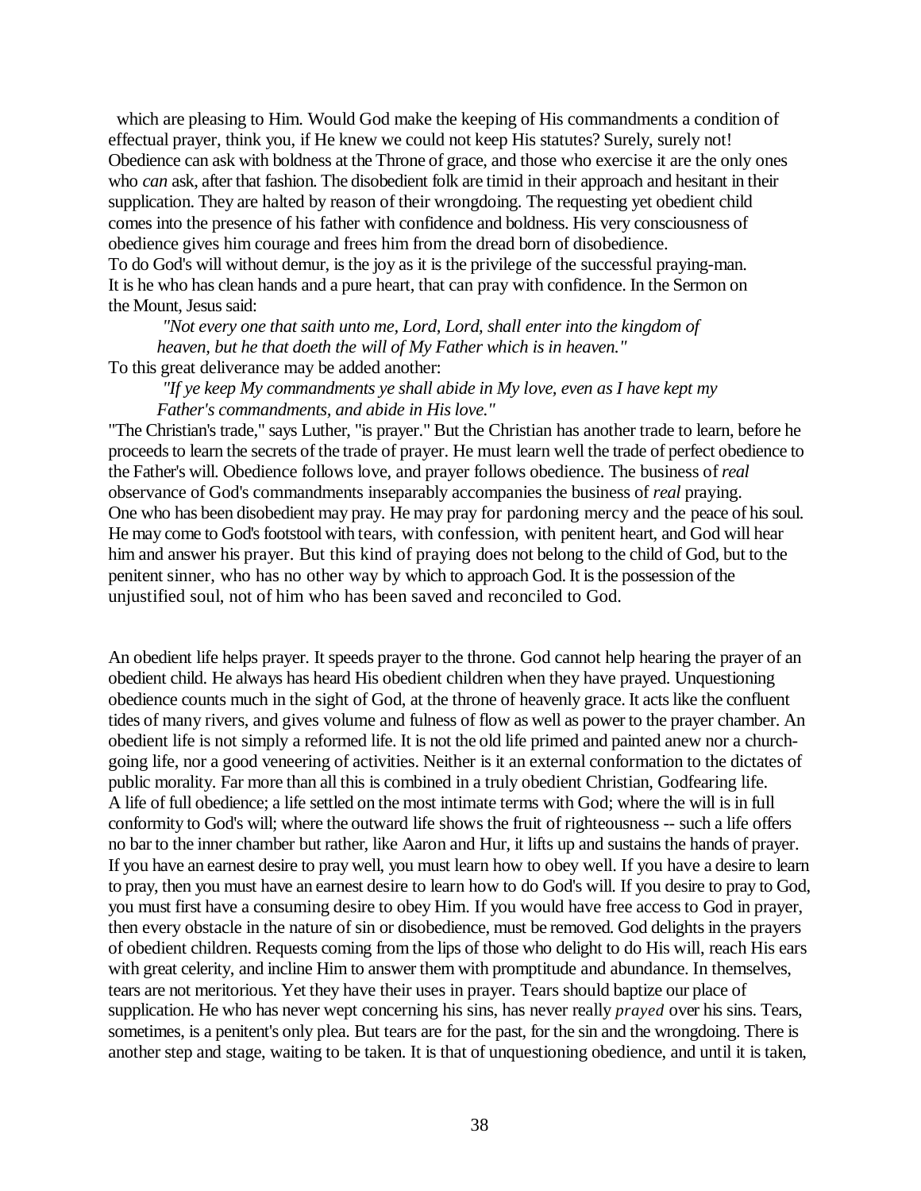which are pleasing to Him. Would God make the keeping of His commandments a condition of effectual prayer, think you, if He knew we could not keep His statutes? Surely, surely not! Obedience can ask with boldness at the Throne of grace, and those who exercise it are the only ones who *can* ask, after that fashion. The disobedient folk are timid in their approach and hesitant in their supplication. They are halted by reason of their wrongdoing. The requesting yet obedient child comes into the presence of his father with confidence and boldness. His very consciousness of obedience gives him courage and frees him from the dread born of disobedience.

To do God's will without demur, is the joy as it is the privilege of the successful praying-man. It is he who has clean hands and a pure heart, that can pray with confidence. In the Sermon on the Mount, Jesus said:

> *"Not every one that saith unto me, Lord, Lord, shall enter into the kingdom of heaven, but he that doeth the will of My Father which is in heaven."*

To this great deliverance may be added another:

> *"If ye keep My commandments ye shall abide in My love, even as I have kept my Father's commandments, and abide in His love."*

"The Christian's trade," says Luther, "is prayer." But the Christian has another trade to learn, before he proceeds to learn the secrets of the trade of prayer. He must learn well the trade of perfect obedience to the Father's will. Obedience follows love, and prayer follows obedience. The business of *real* observance of God's commandments inseparably accompanies the business of *real* praying.

One who has been disobedient may pray. He may pray for pardoning mercy and the peace of his soul. He may come to God's footstool with tears, with confession, with penitent heart, and God will hear him and answer his prayer. But this kind of praying does not belong to the child of God, but to the penitent sinner, who has no other way by which to approach God. It is the possession of the unjustified soul, not of him who has been saved and reconciled to God.

An obedient life helps prayer. It speeds prayer to the throne. God cannot help hearing the prayer of an obedient child. He always has heard His obedient children when they have prayed. Unquestioning obedience counts much in the sight of God, at the throne of heavenly grace. It acts like the confluent tides of many rivers, and gives volume and fulness of flow as well as power to the prayer chamber. An obedient life is not simply a reformed life. It is not the old life primed and painted anew nor a church-going life, nor a good veneering of activities. Neither is it an external conformation to the dictates of public morality. Far more than all this is combined in a truly obedient Christian, Godfearing life.

A life of full obedience; a life settled on the most intimate terms with God; where the will is in full conformity to God's will; where the outward life shows the fruit of righteousness -- such a life offers no bar to the inner chamber but rather, like Aaron and Hur, it lifts up and sustains the hands of prayer.

If you have an earnest desire to pray well, you must learn how to obey well. If you have a desire to learn to pray, then you must have an earnest desire to learn how to do God's will. If you desire to pray to God, you must first have a consuming desire to obey Him. If you would have free access to God in prayer, then every obstacle in the nature of sin or disobedience, must be removed. God delights in the prayers of obedient children. Requests coming from the lips of those who delight to do His will, reach His ears with great celerity, and incline Him to answer them with promptitude and abundance. In themselves, tears are not meritorious. Yet they have their uses in prayer. Tears should baptize our place of supplication. He who has never wept concerning his sins, has never really *prayed* over his sins. Tears, sometimes, is a penitent's only plea. But tears are for the past, for the sin and the wrongdoing. There is another step and stage, waiting to be taken. It is that of unquestioning obedience, and until it is taken,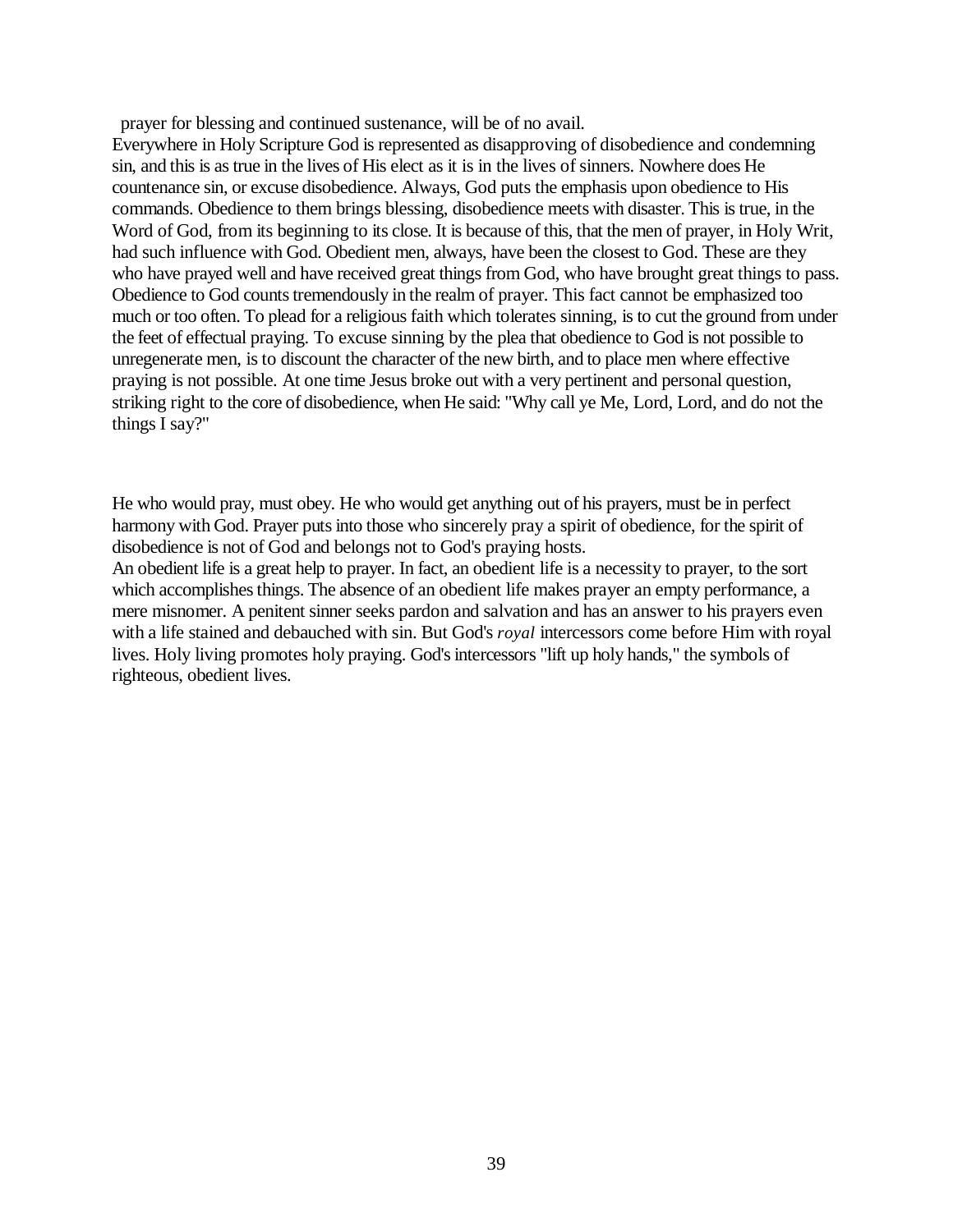prayer for blessing and continued sustenance, will be of no avail.

Everywhere in Holy Scripture God is represented as disapproving of disobedience and condemning sin, and this is as true in the lives of His elect as it is in the lives of sinners. Nowhere does He countenance sin, or excuse disobedience. Always, God puts the emphasis upon obedience to His commands. Obedience to them brings blessing, disobedience meets with disaster. This is true, in the Word of God, from its beginning to its close. It is because of this, that the men of prayer, in Holy Writ, had such influence with God. Obedient men, always, have been the closest to God. These are they who have prayed well and have received great things from God, who have brought great things to pass. Obedience to God counts tremendously in the realm of prayer. This fact cannot be emphasized too much or too often. To plead for a religious faith which tolerates sinning, is to cut the ground from under the feet of effectual praying. To excuse sinning by the plea that obedience to God is not possible to unregenerate men, is to discount the character of the new birth, and to place men where effective praying is not possible. At one time Jesus broke out with a very pertinent and personal question, striking right to the core of disobedience, when He said: "Why call ye Me, Lord, Lord, and do not the things I say?"

He who would pray, must obey. He who would get anything out of his prayers, must be in perfect harmony with God. Prayer puts into those who sincerely pray a spirit of obedience, for the spirit of disobedience is not of God and belongs not to God's praying hosts.

An obedient life is a great help to prayer. In fact, an obedient life is a necessity to prayer, to the sort which accomplishes things. The absence of an obedient life makes prayer an empty performance, a mere misnomer. A penitent sinner seeks pardon and salvation and has an answer to his prayers even with a life stained and debauched with sin. But God's *royal* intercessors come before Him with royal lives. Holy living promotes holy praying. God's intercessors "lift up holy hands," the symbols of righteous, obedient lives.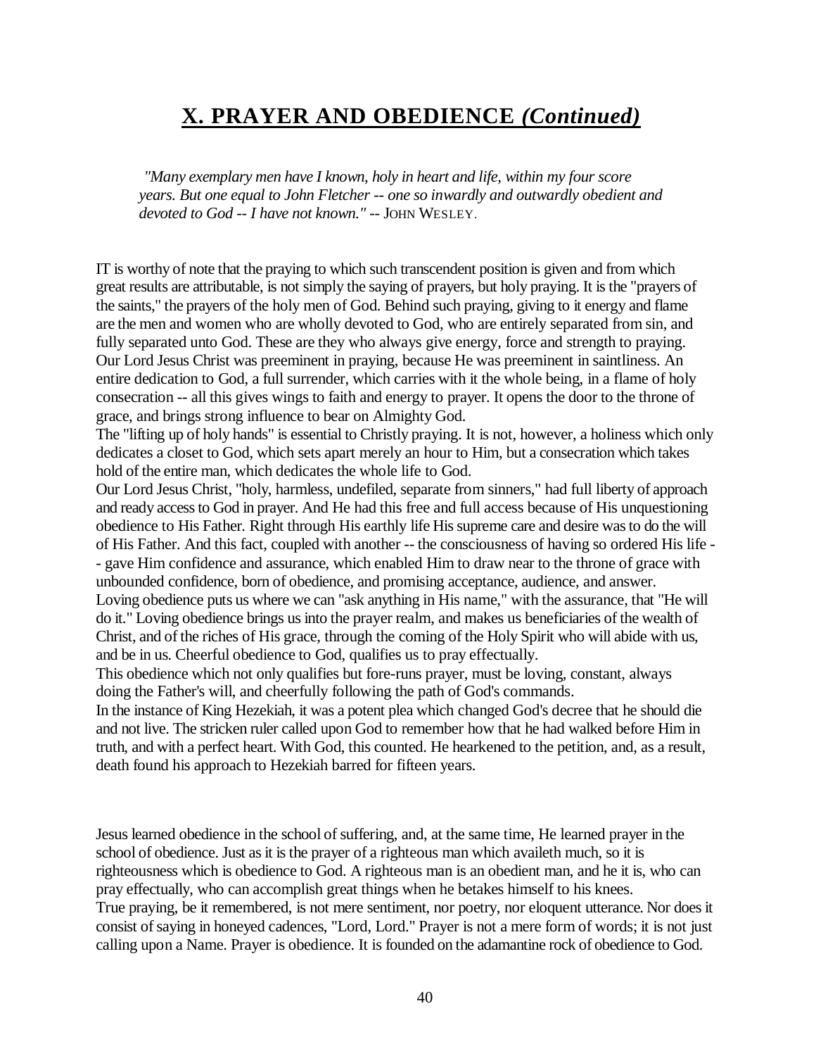## X. PRAYER AND OBEDIENCE *(Continued)*

> *"Many exemplary men have I known, holy in heart and life, within my four score years. But one equal to John Fletcher -- one so inwardly and outwardly obedient and devoted to God -- I have not known."* -- JOHN WESLEY.

IT is worthy of note that the praying to which such transcendent position is given and from which great results are attributable, is not simply the saying of prayers, but holy praying. It is the "prayers of the saints," the prayers of the holy men of God. Behind such praying, giving to it energy and flame are the men and women who are wholly devoted to God, who are entirely separated from sin, and fully separated unto God. These are they who always give energy, force and strength to praying. Our Lord Jesus Christ was preeminent in praying, because He was preeminent in saintliness. An entire dedication to God, a full surrender, which carries with it the whole being, in a flame of holy consecration -- all this gives wings to faith and energy to prayer. It opens the door to the throne of grace, and brings strong influence to bear on Almighty God.

The "lifting up of holy hands" is essential to Christly praying. It is not, however, a holiness which only dedicates a closet to God, which sets apart merely an hour to Him, but a consecration which takes hold of the entire man, which dedicates the whole life to God.

Our Lord Jesus Christ, "holy, harmless, undefiled, separate from sinners," had full liberty of approach and ready access to God in prayer. And He had this free and full access because of His unquestioning obedience to His Father. Right through His earthly life His supreme care and desire was to do the will of His Father. And this fact, coupled with another -- the consciousness of having so ordered His life -- gave Him confidence and assurance, which enabled Him to draw near to the throne of grace with unbounded confidence, born of obedience, and promising acceptance, audience, and answer.

Loving obedience puts us where we can "ask anything in His name," with the assurance, that "He will do it." Loving obedience brings us into the prayer realm, and makes us beneficiaries of the wealth of Christ, and of the riches of His grace, through the coming of the Holy Spirit who will abide with us, and be in us. Cheerful obedience to God, qualifies us to pray effectually.

This obedience which not only qualifies but fore-runs prayer, must be loving, constant, always doing the Father's will, and cheerfully following the path of God's commands.

In the instance of King Hezekiah, it was a potent plea which changed God's decree that he should die and not live. The stricken ruler called upon God to remember how that he had walked before Him in truth, and with a perfect heart. With God, this counted. He hearkened to the petition, and, as a result, death found his approach to Hezekiah barred for fifteen years.

Jesus learned obedience in the school of suffering, and, at the same time, He learned prayer in the school of obedience. Just as it is the prayer of a righteous man which availeth much, so it is righteousness which is obedience to God. A righteous man is an obedient man, and he it is, who can pray effectually, who can accomplish great things when he betakes himself to his knees.

True praying, be it remembered, is not mere sentiment, nor poetry, nor eloquent utterance. Nor does it consist of saying in honeyed cadences, "Lord, Lord." Prayer is not a mere form of words; it is not just calling upon a Name. Prayer is obedience. It is founded on the adamantine rock of obedience to God.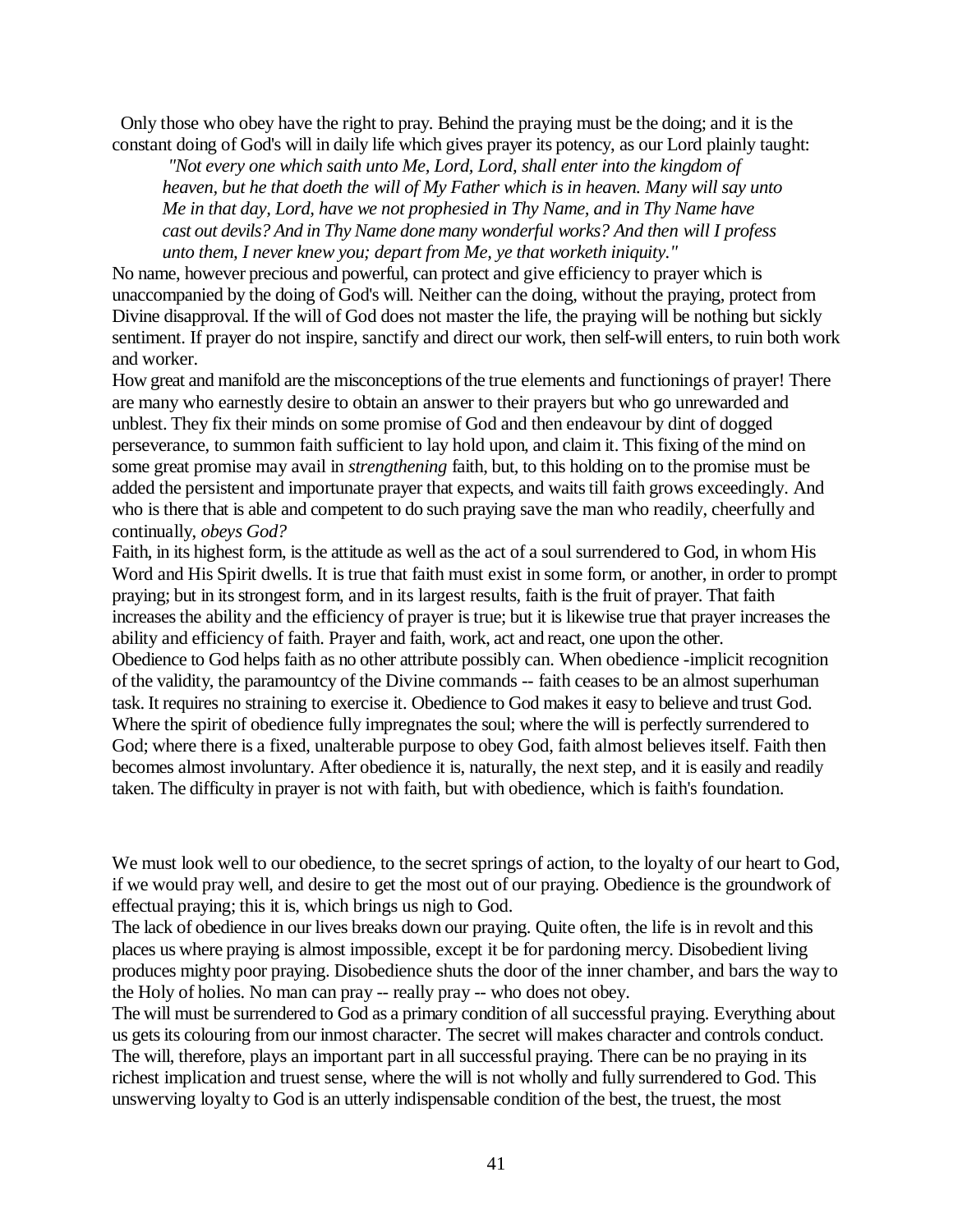Only those who obey have the right to pray. Behind the praying must be the doing; and it is the constant doing of God's will in daily life which gives prayer its potency, as our Lord plainly taught:

> *"Not every one which saith unto Me, Lord, Lord, shall enter into the kingdom of heaven, but he that doeth the will of My Father which is in heaven. Many will say unto Me in that day, Lord, have we not prophesied in Thy Name, and in Thy Name have cast out devils? And in Thy Name done many wonderful works? And then will I profess unto them, I never knew you; depart from Me, ye that worketh iniquity."*

No name, however precious and powerful, can protect and give efficiency to prayer which is unaccompanied by the doing of God's will. Neither can the doing, without the praying, protect from Divine disapproval. If the will of God does not master the life, the praying will be nothing but sickly sentiment. If prayer do not inspire, sanctify and direct our work, then self-will enters, to ruin both work and worker.

How great and manifold are the misconceptions of the true elements and functionings of prayer! There are many who earnestly desire to obtain an answer to their prayers but who go unrewarded and unblest. They fix their minds on some promise of God and then endeavour by dint of dogged perseverance, to summon faith sufficient to lay hold upon, and claim it. This fixing of the mind on some great promise may avail in *strengthening* faith, but, to this holding on to the promise must be added the persistent and importunate prayer that expects, and waits till faith grows exceedingly. And who is there that is able and competent to do such praying save the man who readily, cheerfully and continually, *obeys God?*

Faith, in its highest form, is the attitude as well as the act of a soul surrendered to God, in whom His Word and His Spirit dwells. It is true that faith must exist in some form, or another, in order to prompt praying; but in its strongest form, and in its largest results, faith is the fruit of prayer. That faith increases the ability and the efficiency of prayer is true; but it is likewise true that prayer increases the ability and efficiency of faith. Prayer and faith, work, act and react, one upon the other.

Obedience to God helps faith as no other attribute possibly can. When obedience -implicit recognition of the validity, the paramountcy of the Divine commands -- faith ceases to be an almost superhuman task. It requires no straining to exercise it. Obedience to God makes it easy to believe and trust God. Where the spirit of obedience fully impregnates the soul; where the will is perfectly surrendered to God; where there is a fixed, unalterable purpose to obey God, faith almost believes itself. Faith then becomes almost involuntary. After obedience it is, naturally, the next step, and it is easily and readily taken. The difficulty in prayer is not with faith, but with obedience, which is faith's foundation.

We must look well to our obedience, to the secret springs of action, to the loyalty of our heart to God, if we would pray well, and desire to get the most out of our praying. Obedience is the groundwork of effectual praying; this it is, which brings us nigh to God.

The lack of obedience in our lives breaks down our praying. Quite often, the life is in revolt and this places us where praying is almost impossible, except it be for pardoning mercy. Disobedient living produces mighty poor praying. Disobedience shuts the door of the inner chamber, and bars the way to the Holy of holies. No man can pray -- really pray -- who does not obey.

The will must be surrendered to God as a primary condition of all successful praying. Everything about us gets its colouring from our inmost character. The secret will makes character and controls conduct. The will, therefore, plays an important part in all successful praying. There can be no praying in its richest implication and truest sense, where the will is not wholly and fully surrendered to God. This unswerving loyalty to God is an utterly indispensable condition of the best, the truest, the most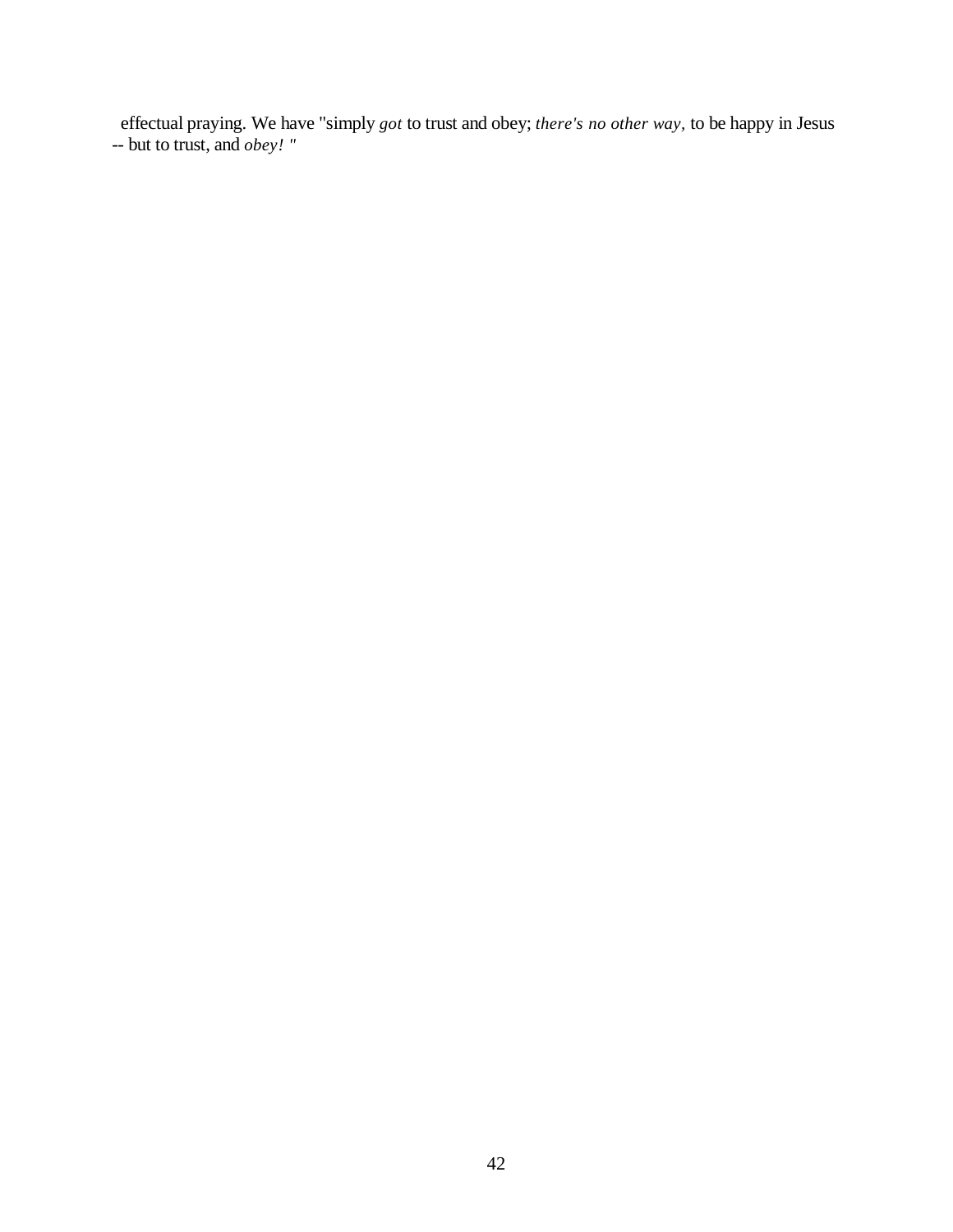effectual praying. We have "simply *got* to trust and obey; *there's no other way,* to be happy in Jesus -- but to trust, and *obey!* "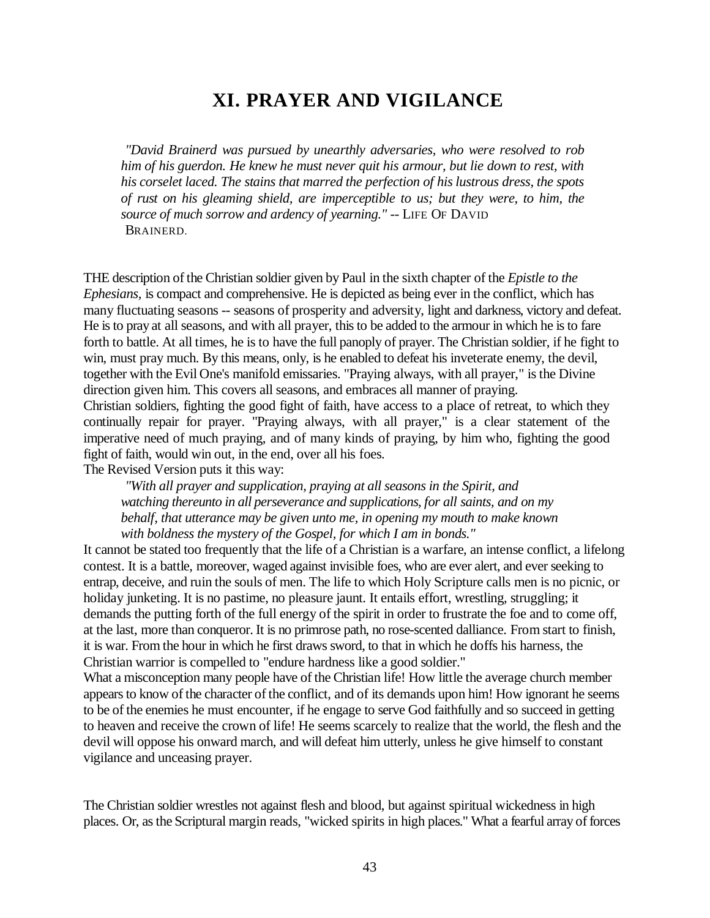# XI. PRAYER AND VIGILANCE

> *"David Brainerd was pursued by unearthly adversaries, who were resolved to rob him of his guerdon. He knew he must never quit his armour, but lie down to rest, with his corselet laced. The stains that marred the perfection of his lustrous dress, the spots of rust on his gleaming shield, are imperceptible to us; but they were, to him, the source of much sorrow and ardency of yearning."* -- LIFE OF DAVID BRAINERD.

THE description of the Christian soldier given by Paul in the sixth chapter of the *Epistle to the Ephesians*, is compact and comprehensive. He is depicted as being ever in the conflict, which has many fluctuating seasons -- seasons of prosperity and adversity, light and darkness, victory and defeat. He is to pray at all seasons, and with all prayer, this to be added to the armour in which he is to fare forth to battle. At all times, he is to have the full panoply of prayer. The Christian soldier, if he fight to win, must pray much. By this means, only, is he enabled to defeat his inveterate enemy, the devil, together with the Evil One's manifold emissaries. "Praying always, with all prayer," is the Divine direction given him. This covers all seasons, and embraces all manner of praying.

Christian soldiers, fighting the good fight of faith, have access to a place of retreat, to which they continually repair for prayer. "Praying always, with all prayer," is a clear statement of the imperative need of much praying, and of many kinds of praying, by him who, fighting the good fight of faith, would win out, in the end, over all his foes.

The Revised Version puts it this way:

> *"With all prayer and supplication, praying at all seasons in the Spirit, and watching thereunto in all perseverance and supplications, for all saints, and on my behalf, that utterance may be given unto me, in opening my mouth to make known with boldness the mystery of the Gospel, for which I am in bonds."*

It cannot be stated too frequently that the life of a Christian is a warfare, an intense conflict, a lifelong contest. It is a battle, moreover, waged against invisible foes, who are ever alert, and ever seeking to entrap, deceive, and ruin the souls of men. The life to which Holy Scripture calls men is no picnic, or holiday junketing. It is no pastime, no pleasure jaunt. It entails effort, wrestling, struggling; it demands the putting forth of the full energy of the spirit in order to frustrate the foe and to come off, at the last, more than conqueror. It is no primrose path, no rose-scented dalliance. From start to finish, it is war. From the hour in which he first draws sword, to that in which he doffs his harness, the Christian warrior is compelled to "endure hardness like a good soldier."

What a misconception many people have of the Christian life! How little the average church member appears to know of the character of the conflict, and of its demands upon him! How ignorant he seems to be of the enemies he must encounter, if he engage to serve God faithfully and so succeed in getting to heaven and receive the crown of life! He seems scarcely to realize that the world, the flesh and the devil will oppose his onward march, and will defeat him utterly, unless he give himself to constant vigilance and unceasing prayer.

The Christian soldier wrestles not against flesh and blood, but against spiritual wickedness in high places. Or, as the Scriptural margin reads, "wicked spirits in high places." What a fearful array of forces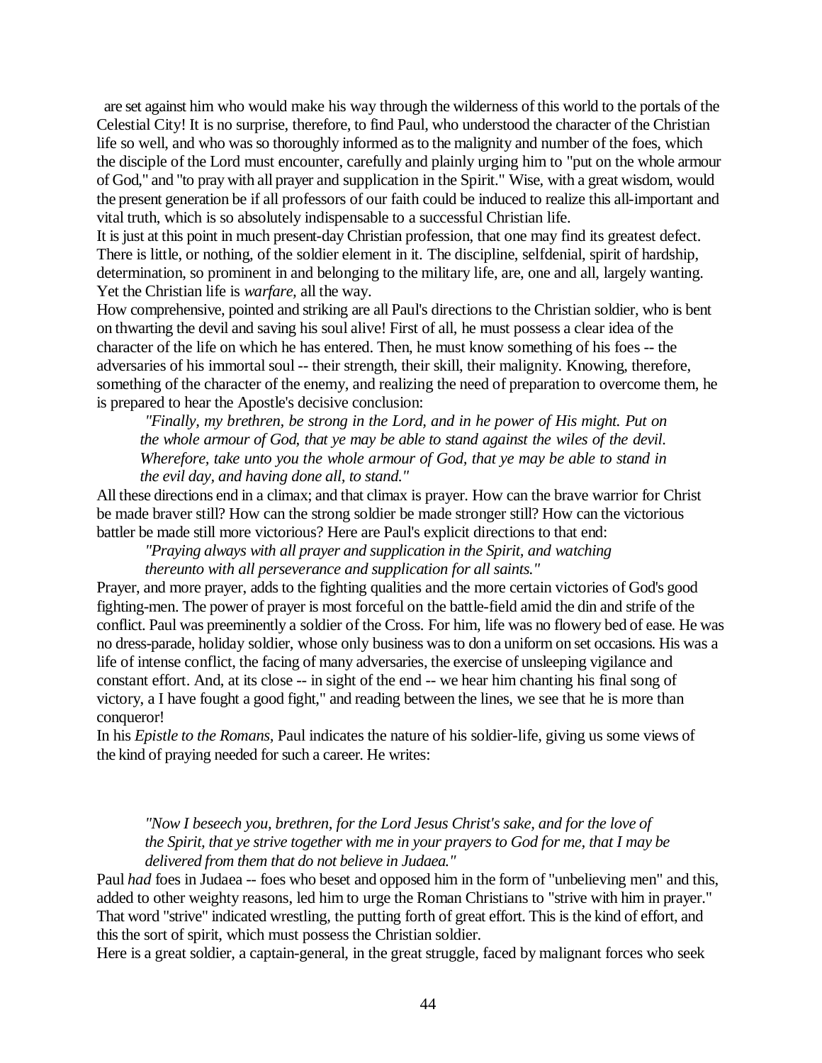are set against him who would make his way through the wilderness of this world to the portals of the Celestial City! It is no surprise, therefore, to find Paul, who understood the character of the Christian life so well, and who was so thoroughly informed as to the malignity and number of the foes, which the disciple of the Lord must encounter, carefully and plainly urging him to "put on the whole armour of God," and "to pray with all prayer and supplication in the Spirit." Wise, with a great wisdom, would the present generation be if all professors of our faith could be induced to realize this all-important and vital truth, which is so absolutely indispensable to a successful Christian life.

It is just at this point in much present-day Christian profession, that one may find its greatest defect. There is little, or nothing, of the soldier element in it. The discipline, selfdenial, spirit of hardship, determination, so prominent in and belonging to the military life, are, one and all, largely wanting. Yet the Christian life is *warfare*, all the way.

How comprehensive, pointed and striking are all Paul's directions to the Christian soldier, who is bent on thwarting the devil and saving his soul alive! First of all, he must possess a clear idea of the character of the life on which he has entered. Then, he must know something of his foes -- the adversaries of his immortal soul -- their strength, their skill, their malignity. Knowing, therefore, something of the character of the enemy, and realizing the need of preparation to overcome them, he is prepared to hear the Apostle's decisive conclusion:

> *"Finally, my brethren, be strong in the Lord, and in he power of His might. Put on the whole armour of God, that ye may be able to stand against the wiles of the devil. Wherefore, take unto you the whole armour of God, that ye may be able to stand in the evil day, and having done all, to stand."*

All these directions end in a climax; and that climax is prayer. How can the brave warrior for Christ be made braver still? How can the strong soldier be made stronger still? How can the victorious battler be made still more victorious? Here are Paul's explicit directions to that end:

> *"Praying always with all prayer and supplication in the Spirit, and watching thereunto with all perseverance and supplication for all saints."*

Prayer, and more prayer, adds to the fighting qualities and the more certain victories of God's good fighting-men. The power of prayer is most forceful on the battle-field amid the din and strife of the conflict. Paul was preeminently a soldier of the Cross. For him, life was no flowery bed of ease. He was no dress-parade, holiday soldier, whose only business was to don a uniform on set occasions. His was a life of intense conflict, the facing of many adversaries, the exercise of unsleeping vigilance and constant effort. And, at its close -- in sight of the end -- we hear him chanting his final song of victory, a I have fought a good fight," and reading between the lines, we see that he is more than conqueror!

In his *Epistle to the Romans*, Paul indicates the nature of his soldier-life, giving us some views of the kind of praying needed for such a career. He writes:

> *"Now I beseech you, brethren, for the Lord Jesus Christ's sake, and for the love of the Spirit, that ye strive together with me in your prayers to God for me, that I may be delivered from them that do not believe in Judaea."*

Paul *had* foes in Judaea -- foes who beset and opposed him in the form of "unbelieving men" and this, added to other weighty reasons, led him to urge the Roman Christians to "strive with him in prayer." That word "strive" indicated wrestling, the putting forth of great effort. This is the kind of effort, and this the sort of spirit, which must possess the Christian soldier.

Here is a great soldier, a captain-general, in the great struggle, faced by malignant forces who seek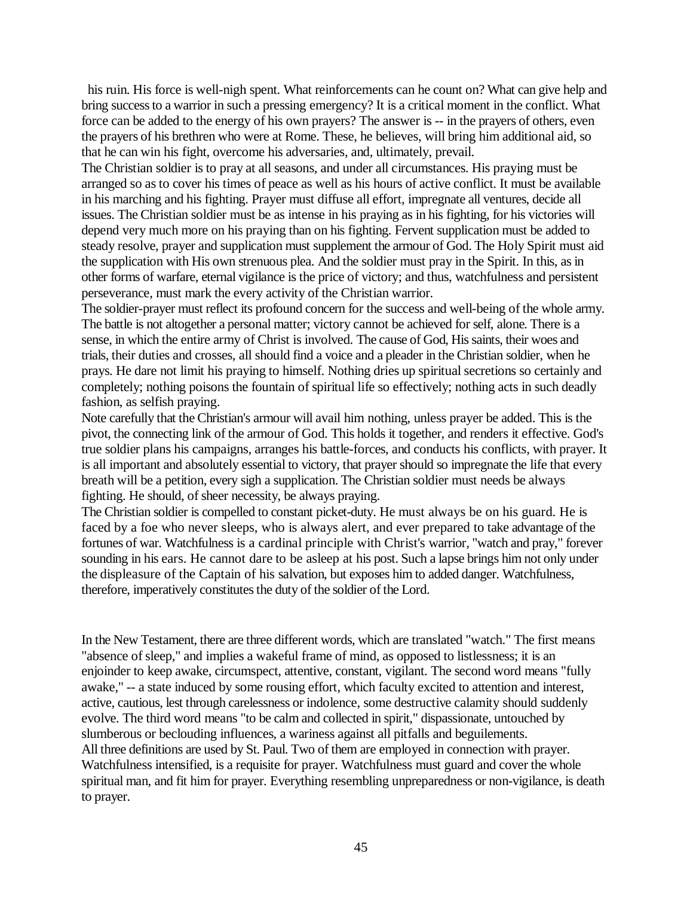his ruin. His force is well-nigh spent. What reinforcements can he count on? What can give help and bring success to a warrior in such a pressing emergency? It is a critical moment in the conflict. What force can be added to the energy of his own prayers? The answer is -- in the prayers of others, even the prayers of his brethren who were at Rome. These, he believes, will bring him additional aid, so that he can win his fight, overcome his adversaries, and, ultimately, prevail.

The Christian soldier is to pray at all seasons, and under all circumstances. His praying must be arranged so as to cover his times of peace as well as his hours of active conflict. It must be available in his marching and his fighting. Prayer must diffuse all effort, impregnate all ventures, decide all issues. The Christian soldier must be as intense in his praying as in his fighting, for his victories will depend very much more on his praying than on his fighting. Fervent supplication must be added to steady resolve, prayer and supplication must supplement the armour of God. The Holy Spirit must aid the supplication with His own strenuous plea. And the soldier must pray in the Spirit. In this, as in other forms of warfare, eternal vigilance is the price of victory; and thus, watchfulness and persistent perseverance, must mark the every activity of the Christian warrior.

The soldier-prayer must reflect its profound concern for the success and well-being of the whole army. The battle is not altogether a personal matter; victory cannot be achieved for self, alone. There is a sense, in which the entire army of Christ is involved. The cause of God, His saints, their woes and trials, their duties and crosses, all should find a voice and a pleader in the Christian soldier, when he prays. He dare not limit his praying to himself. Nothing dries up spiritual secretions so certainly and completely; nothing poisons the fountain of spiritual life so effectively; nothing acts in such deadly fashion, as selfish praying.

Note carefully that the Christian's armour will avail him nothing, unless prayer be added. This is the pivot, the connecting link of the armour of God. This holds it together, and renders it effective. God's true soldier plans his campaigns, arranges his battle-forces, and conducts his conflicts, with prayer. It is all important and absolutely essential to victory, that prayer should so impregnate the life that every breath will be a petition, every sigh a supplication. The Christian soldier must needs be always fighting. He should, of sheer necessity, be always praying.

The Christian soldier is compelled to constant picket-duty. He must always be on his guard. He is faced by a foe who never sleeps, who is always alert, and ever prepared to take advantage of the fortunes of war. Watchfulness is a cardinal principle with Christ's warrior, "watch and pray," forever sounding in his ears. He cannot dare to be asleep at his post. Such a lapse brings him not only under the displeasure of the Captain of his salvation, but exposes him to added danger. Watchfulness, therefore, imperatively constitutes the duty of the soldier of the Lord.

In the New Testament, there are three different words, which are translated "watch." The first means "absence of sleep," and implies a wakeful frame of mind, as opposed to listlessness; it is an enjoinder to keep awake, circumspect, attentive, constant, vigilant. The second word means "fully awake," -- a state induced by some rousing effort, which faculty excited to attention and interest, active, cautious, lest through carelessness or indolence, some destructive calamity should suddenly evolve. The third word means "to be calm and collected in spirit," dispassionate, untouched by slumberous or beclouding influences, a wariness against all pitfalls and beguilements.

All three definitions are used by St. Paul. Two of them are employed in connection with prayer. Watchfulness intensified, is a requisite for prayer. Watchfulness must guard and cover the whole spiritual man, and fit him for prayer. Everything resembling unpreparedness or non-vigilance, is death to prayer.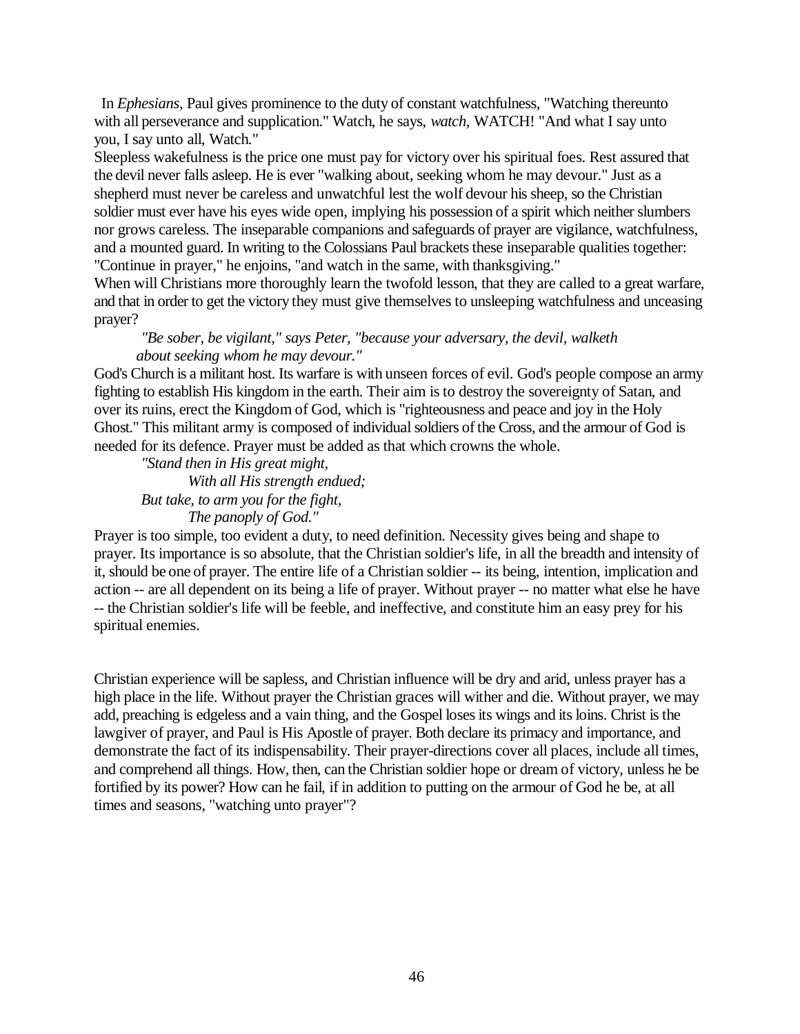In *Ephesians*, Paul gives prominence to the duty of constant watchfulness, "Watching thereunto with all perseverance and supplication." Watch, he says, *watch*, WATCH! "And what I say unto you, I say unto all, Watch."

Sleepless wakefulness is the price one must pay for victory over his spiritual foes. Rest assured that the devil never falls asleep. He is ever "walking about, seeking whom he may devour." Just as a shepherd must never be careless and unwatchful lest the wolf devour his sheep, so the Christian soldier must ever have his eyes wide open, implying his possession of a spirit which neither slumbers nor grows careless. The inseparable companions and safeguards of prayer are vigilance, watchfulness, and a mounted guard. In writing to the Colossians Paul brackets these inseparable qualities together: "Continue in prayer," he enjoins, "and watch in the same, with thanksgiving."

When will Christians more thoroughly learn the twofold lesson, that they are called to a great warfare, and that in order to get the victory they must give themselves to unsleeping watchfulness and unceasing prayer?

> *"Be sober, be vigilant," says Peter, "because your adversary, the devil, walketh about seeking whom he may devour."*

God's Church is a militant host. Its warfare is with unseen forces of evil. God's people compose an army fighting to establish His kingdom in the earth. Their aim is to destroy the sovereignty of Satan, and over its ruins, erect the Kingdom of God, which is "righteousness and peace and joy in the Holy Ghost." This militant army is composed of individual soldiers of the Cross, and the armour of God is needed for its defence. Prayer must be added as that which crowns the whole.

> *"Stand then in His great might,*
> *With all His strength endued;*
> *But take, to arm you for the fight,*
> *The panoply of God."*

Prayer is too simple, too evident a duty, to need definition. Necessity gives being and shape to prayer. Its importance is so absolute, that the Christian soldier's life, in all the breadth and intensity of it, should be one of prayer. The entire life of a Christian soldier -- its being, intention, implication and action -- are all dependent on its being a life of prayer. Without prayer -- no matter what else he have -- the Christian soldier's life will be feeble, and ineffective, and constitute him an easy prey for his spiritual enemies.

Christian experience will be sapless, and Christian influence will be dry and arid, unless prayer has a high place in the life. Without prayer the Christian graces will wither and die. Without prayer, we may add, preaching is edgeless and a vain thing, and the Gospel loses its wings and its loins. Christ is the lawgiver of prayer, and Paul is His Apostle of prayer. Both declare its primacy and importance, and demonstrate the fact of its indispensability. Their prayer-directions cover all places, include all times, and comprehend all things. How, then, can the Christian soldier hope or dream of victory, unless he be fortified by its power? How can he fail, if in addition to putting on the armour of God he be, at all times and seasons, "watching unto prayer"?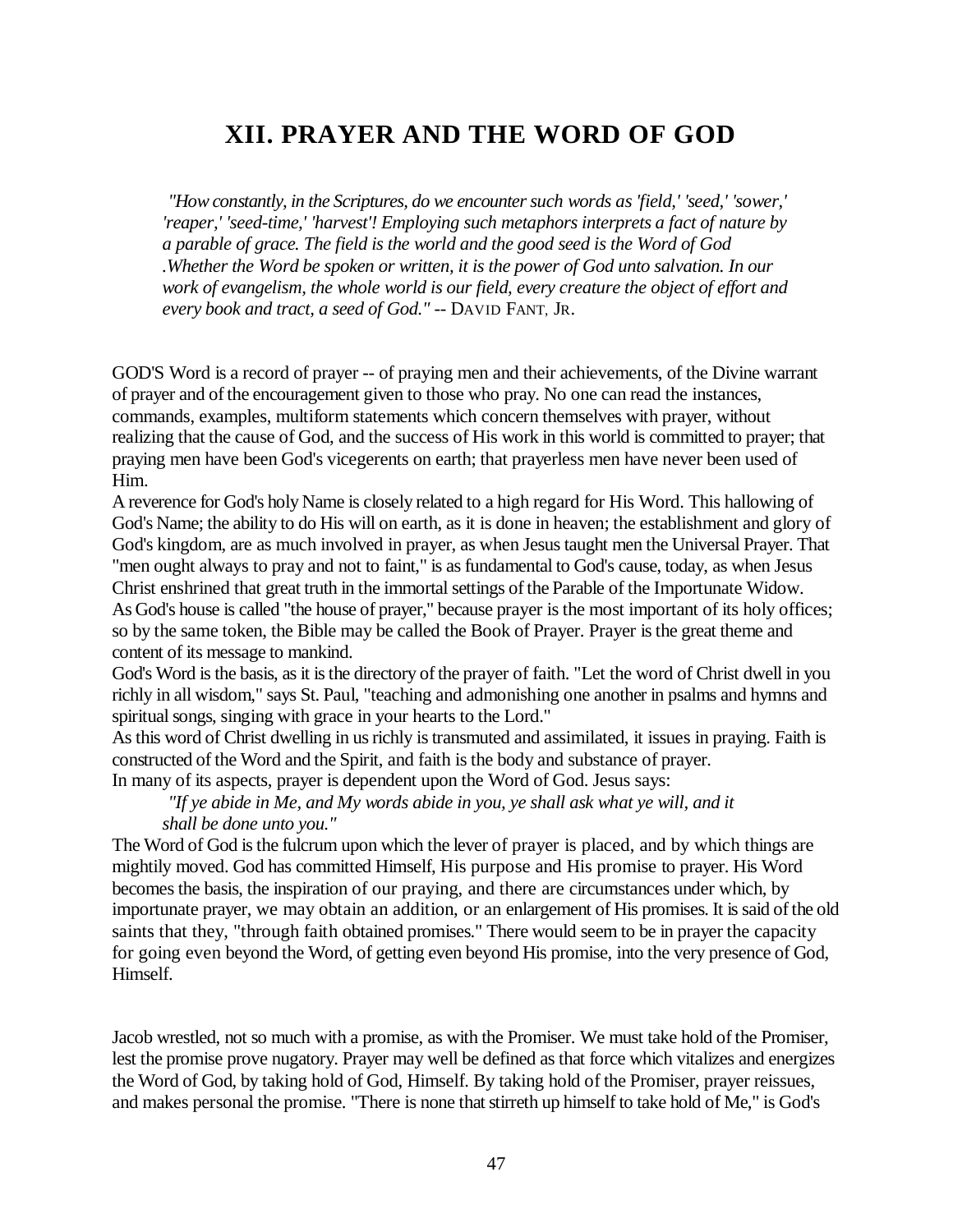# XII. PRAYER AND THE WORD OF GOD

> *"How constantly, in the Scriptures, do we encounter such words as 'field,' 'seed,' 'sower,' 'reaper,' 'seed-time,' 'harvest'! Employing such metaphors interprets a fact of nature by a parable of grace. The field is the world and the good seed is the Word of God .Whether the Word be spoken or written, it is the power of God unto salvation. In our work of evangelism, the whole world is our field, every creature the object of effort and every book and tract, a seed of God."* -- DAVID FANT, JR.

GOD'S Word is a record of prayer -- of praying men and their achievements, of the Divine warrant of prayer and of the encouragement given to those who pray. No one can read the instances, commands, examples, multiform statements which concern themselves with prayer, without realizing that the cause of God, and the success of His work in this world is committed to prayer; that praying men have been God's vicegerents on earth; that prayerless men have never been used of Him.

A reverence for God's holy Name is closely related to a high regard for His Word. This hallowing of God's Name; the ability to do His will on earth, as it is done in heaven; the establishment and glory of God's kingdom, are as much involved in prayer, as when Jesus taught men the Universal Prayer. That "men ought always to pray and not to faint," is as fundamental to God's cause, today, as when Jesus Christ enshrined that great truth in the immortal settings of the Parable of the Importunate Widow.

As God's house is called "the house of prayer," because prayer is the most important of its holy offices; so by the same token, the Bible may be called the Book of Prayer. Prayer is the great theme and content of its message to mankind.

God's Word is the basis, as it is the directory of the prayer of faith. "Let the word of Christ dwell in you richly in all wisdom," says St. Paul, "teaching and admonishing one another in psalms and hymns and spiritual songs, singing with grace in your hearts to the Lord."

As this word of Christ dwelling in us richly is transmuted and assimilated, it issues in praying. Faith is constructed of the Word and the Spirit, and faith is the body and substance of prayer.

In many of its aspects, prayer is dependent upon the Word of God. Jesus says:

> *"If ye abide in Me, and My words abide in you, ye shall ask what ye will, and it shall be done unto you."*

The Word of God is the fulcrum upon which the lever of prayer is placed, and by which things are mightily moved. God has committed Himself, His purpose and His promise to prayer. His Word becomes the basis, the inspiration of our praying, and there are circumstances under which, by importunate prayer, we may obtain an addition, or an enlargement of His promises. It is said of the old saints that they, "through faith obtained promises." There would seem to be in prayer the capacity for going even beyond the Word, of getting even beyond His promise, into the very presence of God, Himself.

Jacob wrestled, not so much with a promise, as with the Promiser. We must take hold of the Promiser, lest the promise prove nugatory. Prayer may well be defined as that force which vitalizes and energizes the Word of God, by taking hold of God, Himself. By taking hold of the Promiser, prayer reissues, and makes personal the promise. "There is none that stirreth up himself to take hold of Me," is God's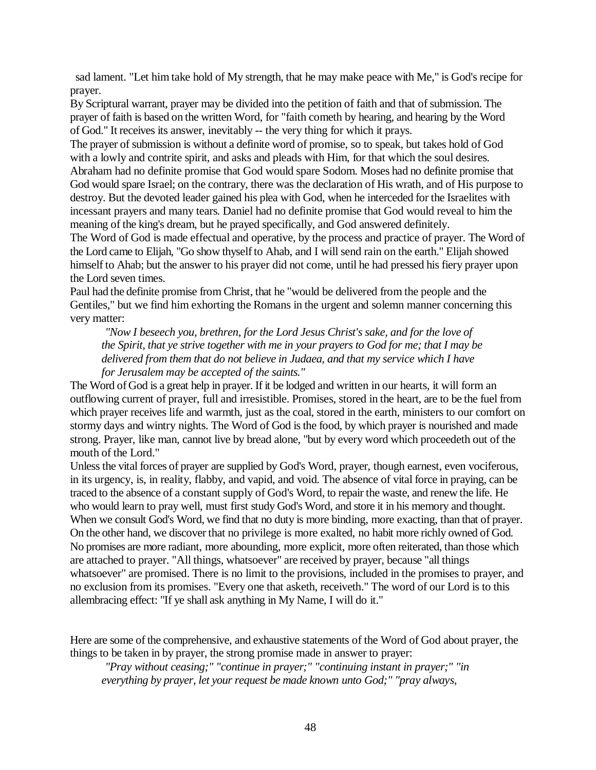sad lament. "Let him take hold of My strength, that he may make peace with Me," is God's recipe for prayer.

By Scriptural warrant, prayer may be divided into the petition of faith and that of submission. The prayer of faith is based on the written Word, for "faith cometh by hearing, and hearing by the Word of God." It receives its answer, inevitably -- the very thing for which it prays.

The prayer of submission is without a definite word of promise, so to speak, but takes hold of God with a lowly and contrite spirit, and asks and pleads with Him, for that which the soul desires. Abraham had no definite promise that God would spare Sodom. Moses had no definite promise that God would spare Israel; on the contrary, there was the declaration of His wrath, and of His purpose to destroy. But the devoted leader gained his plea with God, when he interceded for the Israelites with incessant prayers and many tears. Daniel had no definite promise that God would reveal to him the meaning of the king's dream, but he prayed specifically, and God answered definitely.

The Word of God is made effectual and operative, by the process and practice of prayer. The Word of the Lord came to Elijah, "Go show thyself to Ahab, and I will send rain on the earth." Elijah showed himself to Ahab; but the answer to his prayer did not come, until he had pressed his fiery prayer upon the Lord seven times.

Paul had the definite promise from Christ, that he "would be delivered from the people and the Gentiles," but we find him exhorting the Romans in the urgent and solemn manner concerning this very matter:

> *"Now I beseech you, brethren, for the Lord Jesus Christ's sake, and for the love of the Spirit, that ye strive together with me in your prayers to God for me; that I may be delivered from them that do not believe in Judaea, and that my service which I have for Jerusalem may be accepted of the saints."*

The Word of God is a great help in prayer. If it be lodged and written in our hearts, it will form an outflowing current of prayer, full and irresistible. Promises, stored in the heart, are to be the fuel from which prayer receives life and warmth, just as the coal, stored in the earth, ministers to our comfort on stormy days and wintry nights. The Word of God is the food, by which prayer is nourished and made strong. Prayer, like man, cannot live by bread alone, "but by every word which proceedeth out of the mouth of the Lord."

Unless the vital forces of prayer are supplied by God's Word, prayer, though earnest, even vociferous, in its urgency, is, in reality, flabby, and vapid, and void. The absence of vital force in praying, can be traced to the absence of a constant supply of God's Word, to repair the waste, and renew the life. He who would learn to pray well, must first study God's Word, and store it in his memory and thought.

When we consult God's Word, we find that no duty is more binding, more exacting, than that of prayer. On the other hand, we discover that no privilege is more exalted, no habit more richly owned of God. No promises are more radiant, more abounding, more explicit, more often reiterated, than those which are attached to prayer. "All things, whatsoever" are received by prayer, because "all things whatsoever" are promised. There is no limit to the provisions, included in the promises to prayer, and no exclusion from its promises. "Every one that asketh, receiveth." The word of our Lord is to this allembracing effect: "If ye shall ask anything in My Name, I will do it."

Here are some of the comprehensive, and exhaustive statements of the Word of God about prayer, the things to be taken in by prayer, the strong promise made in answer to prayer:

> *"Pray without ceasing;" "continue in prayer;" "continuing instant in prayer;" "in everything by prayer, let your request be made known unto God;" "pray always,*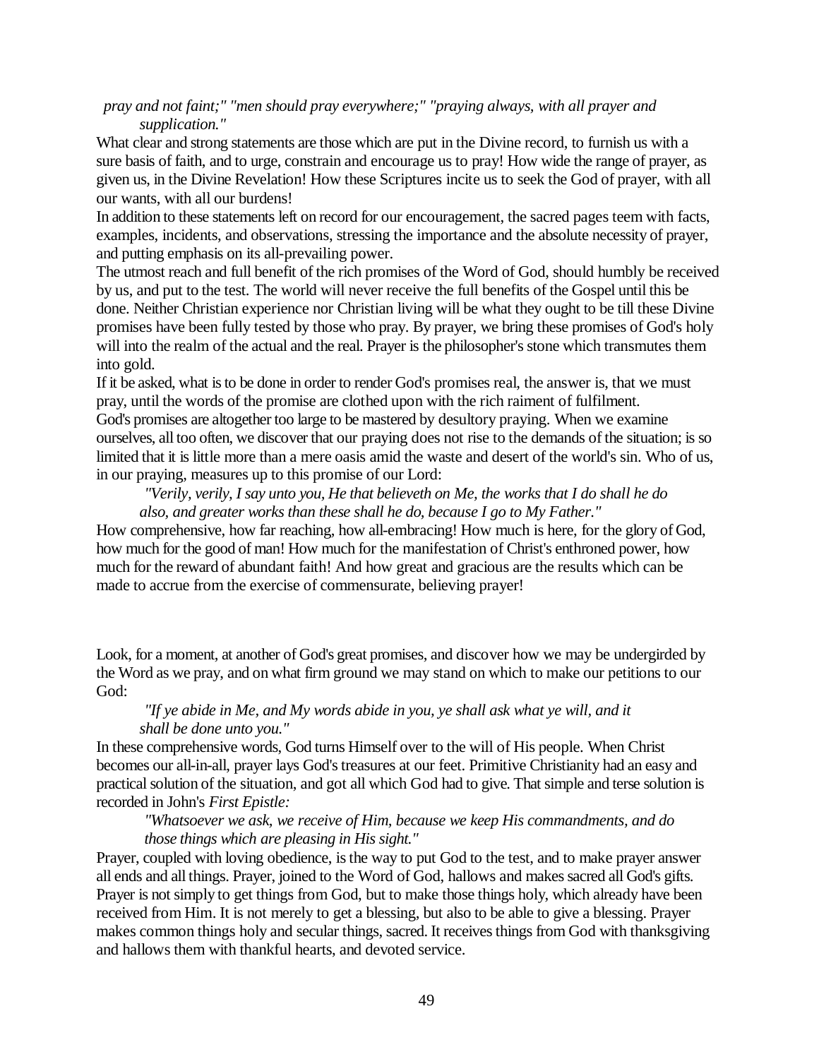*pray and not faint;" "men should pray everywhere;" "praying always, with all prayer and supplication."*

What clear and strong statements are those which are put in the Divine record, to furnish us with a sure basis of faith, and to urge, constrain and encourage us to pray! How wide the range of prayer, as given us, in the Divine Revelation! How these Scriptures incite us to seek the God of prayer, with all our wants, with all our burdens!

In addition to these statements left on record for our encouragement, the sacred pages teem with facts, examples, incidents, and observations, stressing the importance and the absolute necessity of prayer, and putting emphasis on its all-prevailing power.

The utmost reach and full benefit of the rich promises of the Word of God, should humbly be received by us, and put to the test. The world will never receive the full benefits of the Gospel until this be done. Neither Christian experience nor Christian living will be what they ought to be till these Divine promises have been fully tested by those who pray. By prayer, we bring these promises of God's holy will into the realm of the actual and the real. Prayer is the philosopher's stone which transmutes them into gold.

If it be asked, what is to be done in order to render God's promises real, the answer is, that we must pray, until the words of the promise are clothed upon with the rich raiment of fulfilment.

God's promises are altogether too large to be mastered by desultory praying. When we examine ourselves, all too often, we discover that our praying does not rise to the demands of the situation; is so limited that it is little more than a mere oasis amid the waste and desert of the world's sin. Who of us, in our praying, measures up to this promise of our Lord:

> *"Verily, verily, I say unto you, He that believeth on Me, the works that I do shall he do also, and greater works than these shall he do, because I go to My Father."*

How comprehensive, how far reaching, how all-embracing! How much is here, for the glory of God, how much for the good of man! How much for the manifestation of Christ's enthroned power, how much for the reward of abundant faith! And how great and gracious are the results which can be made to accrue from the exercise of commensurate, believing prayer!

Look, for a moment, at another of God's great promises, and discover how we may be undergirded by the Word as we pray, and on what firm ground we may stand on which to make our petitions to our God:

> *"If ye abide in Me, and My words abide in you, ye shall ask what ye will, and it shall be done unto you."*

In these comprehensive words, God turns Himself over to the will of His people. When Christ becomes our all-in-all, prayer lays God's treasures at our feet. Primitive Christianity had an easy and practical solution of the situation, and got all which God had to give. That simple and terse solution is recorded in John's *First Epistle:*

> *"Whatsoever we ask, we receive of Him, because we keep His commandments, and do those things which are pleasing in His sight."*

Prayer, coupled with loving obedience, is the way to put God to the test, and to make prayer answer all ends and all things. Prayer, joined to the Word of God, hallows and makes sacred all God's gifts. Prayer is not simply to get things from God, but to make those things holy, which already have been received from Him. It is not merely to get a blessing, but also to be able to give a blessing. Prayer makes common things holy and secular things, sacred. It receives things from God with thanksgiving and hallows them with thankful hearts, and devoted service.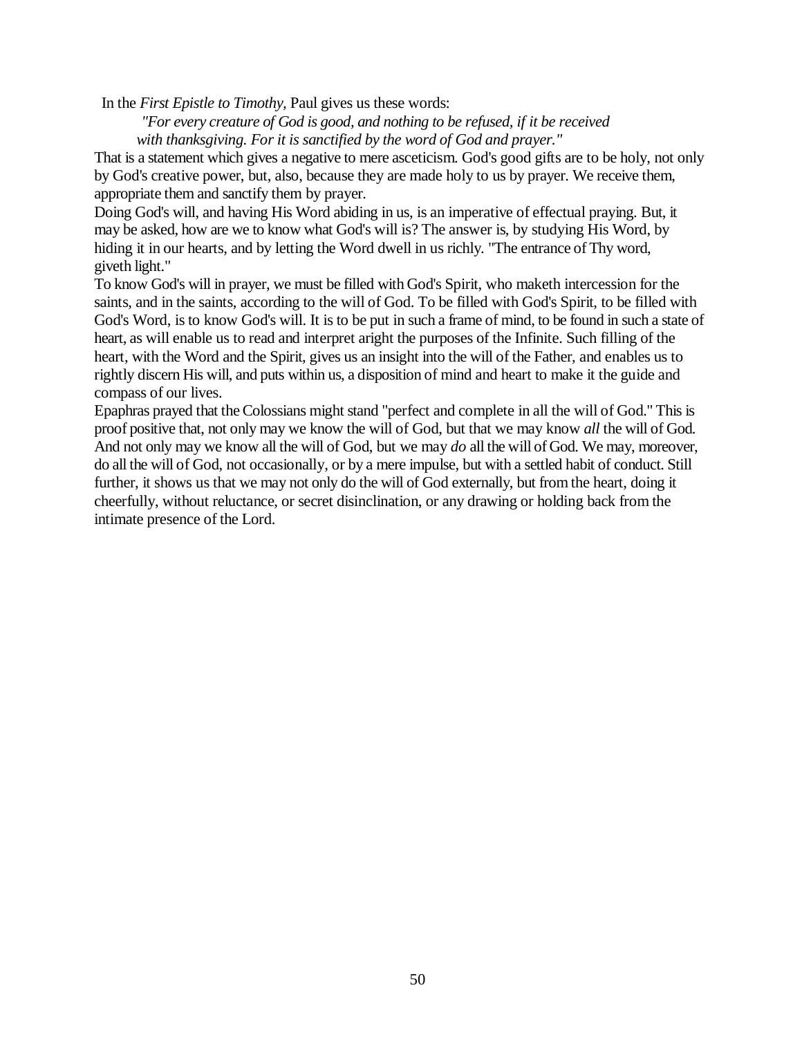In the *First Epistle to Timothy,* Paul gives us these words:

> *"For every creature of God is good, and nothing to be refused, if it be received with thanksgiving. For it is sanctified by the word of God and prayer."*

That is a statement which gives a negative to mere asceticism. God's good gifts are to be holy, not only by God's creative power, but, also, because they are made holy to us by prayer. We receive them, appropriate them and sanctify them by prayer.

Doing God's will, and having His Word abiding in us, is an imperative of effectual praying. But, it may be asked, how are we to know what God's will is? The answer is, by studying His Word, by hiding it in our hearts, and by letting the Word dwell in us richly. "The entrance of Thy word, giveth light."

To know God's will in prayer, we must be filled with God's Spirit, who maketh intercession for the saints, and in the saints, according to the will of God. To be filled with God's Spirit, to be filled with God's Word, is to know God's will. It is to be put in such a frame of mind, to be found in such a state of heart, as will enable us to read and interpret aright the purposes of the Infinite. Such filling of the heart, with the Word and the Spirit, gives us an insight into the will of the Father, and enables us to rightly discern His will, and puts within us, a disposition of mind and heart to make it the guide and compass of our lives.

Epaphras prayed that the Colossians might stand "perfect and complete in all the will of God." This is proof positive that, not only may we know the will of God, but that we may know *all* the will of God. And not only may we know all the will of God, but we may *do* all the will of God. We may, moreover, do all the will of God, not occasionally, or by a mere impulse, but with a settled habit of conduct. Still further, it shows us that we may not only do the will of God externally, but from the heart, doing it cheerfully, without reluctance, or secret disinclination, or any drawing or holding back from the intimate presence of the Lord.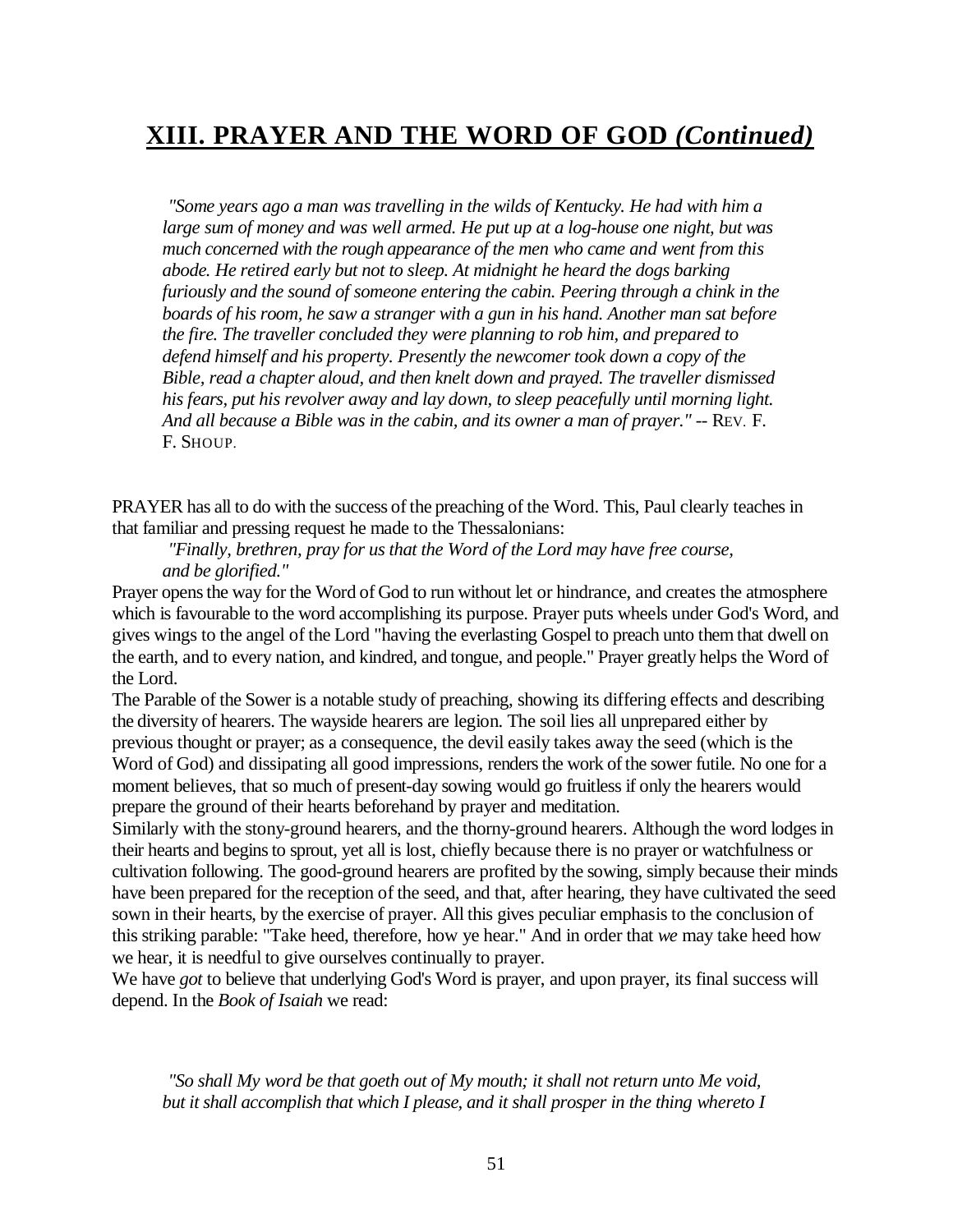# XIII. PRAYER AND THE WORD OF GOD *(Continued)*

> *"Some years ago a man was travelling in the wilds of Kentucky. He had with him a large sum of money and was well armed. He put up at a log-house one night, but was much concerned with the rough appearance of the men who came and went from this abode. He retired early but not to sleep. At midnight he heard the dogs barking furiously and the sound of someone entering the cabin. Peering through a chink in the boards of his room, he saw a stranger with a gun in his hand. Another man sat before the fire. The traveller concluded they were planning to rob him, and prepared to defend himself and his property. Presently the newcomer took down a copy of the Bible, read a chapter aloud, and then knelt down and prayed. The traveller dismissed his fears, put his revolver away and lay down, to sleep peacefully until morning light. And all because a Bible was in the cabin, and its owner a man of prayer."* -- REV. F. F. SHOUP.

PRAYER has all to do with the success of the preaching of the Word. This, Paul clearly teaches in that familiar and pressing request he made to the Thessalonians:

> *"Finally, brethren, pray for us that the Word of the Lord may have free course, and be glorified."*

Prayer opens the way for the Word of God to run without let or hindrance, and creates the atmosphere which is favourable to the word accomplishing its purpose. Prayer puts wheels under God's Word, and gives wings to the angel of the Lord "having the everlasting Gospel to preach unto them that dwell on the earth, and to every nation, and kindred, and tongue, and people." Prayer greatly helps the Word of the Lord.

The Parable of the Sower is a notable study of preaching, showing its differing effects and describing the diversity of hearers. The wayside hearers are legion. The soil lies all unprepared either by previous thought or prayer; as a consequence, the devil easily takes away the seed (which is the Word of God) and dissipating all good impressions, renders the work of the sower futile. No one for a moment believes, that so much of present-day sowing would go fruitless if only the hearers would prepare the ground of their hearts beforehand by prayer and meditation.

Similarly with the stony-ground hearers, and the thorny-ground hearers. Although the word lodges in their hearts and begins to sprout, yet all is lost, chiefly because there is no prayer or watchfulness or cultivation following. The good-ground hearers are profited by the sowing, simply because their minds have been prepared for the reception of the seed, and that, after hearing, they have cultivated the seed sown in their hearts, by the exercise of prayer. All this gives peculiar emphasis to the conclusion of this striking parable: "Take heed, therefore, how ye hear." And in order that *we* may take heed how we hear, it is needful to give ourselves continually to prayer.

We have *got* to believe that underlying God's Word is prayer, and upon prayer, its final success will depend. In the *Book of Isaiah* we read:

> *"So shall My word be that goeth out of My mouth; it shall not return unto Me void, but it shall accomplish that which I please, and it shall prosper in the thing whereto I*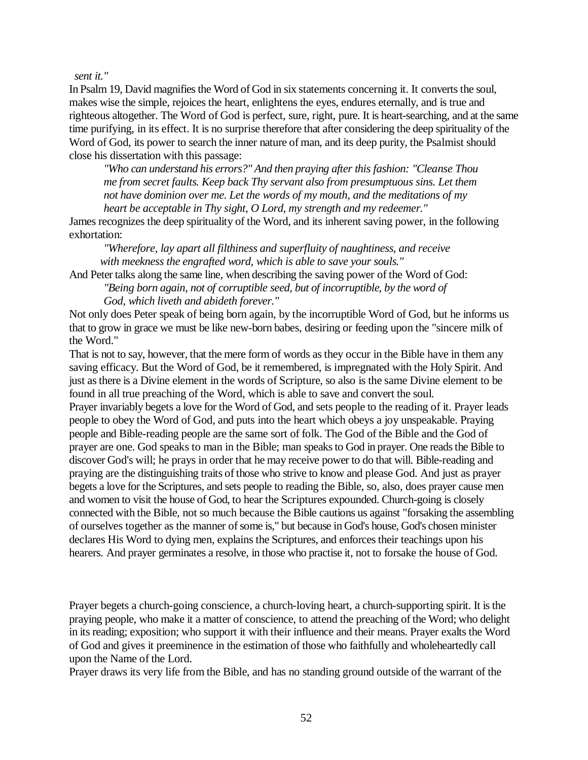*sent it."*

In Psalm 19, David magnifies the Word of God in six statements concerning it. It converts the soul, makes wise the simple, rejoices the heart, enlightens the eyes, endures eternally, and is true and righteous altogether. The Word of God is perfect, sure, right, pure. It is heart-searching, and at the same time purifying, in its effect. It is no surprise therefore that after considering the deep spirituality of the Word of God, its power to search the inner nature of man, and its deep purity, the Psalmist should close his dissertation with this passage:

> *"Who can understand his errors?" And then praying after this fashion: "Cleanse Thou me from secret faults. Keep back Thy servant also from presumptuous sins. Let them not have dominion over me. Let the words of my mouth, and the meditations of my heart be acceptable in Thy sight, O Lord, my strength and my redeemer."*

James recognizes the deep spirituality of the Word, and its inherent saving power, in the following exhortation:

> *"Wherefore, lay apart all filthiness and superfluity of naughtiness, and receive with meekness the engrafted word, which is able to save your souls."*

And Peter talks along the same line, when describing the saving power of the Word of God:

> *"Being born again, not of corruptible seed, but of incorruptible, by the word of God, which liveth and abideth forever."*

Not only does Peter speak of being born again, by the incorruptible Word of God, but he informs us that to grow in grace we must be like new-born babes, desiring or feeding upon the "sincere milk of the Word."

That is not to say, however, that the mere form of words as they occur in the Bible have in them any saving efficacy. But the Word of God, be it remembered, is impregnated with the Holy Spirit. And just as there is a Divine element in the words of Scripture, so also is the same Divine element to be found in all true preaching of the Word, which is able to save and convert the soul.

Prayer invariably begets a love for the Word of God, and sets people to the reading of it. Prayer leads people to obey the Word of God, and puts into the heart which obeys a joy unspeakable. Praying people and Bible-reading people are the same sort of folk. The God of the Bible and the God of prayer are one. God speaks to man in the Bible; man speaks to God in prayer. One reads the Bible to discover God's will; he prays in order that he may receive power to do that will. Bible-reading and praying are the distinguishing traits of those who strive to know and please God. And just as prayer begets a love for the Scriptures, and sets people to reading the Bible, so, also, does prayer cause men and women to visit the house of God, to hear the Scriptures expounded. Church-going is closely connected with the Bible, not so much because the Bible cautions us against "forsaking the assembling of ourselves together as the manner of some is," but because in God's house, God's chosen minister declares His Word to dying men, explains the Scriptures, and enforces their teachings upon his hearers. And prayer germinates a resolve, in those who practise it, not to forsake the house of God.

Prayer begets a church-going conscience, a church-loving heart, a church-supporting spirit. It is the praying people, who make it a matter of conscience, to attend the preaching of the Word; who delight in its reading; exposition; who support it with their influence and their means. Prayer exalts the Word of God and gives it preeminence in the estimation of those who faithfully and wholeheartedly call upon the Name of the Lord.

Prayer draws its very life from the Bible, and has no standing ground outside of the warrant of the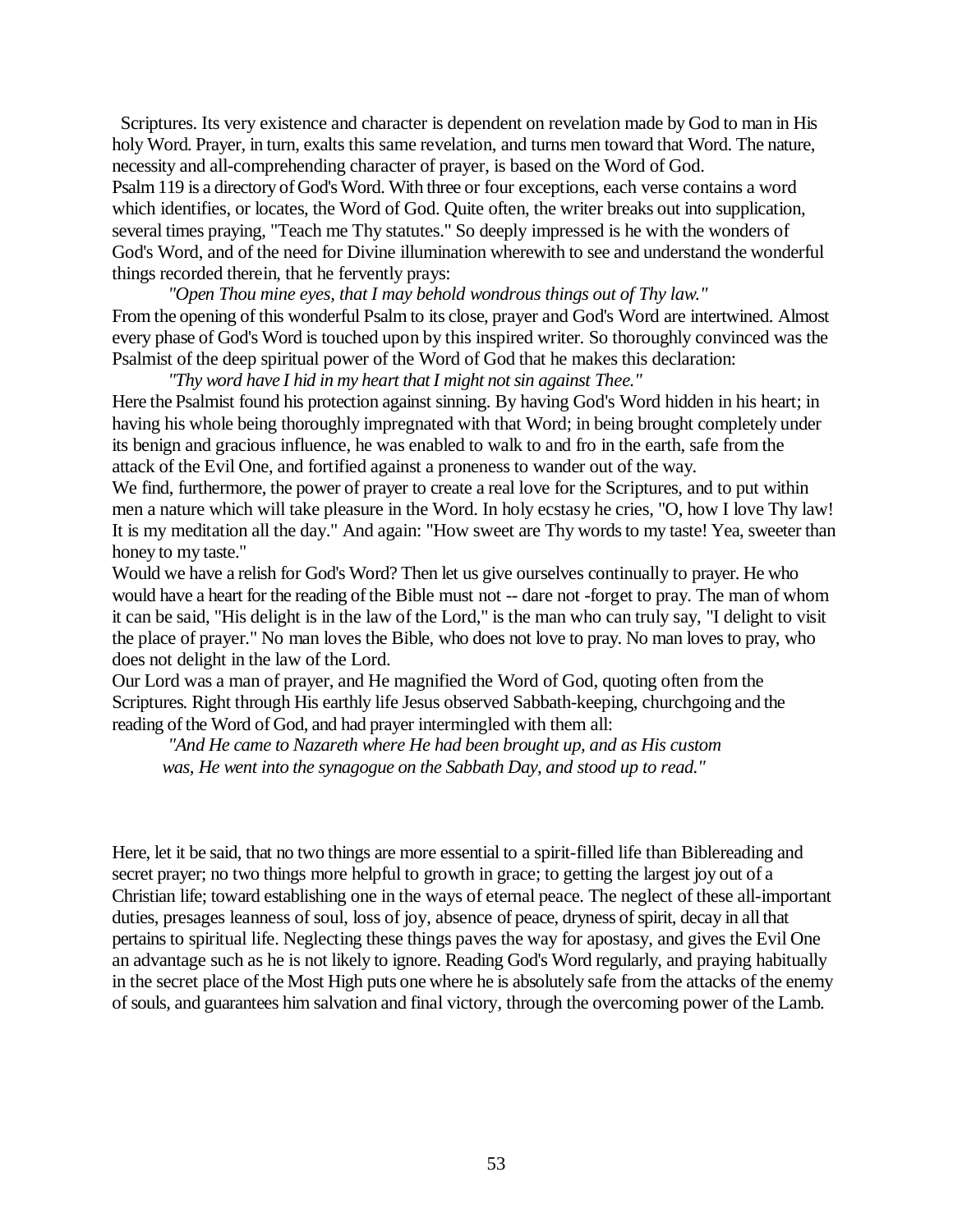Scriptures. Its very existence and character is dependent on revelation made by God to man in His holy Word. Prayer, in turn, exalts this same revelation, and turns men toward that Word. The nature, necessity and all-comprehending character of prayer, is based on the Word of God.

Psalm 119 is a directory of God's Word. With three or four exceptions, each verse contains a word which identifies, or locates, the Word of God. Quite often, the writer breaks out into supplication, several times praying, "Teach me Thy statutes." So deeply impressed is he with the wonders of God's Word, and of the need for Divine illumination wherewith to see and understand the wonderful things recorded therein, that he fervently prays:

> *"Open Thou mine eyes, that I may behold wondrous things out of Thy law."*

From the opening of this wonderful Psalm to its close, prayer and God's Word are intertwined. Almost every phase of God's Word is touched upon by this inspired writer. So thoroughly convinced was the Psalmist of the deep spiritual power of the Word of God that he makes this declaration:

> *"Thy word have I hid in my heart that I might not sin against Thee."*

Here the Psalmist found his protection against sinning. By having God's Word hidden in his heart; in having his whole being thoroughly impregnated with that Word; in being brought completely under its benign and gracious influence, he was enabled to walk to and fro in the earth, safe from the attack of the Evil One, and fortified against a proneness to wander out of the way.

We find, furthermore, the power of prayer to create a real love for the Scriptures, and to put within men a nature which will take pleasure in the Word. In holy ecstasy he cries, "O, how I love Thy law! It is my meditation all the day." And again: "How sweet are Thy words to my taste! Yea, sweeter than honey to my taste."

Would we have a relish for God's Word? Then let us give ourselves continually to prayer. He who would have a heart for the reading of the Bible must not -- dare not -forget to pray. The man of whom it can be said, "His delight is in the law of the Lord," is the man who can truly say, "I delight to visit the place of prayer." No man loves the Bible, who does not love to pray. No man loves to pray, who does not delight in the law of the Lord.

Our Lord was a man of prayer, and He magnified the Word of God, quoting often from the Scriptures. Right through His earthly life Jesus observed Sabbath-keeping, churchgoing and the reading of the Word of God, and had prayer intermingled with them all:

> *"And He came to Nazareth where He had been brought up, and as His custom was, He went into the synagogue on the Sabbath Day, and stood up to read."*

Here, let it be said, that no two things are more essential to a spirit-filled life than Biblereading and secret prayer; no two things more helpful to growth in grace; to getting the largest joy out of a Christian life; toward establishing one in the ways of eternal peace. The neglect of these all-important duties, presages leanness of soul, loss of joy, absence of peace, dryness of spirit, decay in all that pertains to spiritual life. Neglecting these things paves the way for apostasy, and gives the Evil One an advantage such as he is not likely to ignore. Reading God's Word regularly, and praying habitually in the secret place of the Most High puts one where he is absolutely safe from the attacks of the enemy of souls, and guarantees him salvation and final victory, through the overcoming power of the Lamb.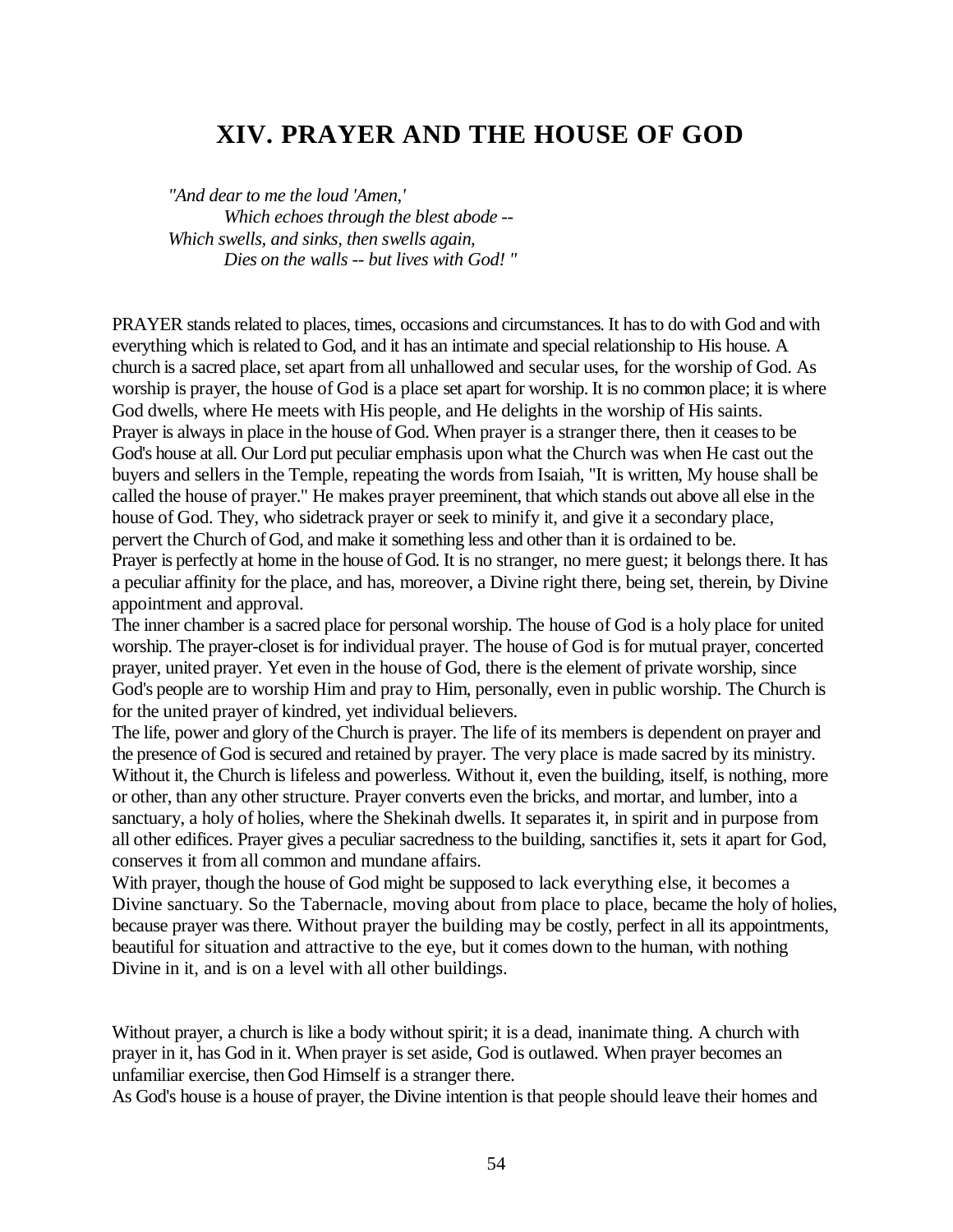# XIV. PRAYER AND THE HOUSE OF GOD

*"And dear to me the loud 'Amen,'*
*Which echoes through the blest abode --*
*Which swells, and sinks, then swells again,*
*Dies on the walls -- but lives with God! "*

PRAYER stands related to places, times, occasions and circumstances. It has to do with God and with everything which is related to God, and it has an intimate and special relationship to His house. A church is a sacred place, set apart from all unhallowed and secular uses, for the worship of God. As worship is prayer, the house of God is a place set apart for worship. It is no common place; it is where God dwells, where He meets with His people, and He delights in the worship of His saints.

Prayer is always in place in the house of God. When prayer is a stranger there, then it ceases to be God's house at all. Our Lord put peculiar emphasis upon what the Church was when He cast out the buyers and sellers in the Temple, repeating the words from Isaiah, "It is written, My house shall be called the house of prayer." He makes prayer preeminent, that which stands out above all else in the house of God. They, who sidetrack prayer or seek to minify it, and give it a secondary place, pervert the Church of God, and make it something less and other than it is ordained to be.

Prayer is perfectly at home in the house of God. It is no stranger, no mere guest; it belongs there. It has a peculiar affinity for the place, and has, moreover, a Divine right there, being set, therein, by Divine appointment and approval.

The inner chamber is a sacred place for personal worship. The house of God is a holy place for united worship. The prayer-closet is for individual prayer. The house of God is for mutual prayer, concerted prayer, united prayer. Yet even in the house of God, there is the element of private worship, since God's people are to worship Him and pray to Him, personally, even in public worship. The Church is for the united prayer of kindred, yet individual believers.

The life, power and glory of the Church is prayer. The life of its members is dependent on prayer and the presence of God is secured and retained by prayer. The very place is made sacred by its ministry. Without it, the Church is lifeless and powerless. Without it, even the building, itself, is nothing, more or other, than any other structure. Prayer converts even the bricks, and mortar, and lumber, into a sanctuary, a holy of holies, where the Shekinah dwells. It separates it, in spirit and in purpose from all other edifices. Prayer gives a peculiar sacredness to the building, sanctifies it, sets it apart for God, conserves it from all common and mundane affairs.

With prayer, though the house of God might be supposed to lack everything else, it becomes a Divine sanctuary. So the Tabernacle, moving about from place to place, became the holy of holies, because prayer was there. Without prayer the building may be costly, perfect in all its appointments, beautiful for situation and attractive to the eye, but it comes down to the human, with nothing Divine in it, and is on a level with all other buildings.

Without prayer, a church is like a body without spirit; it is a dead, inanimate thing. A church with prayer in it, has God in it. When prayer is set aside, God is outlawed. When prayer becomes an unfamiliar exercise, then God Himself is a stranger there.

As God's house is a house of prayer, the Divine intention is that people should leave their homes and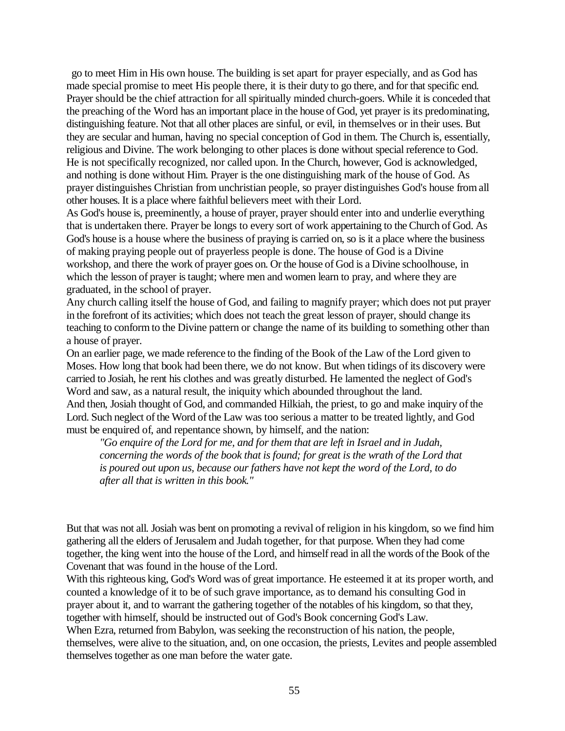go to meet Him in His own house. The building is set apart for prayer especially, and as God has made special promise to meet His people there, it is their duty to go there, and for that specific end. Prayer should be the chief attraction for all spiritually minded church-goers. While it is conceded that the preaching of the Word has an important place in the house of God, yet prayer is its predominating, distinguishing feature. Not that all other places are sinful, or evil, in themselves or in their uses. But they are secular and human, having no special conception of God in them. The Church is, essentially, religious and Divine. The work belonging to other places is done without special reference to God. He is not specifically recognized, nor called upon. In the Church, however, God is acknowledged, and nothing is done without Him. Prayer is the one distinguishing mark of the house of God. As prayer distinguishes Christian from unchristian people, so prayer distinguishes God's house from all other houses. It is a place where faithful believers meet with their Lord.

As God's house is, preeminently, a house of prayer, prayer should enter into and underlie everything that is undertaken there. Prayer be longs to every sort of work appertaining to the Church of God. As God's house is a house where the business of praying is carried on, so is it a place where the business of making praying people out of prayerless people is done. The house of God is a Divine workshop, and there the work of prayer goes on. Or the house of God is a Divine schoolhouse, in which the lesson of prayer is taught; where men and women learn to pray, and where they are graduated, in the school of prayer.

Any church calling itself the house of God, and failing to magnify prayer; which does not put prayer in the forefront of its activities; which does not teach the great lesson of prayer, should change its teaching to conform to the Divine pattern or change the name of its building to something other than a house of prayer.

On an earlier page, we made reference to the finding of the Book of the Law of the Lord given to Moses. How long that book had been there, we do not know. But when tidings of its discovery were carried to Josiah, he rent his clothes and was greatly disturbed. He lamented the neglect of God's Word and saw, as a natural result, the iniquity which abounded throughout the land.

And then, Josiah thought of God, and commanded Hilkiah, the priest, to go and make inquiry of the Lord. Such neglect of the Word of the Law was too serious a matter to be treated lightly, and God must be enquired of, and repentance shown, by himself, and the nation:

> *"Go enquire of the Lord for me, and for them that are left in Israel and in Judah, concerning the words of the book that is found; for great is the wrath of the Lord that is poured out upon us, because our fathers have not kept the word of the Lord, to do after all that is written in this book."*

But that was not all. Josiah was bent on promoting a revival of religion in his kingdom, so we find him gathering all the elders of Jerusalem and Judah together, for that purpose. When they had come together, the king went into the house of the Lord, and himself read in all the words of the Book of the Covenant that was found in the house of the Lord.

With this righteous king, God's Word was of great importance. He esteemed it at its proper worth, and counted a knowledge of it to be of such grave importance, as to demand his consulting God in prayer about it, and to warrant the gathering together of the notables of his kingdom, so that they, together with himself, should be instructed out of God's Book concerning God's Law.

When Ezra, returned from Babylon, was seeking the reconstruction of his nation, the people, themselves, were alive to the situation, and, on one occasion, the priests, Levites and people assembled themselves together as one man before the water gate.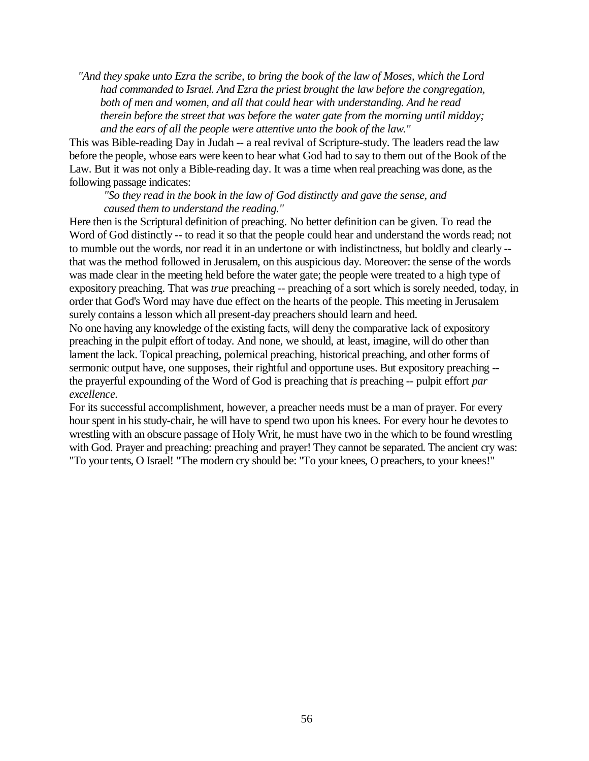> *"And they spake unto Ezra the scribe, to bring the book of the law of Moses, which the Lord had commanded to Israel. And Ezra the priest brought the law before the congregation, both of men and women, and all that could hear with understanding. And he read therein before the street that was before the water gate from the morning until midday; and the ears of all the people were attentive unto the book of the law."*

This was Bible-reading Day in Judah -- a real revival of Scripture-study. The leaders read the law before the people, whose ears were keen to hear what God had to say to them out of the Book of the Law. But it was not only a Bible-reading day. It was a time when real preaching was done, as the following passage indicates:

> *"So they read in the book in the law of God distinctly and gave the sense, and caused them to understand the reading."*

Here then is the Scriptural definition of preaching. No better definition can be given. To read the Word of God distinctly -- to read it so that the people could hear and understand the words read; not to mumble out the words, nor read it in an undertone or with indistinctness, but boldly and clearly -- that was the method followed in Jerusalem, on this auspicious day. Moreover: the sense of the words was made clear in the meeting held before the water gate; the people were treated to a high type of expository preaching. That was *true* preaching -- preaching of a sort which is sorely needed, today, in order that God's Word may have due effect on the hearts of the people. This meeting in Jerusalem surely contains a lesson which all present-day preachers should learn and heed.

No one having any knowledge of the existing facts, will deny the comparative lack of expository preaching in the pulpit effort of today. And none, we should, at least, imagine, will do other than lament the lack. Topical preaching, polemical preaching, historical preaching, and other forms of sermonic output have, one supposes, their rightful and opportune uses. But expository preaching -- the prayerful expounding of the Word of God is preaching that *is* preaching -- pulpit effort *par excellence.*

For its successful accomplishment, however, a preacher needs must be a man of prayer. For every hour spent in his study-chair, he will have to spend two upon his knees. For every hour he devotes to wrestling with an obscure passage of Holy Writ, he must have two in the which to be found wrestling with God. Prayer and preaching: preaching and prayer! They cannot be separated. The ancient cry was: "To your tents, O Israel! "The modern cry should be: "To your knees, O preachers, to your knees!"